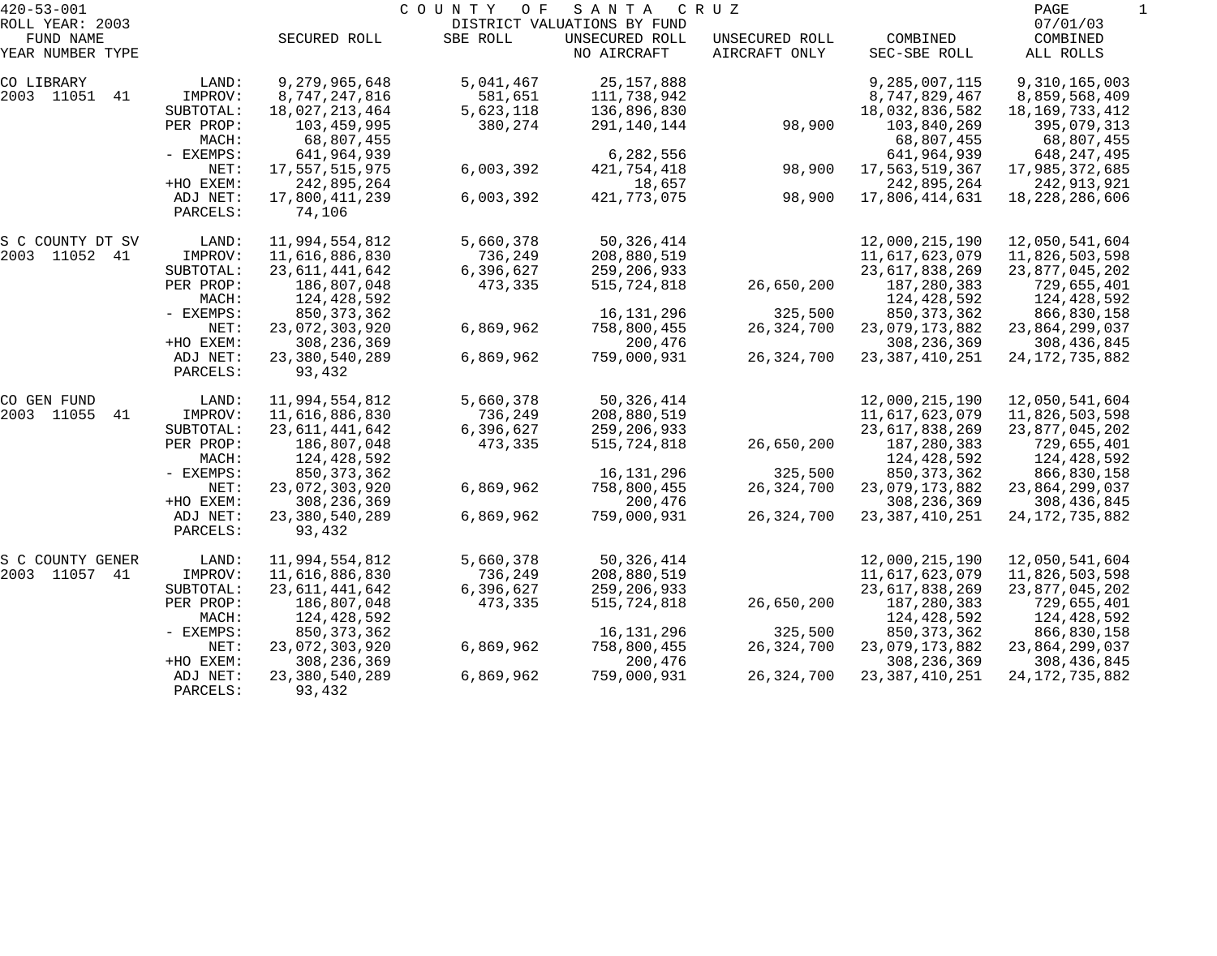420-53-001 COUNTY OF SANTA CRUZ
ROLL YEAR: 2003 DISTRICT VALUATIONS BY FUND 07/01/03

| FUND NAME YEAR NUMBER TYPE | | SECURED ROLL | SBE ROLL | UNSECURED ROLL NO AIRCRAFT | UNSECURED ROLL AIRCRAFT ONLY | COMBINED SEC-SBE ROLL | COMBINED ALL ROLLS |
|---|---|---|---|---|---|---|---|
| CO LIBRARY | LAND: | 9,279,965,648 | 5,041,467 | 25,157,888 | | 9,285,007,115 | 9,310,165,003 |
| 2003 11051 41 | IMPROV: | 8,747,247,816 | 581,651 | 111,738,942 | | 8,747,829,467 | 8,859,568,409 |
| | SUBTOTAL: | 18,027,213,464 | 5,623,118 | 136,896,830 | | 18,032,836,582 | 18,169,733,412 |
| | PER PROP: | 103,459,995 | 380,274 | 291,140,144 | 98,900 | 103,840,269 | 395,079,313 |
| | MACH: | 68,807,455 | | | | 68,807,455 | 68,807,455 |
| | - EXEMPS: | 641,964,939 | | 6,282,556 | | 641,964,939 | 648,247,495 |
| | NET: | 17,557,515,975 | 6,003,392 | 421,754,418 | 98,900 | 17,563,519,367 | 17,985,372,685 |
| | +HO EXEM: | 242,895,264 | | 18,657 | | 242,895,264 | 242,913,921 |
| | ADJ NET: | 17,800,411,239 | 6,003,392 | 421,773,075 | 98,900 | 17,806,414,631 | 18,228,286,606 |
| | PARCELS: | 74,106 | | | | | |
| S C COUNTY DT SV | LAND: | 11,994,554,812 | 5,660,378 | 50,326,414 | | 12,000,215,190 | 12,050,541,604 |
| 2003 11052 41 | IMPROV: | 11,616,886,830 | 736,249 | 208,880,519 | | 11,617,623,079 | 11,826,503,598 |
| | SUBTOTAL: | 23,611,441,642 | 6,396,627 | 259,206,933 | | 23,617,838,269 | 23,877,045,202 |
| | PER PROP: | 186,807,048 | 473,335 | 515,724,818 | 26,650,200 | 187,280,383 | 729,655,401 |
| | MACH: | 124,428,592 | | | | 124,428,592 | 124,428,592 |
| | - EXEMPS: | 850,373,362 | | 16,131,296 | 325,500 | 850,373,362 | 866,830,158 |
| | NET: | 23,072,303,920 | 6,869,962 | 758,800,455 | 26,324,700 | 23,079,173,882 | 23,864,299,037 |
| | +HO EXEM: | 308,236,369 | | 200,476 | | 308,236,369 | 308,436,845 |
| | ADJ NET: | 23,380,540,289 | 6,869,962 | 759,000,931 | 26,324,700 | 23,387,410,251 | 24,172,735,882 |
| | PARCELS: | 93,432 | | | | | |
| CO GEN FUND | LAND: | 11,994,554,812 | 5,660,378 | 50,326,414 | | 12,000,215,190 | 12,050,541,604 |
| 2003 11055 41 | IMPROV: | 11,616,886,830 | 736,249 | 208,880,519 | | 11,617,623,079 | 11,826,503,598 |
| | SUBTOTAL: | 23,611,441,642 | 6,396,627 | 259,206,933 | | 23,617,838,269 | 23,877,045,202 |
| | PER PROP: | 186,807,048 | 473,335 | 515,724,818 | 26,650,200 | 187,280,383 | 729,655,401 |
| | MACH: | 124,428,592 | | | | 124,428,592 | 124,428,592 |
| | - EXEMPS: | 850,373,362 | | 16,131,296 | 325,500 | 850,373,362 | 866,830,158 |
| | NET: | 23,072,303,920 | 6,869,962 | 758,800,455 | 26,324,700 | 23,079,173,882 | 23,864,299,037 |
| | +HO EXEM: | 308,236,369 | | 200,476 | | 308,236,369 | 308,436,845 |
| | ADJ NET: | 23,380,540,289 | 6,869,962 | 759,000,931 | 26,324,700 | 23,387,410,251 | 24,172,735,882 |
| | PARCELS: | 93,432 | | | | | |
| S C COUNTY GENER | LAND: | 11,994,554,812 | 5,660,378 | 50,326,414 | | 12,000,215,190 | 12,050,541,604 |
| 2003 11057 41 | IMPROV: | 11,616,886,830 | 736,249 | 208,880,519 | | 11,617,623,079 | 11,826,503,598 |
| | SUBTOTAL: | 23,611,441,642 | 6,396,627 | 259,206,933 | | 23,617,838,269 | 23,877,045,202 |
| | PER PROP: | 186,807,048 | 473,335 | 515,724,818 | 26,650,200 | 187,280,383 | 729,655,401 |
| | MACH: | 124,428,592 | | | | 124,428,592 | 124,428,592 |
| | - EXEMPS: | 850,373,362 | | 16,131,296 | 325,500 | 850,373,362 | 866,830,158 |
| | NET: | 23,072,303,920 | 6,869,962 | 758,800,455 | 26,324,700 | 23,079,173,882 | 23,864,299,037 |
| | +HO EXEM: | 308,236,369 | | 200,476 | | 308,236,369 | 308,436,845 |
| | ADJ NET: | 23,380,540,289 | 6,869,962 | 759,000,931 | 26,324,700 | 23,387,410,251 | 24,172,735,882 |
| | PARCELS: | 93,432 | | | | | |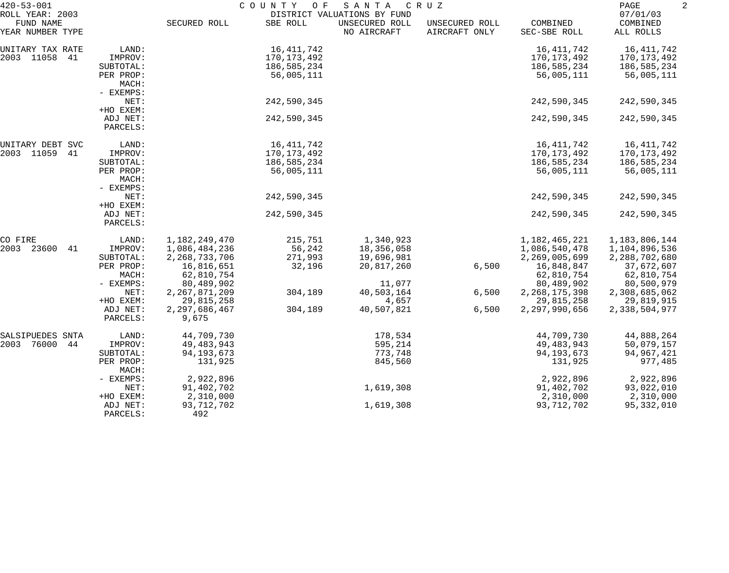420-53-001 COUNTY OF SANTA CRUZ
ROLL YEAR: 2003 DISTRICT VALUATIONS BY FUND 07/01/03

| FUND NAME YEAR NUMBER TYPE | | SECURED ROLL | SBE ROLL | UNSECURED ROLL NO AIRCRAFT | UNSECURED ROLL AIRCRAFT ONLY | COMBINED SEC-SBE ROLL | COMBINED ALL ROLLS |
|---|---|---|---|---|---|---|---|
| UNITARY TAX RATE | LAND: | | 16,411,742 | | | 16,411,742 | 16,411,742 |
| 2003 11058 41 | IMPROV: | | 170,173,492 | | | 170,173,492 | 170,173,492 |
| | SUBTOTAL: | | 186,585,234 | | | 186,585,234 | 186,585,234 |
| | PER PROP: | | 56,005,111 | | | 56,005,111 | 56,005,111 |
| | MACH: | | | | | | |
| | - EXEMPS: | | | | | | |
| | NET: | | 242,590,345 | | | 242,590,345 | 242,590,345 |
| | +HO EXEM: | | | | | | |
| | ADJ NET: | | 242,590,345 | | | 242,590,345 | 242,590,345 |
| | PARCELS: | | | | | | |
| UNITARY DEBT SVC | LAND: | | 16,411,742 | | | 16,411,742 | 16,411,742 |
| 2003 11059 41 | IMPROV: | | 170,173,492 | | | 170,173,492 | 170,173,492 |
| | SUBTOTAL: | | 186,585,234 | | | 186,585,234 | 186,585,234 |
| | PER PROP: | | 56,005,111 | | | 56,005,111 | 56,005,111 |
| | MACH: | | | | | | |
| | - EXEMPS: | | | | | | |
| | NET: | | 242,590,345 | | | 242,590,345 | 242,590,345 |
| | +HO EXEM: | | | | | | |
| | ADJ NET: | | 242,590,345 | | | 242,590,345 | 242,590,345 |
| | PARCELS: | | | | | | |
| CO FIRE | LAND: | 1,182,249,470 | 215,751 | 1,340,923 | | 1,182,465,221 | 1,183,806,144 |
| 2003 23600 41 | IMPROV: | 1,086,484,236 | 56,242 | 18,356,058 | | 1,086,540,478 | 1,104,896,536 |
| | SUBTOTAL: | 2,268,733,706 | 271,993 | 19,696,981 | | 2,269,005,699 | 2,288,702,680 |
| | PER PROP: | 16,816,651 | 32,196 | 20,817,260 | 6,500 | 16,848,847 | 37,672,607 |
| | MACH: | 62,810,754 | | | | 62,810,754 | 62,810,754 |
| | - EXEMPS: | 80,489,902 | | 11,077 | | 80,489,902 | 80,500,979 |
| | NET: | 2,267,871,209 | 304,189 | 40,503,164 | 6,500 | 2,268,175,398 | 2,308,685,062 |
| | +HO EXEM: | 29,815,258 | | 4,657 | | 29,815,258 | 29,819,915 |
| | ADJ NET: | 2,297,686,467 | 304,189 | 40,507,821 | 6,500 | 2,297,990,656 | 2,338,504,977 |
| | PARCELS: | 9,675 | | | | | |
| SALSIPUEDES SNTA | LAND: | 44,709,730 | | 178,534 | | 44,709,730 | 44,888,264 |
| 2003 76000 44 | IMPROV: | 49,483,943 | | 595,214 | | 49,483,943 | 50,079,157 |
| | SUBTOTAL: | 94,193,673 | | 773,748 | | 94,193,673 | 94,967,421 |
| | PER PROP: | 131,925 | | 845,560 | | 131,925 | 977,485 |
| | MACH: | | | | | | |
| | - EXEMPS: | 2,922,896 | | | | 2,922,896 | 2,922,896 |
| | NET: | 91,402,702 | | 1,619,308 | | 91,402,702 | 93,022,010 |
| | +HO EXEM: | 2,310,000 | | | | 2,310,000 | 2,310,000 |
| | ADJ NET: | 93,712,702 | | 1,619,308 | | 93,712,702 | 95,332,010 |
| | PARCELS: | 492 | | | | | |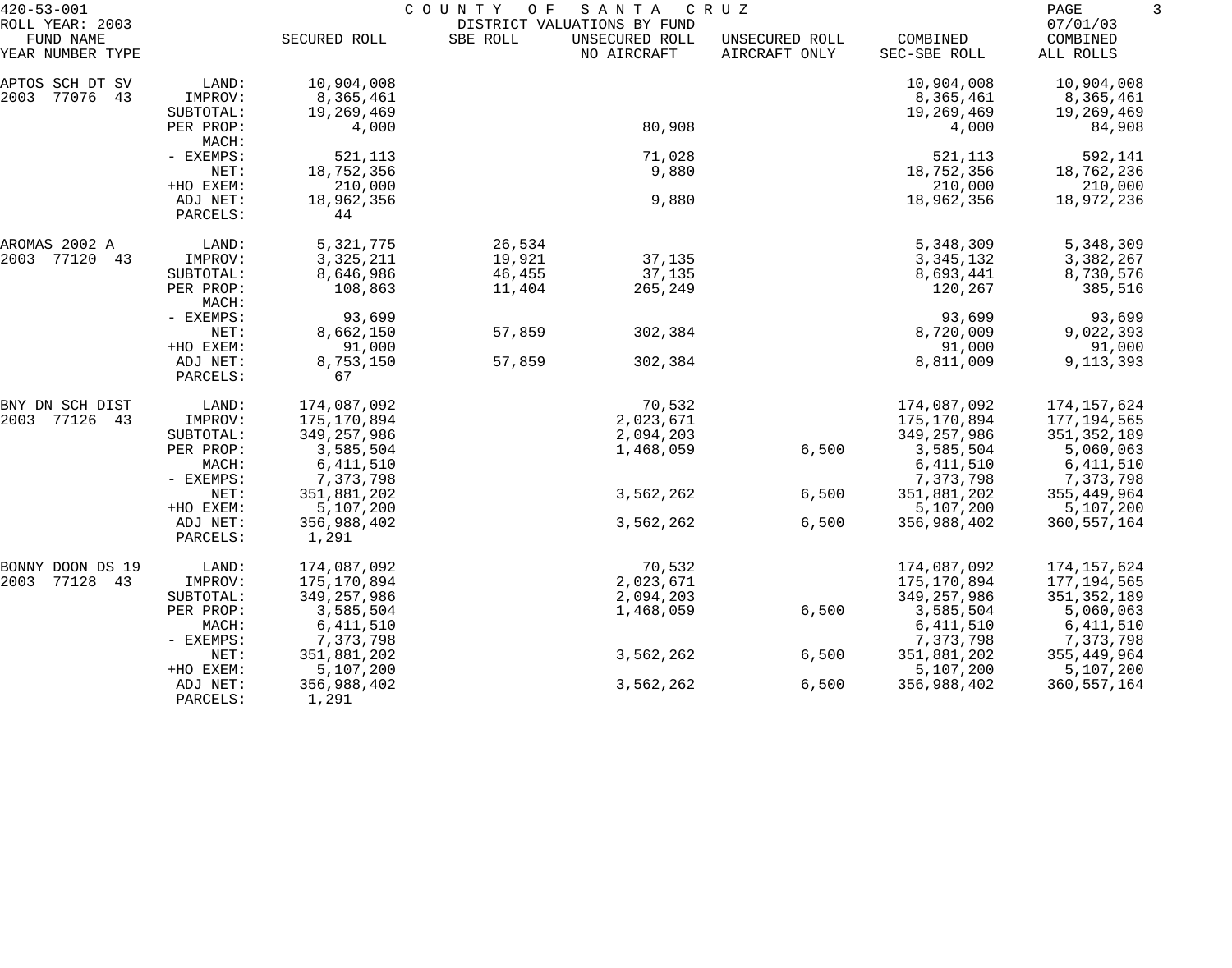420-53-001 COUNTY OF SANTA CRUZ
ROLL YEAR: 2003 DISTRICT VALUATIONS BY FUND 07/01/03

| FUND NAME YEAR NUMBER TYPE | | SECURED ROLL | SBE ROLL | UNSECURED ROLL NO AIRCRAFT | UNSECURED ROLL AIRCRAFT ONLY | COMBINED SEC-SBE ROLL | COMBINED ALL ROLLS |
|---|---|---|---|---|---|---|---|
| APTOS SCH DT SV | LAND: | 10,904,008 | | | | 10,904,008 | 10,904,008 |
| 2003 77076 43 | IMPROV: | 8,365,461 | | | | 8,365,461 | 8,365,461 |
| | SUBTOTAL: | 19,269,469 | | | | 19,269,469 | 19,269,469 |
| | PER PROP: | 4,000 | | 80,908 | | 4,000 | 84,908 |
| | MACH: | | | | | | |
| | - EXEMPS: | 521,113 | | 71,028 | | 521,113 | 592,141 |
| | NET: | 18,752,356 | | 9,880 | | 18,752,356 | 18,762,236 |
| | +HO EXEM: | 210,000 | | | | 210,000 | 210,000 |
| | ADJ NET: | 18,962,356 | | 9,880 | | 18,962,356 | 18,972,236 |
| | PARCELS: | 44 | | | | | |
| AROMAS 2002 A | LAND: | 5,321,775 | 26,534 | | | 5,348,309 | 5,348,309 |
| 2003 77120 43 | IMPROV: | 3,325,211 | 19,921 | 37,135 | | 3,345,132 | 3,382,267 |
| | SUBTOTAL: | 8,646,986 | 46,455 | 37,135 | | 8,693,441 | 8,730,576 |
| | PER PROP: | 108,863 | 11,404 | 265,249 | | 120,267 | 385,516 |
| | MACH: | | | | | | |
| | - EXEMPS: | 93,699 | | | | 93,699 | 93,699 |
| | NET: | 8,662,150 | 57,859 | 302,384 | | 8,720,009 | 9,022,393 |
| | +HO EXEM: | 91,000 | | | | 91,000 | 91,000 |
| | ADJ NET: | 8,753,150 | 57,859 | 302,384 | | 8,811,009 | 9,113,393 |
| | PARCELS: | 67 | | | | | |
| BNY DN SCH DIST | LAND: | 174,087,092 | | 70,532 | | 174,087,092 | 174,157,624 |
| 2003 77126 43 | IMPROV: | 175,170,894 | | 2,023,671 | | 175,170,894 | 177,194,565 |
| | SUBTOTAL: | 349,257,986 | | 2,094,203 | | 349,257,986 | 351,352,189 |
| | PER PROP: | 3,585,504 | | 1,468,059 | 6,500 | 3,585,504 | 5,060,063 |
| | MACH: | 6,411,510 | | | | 6,411,510 | 6,411,510 |
| | - EXEMPS: | 7,373,798 | | | | 7,373,798 | 7,373,798 |
| | NET: | 351,881,202 | | 3,562,262 | 6,500 | 351,881,202 | 355,449,964 |
| | +HO EXEM: | 5,107,200 | | | | 5,107,200 | 5,107,200 |
| | ADJ NET: | 356,988,402 | | 3,562,262 | 6,500 | 356,988,402 | 360,557,164 |
| | PARCELS: | 1,291 | | | | | |
| BONNY DOON DS 19 | LAND: | 174,087,092 | | 70,532 | | 174,087,092 | 174,157,624 |
| 2003 77128 43 | IMPROV: | 175,170,894 | | 2,023,671 | | 175,170,894 | 177,194,565 |
| | SUBTOTAL: | 349,257,986 | | 2,094,203 | | 349,257,986 | 351,352,189 |
| | PER PROP: | 3,585,504 | | 1,468,059 | 6,500 | 3,585,504 | 5,060,063 |
| | MACH: | 6,411,510 | | | | 6,411,510 | 6,411,510 |
| | - EXEMPS: | 7,373,798 | | | | 7,373,798 | 7,373,798 |
| | NET: | 351,881,202 | | 3,562,262 | 6,500 | 351,881,202 | 355,449,964 |
| | +HO EXEM: | 5,107,200 | | | | 5,107,200 | 5,107,200 |
| | ADJ NET: | 356,988,402 | | 3,562,262 | 6,500 | 356,988,402 | 360,557,164 |
| | PARCELS: | 1,291 | | | | | |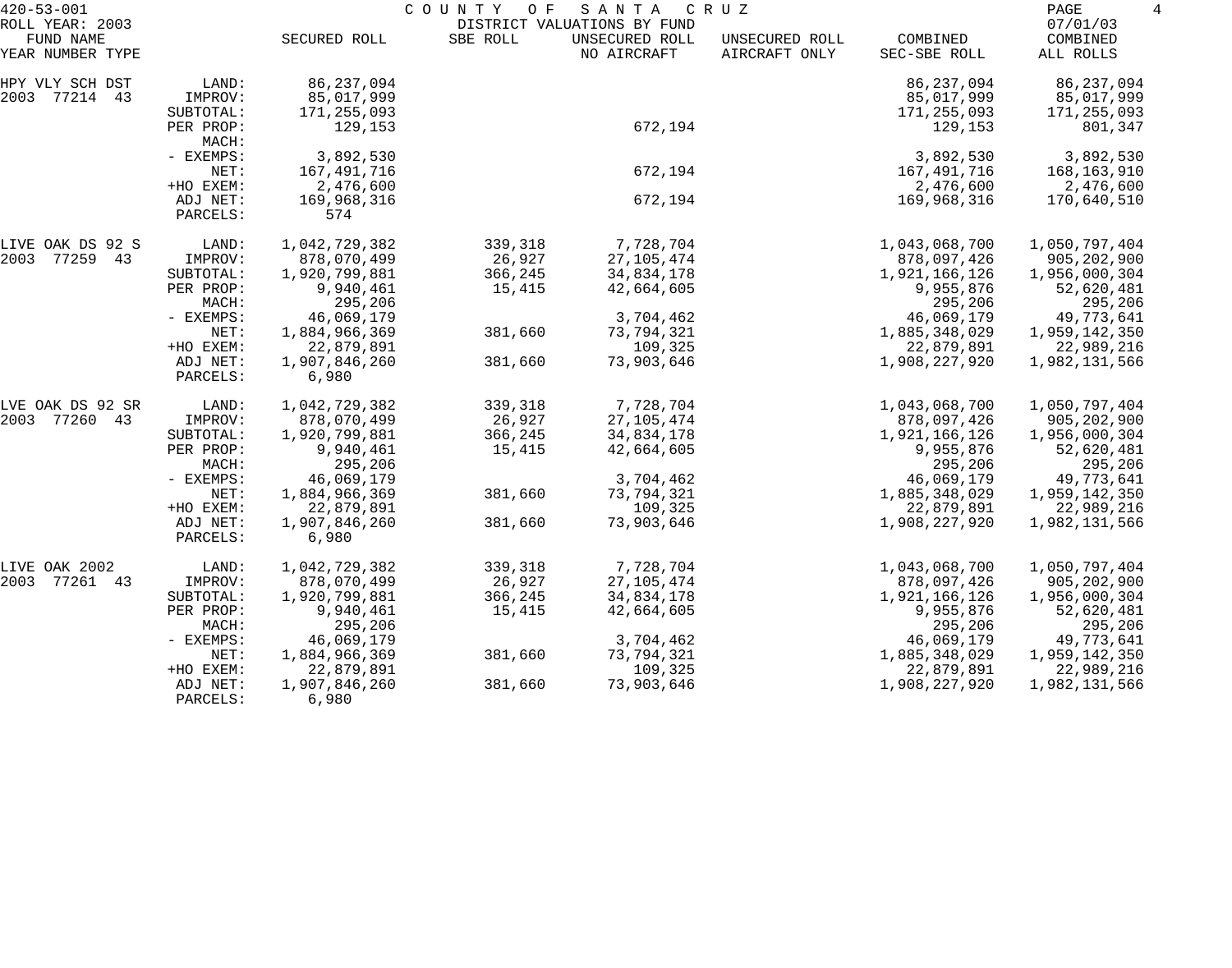420-53-001 COUNTY OF SANTA CRUZ

ROLL YEAR: 2003 DISTRICT VALUATIONS BY FUND 07/01/03

| FUND NAME YEAR NUMBER TYPE | | SECURED ROLL | SBE ROLL | UNSECURED ROLL NO AIRCRAFT | UNSECURED ROLL AIRCRAFT ONLY | COMBINED SEC-SBE ROLL | COMBINED ALL ROLLS |
|---|---|---|---|---|---|---|---|
| HPY VLY SCH DST | LAND: | 86,237,094 | | | | 86,237,094 | 86,237,094 |
| 2003 77214 43 | IMPROV: | 85,017,999 | | | | 85,017,999 | 85,017,999 |
| | SUBTOTAL: | 171,255,093 | | | | 171,255,093 | 171,255,093 |
| | PER PROP: | 129,153 | | 672,194 | | 129,153 | 801,347 |
| | MACH: | | | | | | |
| | - EXEMPS: | 3,892,530 | | | | 3,892,530 | 3,892,530 |
| | NET: | 167,491,716 | | 672,194 | | 167,491,716 | 168,163,910 |
| | +HO EXEM: | 2,476,600 | | | | 2,476,600 | 2,476,600 |
| | ADJ NET: | 169,968,316 | | 672,194 | | 169,968,316 | 170,640,510 |
| | PARCELS: | 574 | | | | | |
| LIVE OAK DS 92 S | LAND: | 1,042,729,382 | 339,318 | 7,728,704 | | 1,043,068,700 | 1,050,797,404 |
| 2003 77259 43 | IMPROV: | 878,070,499 | 26,927 | 27,105,474 | | 878,097,426 | 905,202,900 |
| | SUBTOTAL: | 1,920,799,881 | 366,245 | 34,834,178 | | 1,921,166,126 | 1,956,000,304 |
| | PER PROP: | 9,940,461 | 15,415 | 42,664,605 | | 9,955,876 | 52,620,481 |
| | MACH: | 295,206 | | | | 295,206 | 295,206 |
| | - EXEMPS: | 46,069,179 | | 3,704,462 | | 46,069,179 | 49,773,641 |
| | NET: | 1,884,966,369 | 381,660 | 73,794,321 | | 1,885,348,029 | 1,959,142,350 |
| | +HO EXEM: | 22,879,891 | | 109,325 | | 22,879,891 | 22,989,216 |
| | ADJ NET: | 1,907,846,260 | 381,660 | 73,903,646 | | 1,908,227,920 | 1,982,131,566 |
| | PARCELS: | 6,980 | | | | | |
| LVE OAK DS 92 SR | LAND: | 1,042,729,382 | 339,318 | 7,728,704 | | 1,043,068,700 | 1,050,797,404 |
| 2003 77260 43 | IMPROV: | 878,070,499 | 26,927 | 27,105,474 | | 878,097,426 | 905,202,900 |
| | SUBTOTAL: | 1,920,799,881 | 366,245 | 34,834,178 | | 1,921,166,126 | 1,956,000,304 |
| | PER PROP: | 9,940,461 | 15,415 | 42,664,605 | | 9,955,876 | 52,620,481 |
| | MACH: | 295,206 | | | | 295,206 | 295,206 |
| | - EXEMPS: | 46,069,179 | | 3,704,462 | | 46,069,179 | 49,773,641 |
| | NET: | 1,884,966,369 | 381,660 | 73,794,321 | | 1,885,348,029 | 1,959,142,350 |
| | +HO EXEM: | 22,879,891 | | 109,325 | | 22,879,891 | 22,989,216 |
| | ADJ NET: | 1,907,846,260 | 381,660 | 73,903,646 | | 1,908,227,920 | 1,982,131,566 |
| | PARCELS: | 6,980 | | | | | |
| LIVE OAK 2002 | LAND: | 1,042,729,382 | 339,318 | 7,728,704 | | 1,043,068,700 | 1,050,797,404 |
| 2003 77261 43 | IMPROV: | 878,070,499 | 26,927 | 27,105,474 | | 878,097,426 | 905,202,900 |
| | SUBTOTAL: | 1,920,799,881 | 366,245 | 34,834,178 | | 1,921,166,126 | 1,956,000,304 |
| | PER PROP: | 9,940,461 | 15,415 | 42,664,605 | | 9,955,876 | 52,620,481 |
| | MACH: | 295,206 | | | | 295,206 | 295,206 |
| | - EXEMPS: | 46,069,179 | | 3,704,462 | | 46,069,179 | 49,773,641 |
| | NET: | 1,884,966,369 | 381,660 | 73,794,321 | | 1,885,348,029 | 1,959,142,350 |
| | +HO EXEM: | 22,879,891 | | 109,325 | | 22,879,891 | 22,989,216 |
| | ADJ NET: | 1,907,846,260 | 381,660 | 73,903,646 | | 1,908,227,920 | 1,982,131,566 |
| | PARCELS: | 6,980 | | | | | |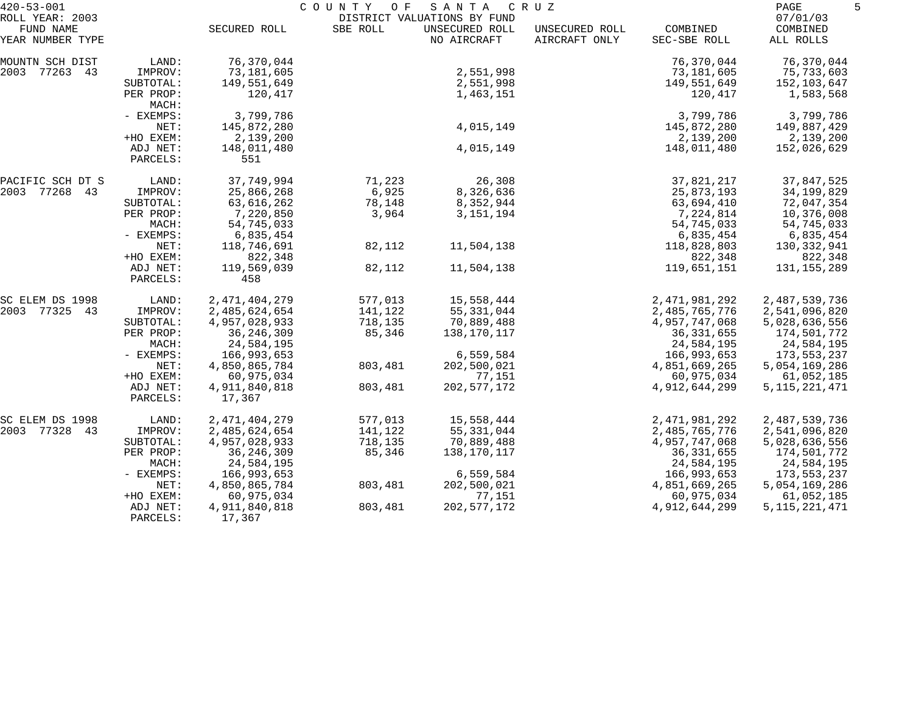420-53-001 COUNTY OF SANTA CRUZ
ROLL YEAR: 2003 DISTRICT VALUATIONS BY FUND 07/01/03

| FUND NAME YEAR NUMBER TYPE | | SECURED ROLL | SBE ROLL | UNSECURED ROLL NO AIRCRAFT | UNSECURED ROLL AIRCRAFT ONLY | COMBINED SEC-SBE ROLL | COMBINED ALL ROLLS |
|---|---|---|---|---|---|---|---|
| MOUNTN SCH DIST | LAND: | 76,370,044 | | | | 76,370,044 | 76,370,044 |
| 2003 77263 43 | IMPROV: | 73,181,605 | | 2,551,998 | | 73,181,605 | 75,733,603 |
| | SUBTOTAL: | 149,551,649 | | 2,551,998 | | 149,551,649 | 152,103,647 |
| | PER PROP: | 120,417 | | 1,463,151 | | 120,417 | 1,583,568 |
| | MACH: | | | | | | |
| | - EXEMPS: | 3,799,786 | | | | 3,799,786 | 3,799,786 |
| | NET: | 145,872,280 | | 4,015,149 | | 145,872,280 | 149,887,429 |
| | +HO EXEM: | 2,139,200 | | | | 2,139,200 | 2,139,200 |
| | ADJ NET: | 148,011,480 | | 4,015,149 | | 148,011,480 | 152,026,629 |
| | PARCELS: | 551 | | | | | |
| PACIFIC SCH DT S | LAND: | 37,749,994 | 71,223 | 26,308 | | 37,821,217 | 37,847,525 |
| 2003 77268 43 | IMPROV: | 25,866,268 | 6,925 | 8,326,636 | | 25,873,193 | 34,199,829 |
| | SUBTOTAL: | 63,616,262 | 78,148 | 8,352,944 | | 63,694,410 | 72,047,354 |
| | PER PROP: | 7,220,850 | 3,964 | 3,151,194 | | 7,224,814 | 10,376,008 |
| | MACH: | 54,745,033 | | | | 54,745,033 | 54,745,033 |
| | - EXEMPS: | 6,835,454 | | | | 6,835,454 | 6,835,454 |
| | NET: | 118,746,691 | 82,112 | 11,504,138 | | 118,828,803 | 130,332,941 |
| | +HO EXEM: | 822,348 | | | | 822,348 | 822,348 |
| | ADJ NET: | 119,569,039 | 82,112 | 11,504,138 | | 119,651,151 | 131,155,289 |
| | PARCELS: | 458 | | | | | |
| SC ELEM DS 1998 | LAND: | 2,471,404,279 | 577,013 | 15,558,444 | | 2,471,981,292 | 2,487,539,736 |
| 2003 77325 43 | IMPROV: | 2,485,624,654 | 141,122 | 55,331,044 | | 2,485,765,776 | 2,541,096,820 |
| | SUBTOTAL: | 4,957,028,933 | 718,135 | 70,889,488 | | 4,957,747,068 | 5,028,636,556 |
| | PER PROP: | 36,246,309 | 85,346 | 138,170,117 | | 36,331,655 | 174,501,772 |
| | MACH: | 24,584,195 | | | | 24,584,195 | 24,584,195 |
| | - EXEMPS: | 166,993,653 | | 6,559,584 | | 166,993,653 | 173,553,237 |
| | NET: | 4,850,865,784 | 803,481 | 202,500,021 | | 4,851,669,265 | 5,054,169,286 |
| | +HO EXEM: | 60,975,034 | | 77,151 | | 60,975,034 | 61,052,185 |
| | ADJ NET: | 4,911,840,818 | 803,481 | 202,577,172 | | 4,912,644,299 | 5,115,221,471 |
| | PARCELS: | 17,367 | | | | | |
| SC ELEM DS 1998 | LAND: | 2,471,404,279 | 577,013 | 15,558,444 | | 2,471,981,292 | 2,487,539,736 |
| 2003 77328 43 | IMPROV: | 2,485,624,654 | 141,122 | 55,331,044 | | 2,485,765,776 | 2,541,096,820 |
| | SUBTOTAL: | 4,957,028,933 | 718,135 | 70,889,488 | | 4,957,747,068 | 5,028,636,556 |
| | PER PROP: | 36,246,309 | 85,346 | 138,170,117 | | 36,331,655 | 174,501,772 |
| | MACH: | 24,584,195 | | | | 24,584,195 | 24,584,195 |
| | - EXEMPS: | 166,993,653 | | 6,559,584 | | 166,993,653 | 173,553,237 |
| | NET: | 4,850,865,784 | 803,481 | 202,500,021 | | 4,851,669,265 | 5,054,169,286 |
| | +HO EXEM: | 60,975,034 | | 77,151 | | 60,975,034 | 61,052,185 |
| | ADJ NET: | 4,911,840,818 | 803,481 | 202,577,172 | | 4,912,644,299 | 5,115,221,471 |
| | PARCELS: | 17,367 | | | | | |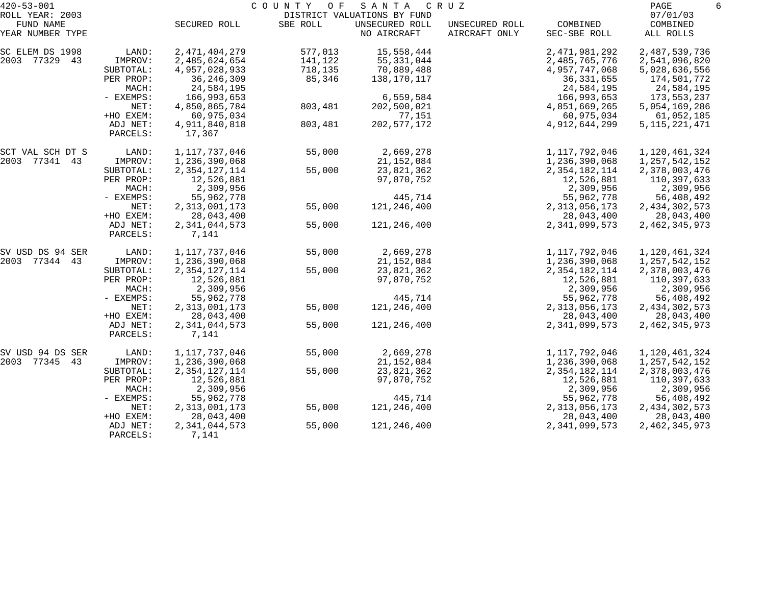420-53-001 COUNTY OF SANTA CRUZ

ROLL YEAR: 2003 DISTRICT VALUATIONS BY FUND 07/01/03

| FUND NAME YEAR NUMBER TYPE | | SECURED ROLL | SBE ROLL | UNSECURED ROLL NO AIRCRAFT | UNSECURED ROLL AIRCRAFT ONLY | COMBINED SEC-SBE ROLL | COMBINED ALL ROLLS |
|---|---|---|---|---|---|---|---|
| SC ELEM DS 1998 | LAND: | 2,471,404,279 | 577,013 | 15,558,444 | | 2,471,981,292 | 2,487,539,736 |
| 2003 77329 43 | IMPROV: | 2,485,624,654 | 141,122 | 55,331,044 | | 2,485,765,776 | 2,541,096,820 |
| | SUBTOTAL: | 4,957,028,933 | 718,135 | 70,889,488 | | 4,957,747,068 | 5,028,636,556 |
| | PER PROP: | 36,246,309 | 85,346 | 138,170,117 | | 36,331,655 | 174,501,772 |
| | MACH: | 24,584,195 | | | | 24,584,195 | 24,584,195 |
| | - EXEMPS: | 166,993,653 | | 6,559,584 | | 166,993,653 | 173,553,237 |
| | NET: | 4,850,865,784 | 803,481 | 202,500,021 | | 4,851,669,265 | 5,054,169,286 |
| | +HO EXEM: | 60,975,034 | | 77,151 | | 60,975,034 | 61,052,185 |
| | ADJ NET: | 4,911,840,818 | 803,481 | 202,577,172 | | 4,912,644,299 | 5,115,221,471 |
| | PARCELS: | 17,367 | | | | | |
| SCT VAL SCH DT S | LAND: | 1,117,737,046 | 55,000 | 2,669,278 | | 1,117,792,046 | 1,120,461,324 |
| 2003 77341 43 | IMPROV: | 1,236,390,068 | | 21,152,084 | | 1,236,390,068 | 1,257,542,152 |
| | SUBTOTAL: | 2,354,127,114 | 55,000 | 23,821,362 | | 2,354,182,114 | 2,378,003,476 |
| | PER PROP: | 12,526,881 | | 97,870,752 | | 12,526,881 | 110,397,633 |
| | MACH: | 2,309,956 | | | | 2,309,956 | 2,309,956 |
| | - EXEMPS: | 55,962,778 | | 445,714 | | 55,962,778 | 56,408,492 |
| | NET: | 2,313,001,173 | 55,000 | 121,246,400 | | 2,313,056,173 | 2,434,302,573 |
| | +HO EXEM: | 28,043,400 | | | | 28,043,400 | 28,043,400 |
| | ADJ NET: | 2,341,044,573 | 55,000 | 121,246,400 | | 2,341,099,573 | 2,462,345,973 |
| | PARCELS: | 7,141 | | | | | |
| SV USD DS 94 SER | LAND: | 1,117,737,046 | 55,000 | 2,669,278 | | 1,117,792,046 | 1,120,461,324 |
| 2003 77344 43 | IMPROV: | 1,236,390,068 | | 21,152,084 | | 1,236,390,068 | 1,257,542,152 |
| | SUBTOTAL: | 2,354,127,114 | 55,000 | 23,821,362 | | 2,354,182,114 | 2,378,003,476 |
| | PER PROP: | 12,526,881 | | 97,870,752 | | 12,526,881 | 110,397,633 |
| | MACH: | 2,309,956 | | | | 2,309,956 | 2,309,956 |
| | - EXEMPS: | 55,962,778 | | 445,714 | | 55,962,778 | 56,408,492 |
| | NET: | 2,313,001,173 | 55,000 | 121,246,400 | | 2,313,056,173 | 2,434,302,573 |
| | +HO EXEM: | 28,043,400 | | | | 28,043,400 | 28,043,400 |
| | ADJ NET: | 2,341,044,573 | 55,000 | 121,246,400 | | 2,341,099,573 | 2,462,345,973 |
| | PARCELS: | 7,141 | | | | | |
| SV USD 94 DS SER | LAND: | 1,117,737,046 | 55,000 | 2,669,278 | | 1,117,792,046 | 1,120,461,324 |
| 2003 77345 43 | IMPROV: | 1,236,390,068 | | 21,152,084 | | 1,236,390,068 | 1,257,542,152 |
| | SUBTOTAL: | 2,354,127,114 | 55,000 | 23,821,362 | | 2,354,182,114 | 2,378,003,476 |
| | PER PROP: | 12,526,881 | | 97,870,752 | | 12,526,881 | 110,397,633 |
| | MACH: | 2,309,956 | | | | 2,309,956 | 2,309,956 |
| | - EXEMPS: | 55,962,778 | | 445,714 | | 55,962,778 | 56,408,492 |
| | NET: | 2,313,001,173 | 55,000 | 121,246,400 | | 2,313,056,173 | 2,434,302,573 |
| | +HO EXEM: | 28,043,400 | | | | 28,043,400 | 28,043,400 |
| | ADJ NET: | 2,341,044,573 | 55,000 | 121,246,400 | | 2,341,099,573 | 2,462,345,973 |
| | PARCELS: | 7,141 | | | | | |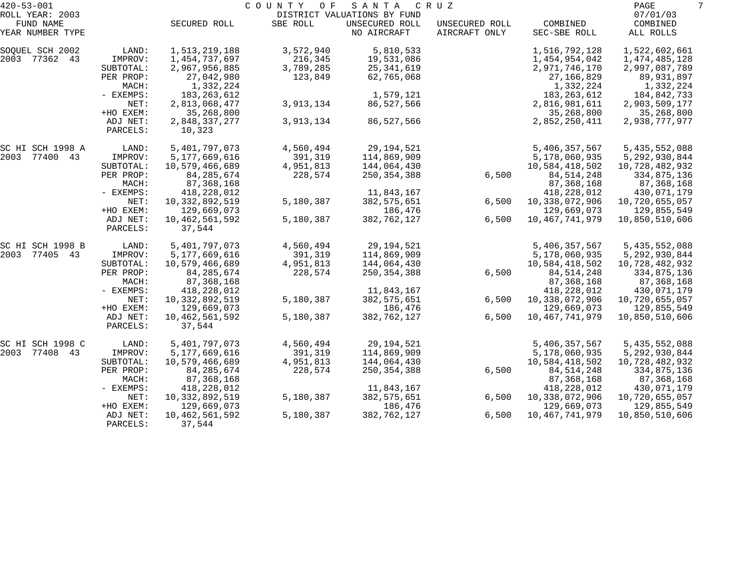420-53-001 COUNTY OF SANTA CRUZ
ROLL YEAR: 2003 DISTRICT VALUATIONS BY FUND 07/01/03

| FUND NAME YEAR NUMBER TYPE | | SECURED ROLL | SBE ROLL | UNSECURED ROLL NO AIRCRAFT | UNSECURED ROLL AIRCRAFT ONLY | COMBINED SEC-SBE ROLL | COMBINED ALL ROLLS |
|---|---|---|---|---|---|---|---|
| SOQUEL SCH 2002 | LAND: | 1,513,219,188 | 3,572,940 | 5,810,533 | | 1,516,792,128 | 1,522,602,661 |
| 2003 77362 43 | IMPROV: | 1,454,737,697 | 216,345 | 19,531,086 | | 1,454,954,042 | 1,474,485,128 |
| | SUBTOTAL: | 2,967,956,885 | 3,789,285 | 25,341,619 | | 2,971,746,170 | 2,997,087,789 |
| | PER PROP: | 27,042,980 | 123,849 | 62,765,068 | | 27,166,829 | 89,931,897 |
| | MACH: | 1,332,224 | | | | 1,332,224 | 1,332,224 |
| | - EXEMPS: | 183,263,612 | | 1,579,121 | | 183,263,612 | 184,842,733 |
| | NET: | 2,813,068,477 | 3,913,134 | 86,527,566 | | 2,816,981,611 | 2,903,509,177 |
| | +HO EXEM: | 35,268,800 | | | | 35,268,800 | 35,268,800 |
| | ADJ NET: | 2,848,337,277 | 3,913,134 | 86,527,566 | | 2,852,250,411 | 2,938,777,977 |
| | PARCELS: | 10,323 | | | | | |
| SC HI SCH 1998 A | LAND: | 5,401,797,073 | 4,560,494 | 29,194,521 | | 5,406,357,567 | 5,435,552,088 |
| 2003 77400 43 | IMPROV: | 5,177,669,616 | 391,319 | 114,869,909 | | 5,178,060,935 | 5,292,930,844 |
| | SUBTOTAL: | 10,579,466,689 | 4,951,813 | 144,064,430 | | 10,584,418,502 | 10,728,482,932 |
| | PER PROP: | 84,285,674 | 228,574 | 250,354,388 | 6,500 | 84,514,248 | 334,875,136 |
| | MACH: | 87,368,168 | | | | 87,368,168 | 87,368,168 |
| | - EXEMPS: | 418,228,012 | | 11,843,167 | | 418,228,012 | 430,071,179 |
| | NET: | 10,332,892,519 | 5,180,387 | 382,575,651 | 6,500 | 10,338,072,906 | 10,720,655,057 |
| | +HO EXEM: | 129,669,073 | | 186,476 | | 129,669,073 | 129,855,549 |
| | ADJ NET: | 10,462,561,592 | 5,180,387 | 382,762,127 | 6,500 | 10,467,741,979 | 10,850,510,606 |
| | PARCELS: | 37,544 | | | | | |
| SC HI SCH 1998 B | LAND: | 5,401,797,073 | 4,560,494 | 29,194,521 | | 5,406,357,567 | 5,435,552,088 |
| 2003 77405 43 | IMPROV: | 5,177,669,616 | 391,319 | 114,869,909 | | 5,178,060,935 | 5,292,930,844 |
| | SUBTOTAL: | 10,579,466,689 | 4,951,813 | 144,064,430 | | 10,584,418,502 | 10,728,482,932 |
| | PER PROP: | 84,285,674 | 228,574 | 250,354,388 | 6,500 | 84,514,248 | 334,875,136 |
| | MACH: | 87,368,168 | | | | 87,368,168 | 87,368,168 |
| | - EXEMPS: | 418,228,012 | | 11,843,167 | | 418,228,012 | 430,071,179 |
| | NET: | 10,332,892,519 | 5,180,387 | 382,575,651 | 6,500 | 10,338,072,906 | 10,720,655,057 |
| | +HO EXEM: | 129,669,073 | | 186,476 | | 129,669,073 | 129,855,549 |
| | ADJ NET: | 10,462,561,592 | 5,180,387 | 382,762,127 | 6,500 | 10,467,741,979 | 10,850,510,606 |
| | PARCELS: | 37,544 | | | | | |
| SC HI SCH 1998 C | LAND: | 5,401,797,073 | 4,560,494 | 29,194,521 | | 5,406,357,567 | 5,435,552,088 |
| 2003 77408 43 | IMPROV: | 5,177,669,616 | 391,319 | 114,869,909 | | 5,178,060,935 | 5,292,930,844 |
| | SUBTOTAL: | 10,579,466,689 | 4,951,813 | 144,064,430 | | 10,584,418,502 | 10,728,482,932 |
| | PER PROP: | 84,285,674 | 228,574 | 250,354,388 | 6,500 | 84,514,248 | 334,875,136 |
| | MACH: | 87,368,168 | | | | 87,368,168 | 87,368,168 |
| | - EXEMPS: | 418,228,012 | | 11,843,167 | | 418,228,012 | 430,071,179 |
| | NET: | 10,332,892,519 | 5,180,387 | 382,575,651 | 6,500 | 10,338,072,906 | 10,720,655,057 |
| | +HO EXEM: | 129,669,073 | | 186,476 | | 129,669,073 | 129,855,549 |
| | ADJ NET: | 10,462,561,592 | 5,180,387 | 382,762,127 | 6,500 | 10,467,741,979 | 10,850,510,606 |
| | PARCELS: | 37,544 | | | | | |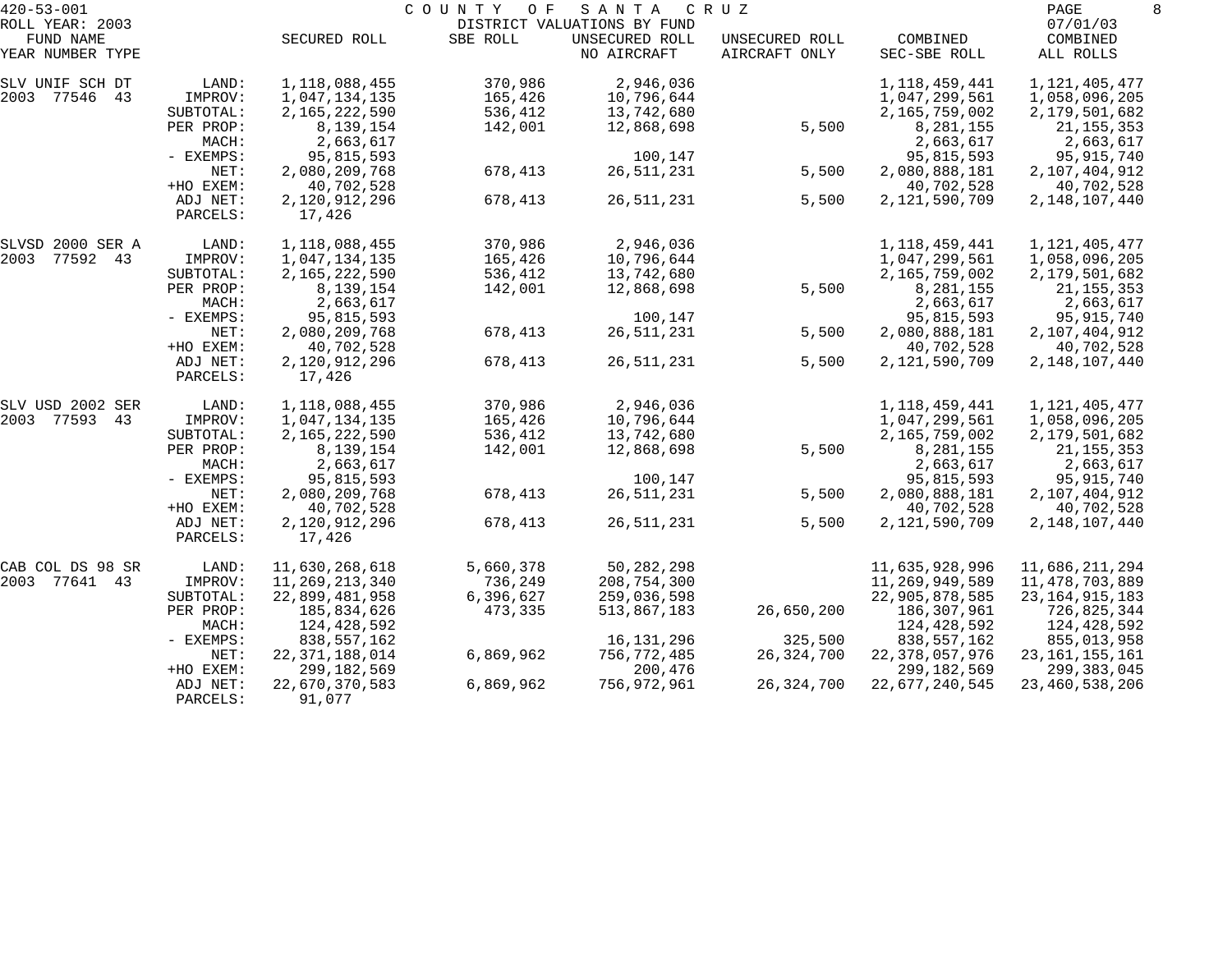420-53-001 COUNTY OF SANTA CRUZ
ROLL YEAR: 2003 DISTRICT VALUATIONS BY FUND 07/01/03

| FUND NAME YEAR NUMBER TYPE | | SECURED ROLL | SBE ROLL | UNSECURED ROLL NO AIRCRAFT | UNSECURED ROLL AIRCRAFT ONLY | COMBINED SEC-SBE ROLL | COMBINED ALL ROLLS |
|---|---|---|---|---|---|---|---|
| SLV UNIF SCH DT | LAND: | 1,118,088,455 | 370,986 | 2,946,036 | | 1,118,459,441 | 1,121,405,477 |
| 2003 77546 43 | IMPROV: | 1,047,134,135 | 165,426 | 10,796,644 | | 1,047,299,561 | 1,058,096,205 |
| | SUBTOTAL: | 2,165,222,590 | 536,412 | 13,742,680 | | 2,165,759,002 | 2,179,501,682 |
| | PER PROP: | 8,139,154 | 142,001 | 12,868,698 | 5,500 | 8,281,155 | 21,155,353 |
| | MACH: | 2,663,617 | | | | 2,663,617 | 2,663,617 |
| | - EXEMPS: | 95,815,593 | | 100,147 | | 95,815,593 | 95,915,740 |
| | NET: | 2,080,209,768 | 678,413 | 26,511,231 | 5,500 | 2,080,888,181 | 2,107,404,912 |
| | +HO EXEM: | 40,702,528 | | | | 40,702,528 | 40,702,528 |
| | ADJ NET: | 2,120,912,296 | 678,413 | 26,511,231 | 5,500 | 2,121,590,709 | 2,148,107,440 |
| | PARCELS: | 17,426 | | | | | |
| SLVSD 2000 SER A | LAND: | 1,118,088,455 | 370,986 | 2,946,036 | | 1,118,459,441 | 1,121,405,477 |
| 2003 77592 43 | IMPROV: | 1,047,134,135 | 165,426 | 10,796,644 | | 1,047,299,561 | 1,058,096,205 |
| | SUBTOTAL: | 2,165,222,590 | 536,412 | 13,742,680 | | 2,165,759,002 | 2,179,501,682 |
| | PER PROP: | 8,139,154 | 142,001 | 12,868,698 | 5,500 | 8,281,155 | 21,155,353 |
| | MACH: | 2,663,617 | | | | 2,663,617 | 2,663,617 |
| | - EXEMPS: | 95,815,593 | | 100,147 | | 95,815,593 | 95,915,740 |
| | NET: | 2,080,209,768 | 678,413 | 26,511,231 | 5,500 | 2,080,888,181 | 2,107,404,912 |
| | +HO EXEM: | 40,702,528 | | | | 40,702,528 | 40,702,528 |
| | ADJ NET: | 2,120,912,296 | 678,413 | 26,511,231 | 5,500 | 2,121,590,709 | 2,148,107,440 |
| | PARCELS: | 17,426 | | | | | |
| SLV USD 2002 SER | LAND: | 1,118,088,455 | 370,986 | 2,946,036 | | 1,118,459,441 | 1,121,405,477 |
| 2003 77593 43 | IMPROV: | 1,047,134,135 | 165,426 | 10,796,644 | | 1,047,299,561 | 1,058,096,205 |
| | SUBTOTAL: | 2,165,222,590 | 536,412 | 13,742,680 | | 2,165,759,002 | 2,179,501,682 |
| | PER PROP: | 8,139,154 | 142,001 | 12,868,698 | 5,500 | 8,281,155 | 21,155,353 |
| | MACH: | 2,663,617 | | | | 2,663,617 | 2,663,617 |
| | - EXEMPS: | 95,815,593 | | 100,147 | | 95,815,593 | 95,915,740 |
| | NET: | 2,080,209,768 | 678,413 | 26,511,231 | 5,500 | 2,080,888,181 | 2,107,404,912 |
| | +HO EXEM: | 40,702,528 | | | | 40,702,528 | 40,702,528 |
| | ADJ NET: | 2,120,912,296 | 678,413 | 26,511,231 | 5,500 | 2,121,590,709 | 2,148,107,440 |
| | PARCELS: | 17,426 | | | | | |
| CAB COL DS 98 SR | LAND: | 11,630,268,618 | 5,660,378 | 50,282,298 | | 11,635,928,996 | 11,686,211,294 |
| 2003 77641 43 | IMPROV: | 11,269,213,340 | 736,249 | 208,754,300 | | 11,269,949,589 | 11,478,703,889 |
| | SUBTOTAL: | 22,899,481,958 | 6,396,627 | 259,036,598 | | 22,905,878,585 | 23,164,915,183 |
| | PER PROP: | 185,834,626 | 473,335 | 513,867,183 | 26,650,200 | 186,307,961 | 726,825,344 |
| | MACH: | 124,428,592 | | | | 124,428,592 | 124,428,592 |
| | - EXEMPS: | 838,557,162 | | 16,131,296 | 325,500 | 838,557,162 | 855,013,958 |
| | NET: | 22,371,188,014 | 6,869,962 | 756,772,485 | 26,324,700 | 22,378,057,976 | 23,161,155,161 |
| | +HO EXEM: | 299,182,569 | | 200,476 | | 299,182,569 | 299,383,045 |
| | ADJ NET: | 22,670,370,583 | 6,869,962 | 756,972,961 | 26,324,700 | 22,677,240,545 | 23,460,538,206 |
| | PARCELS: | 91,077 | | | | | |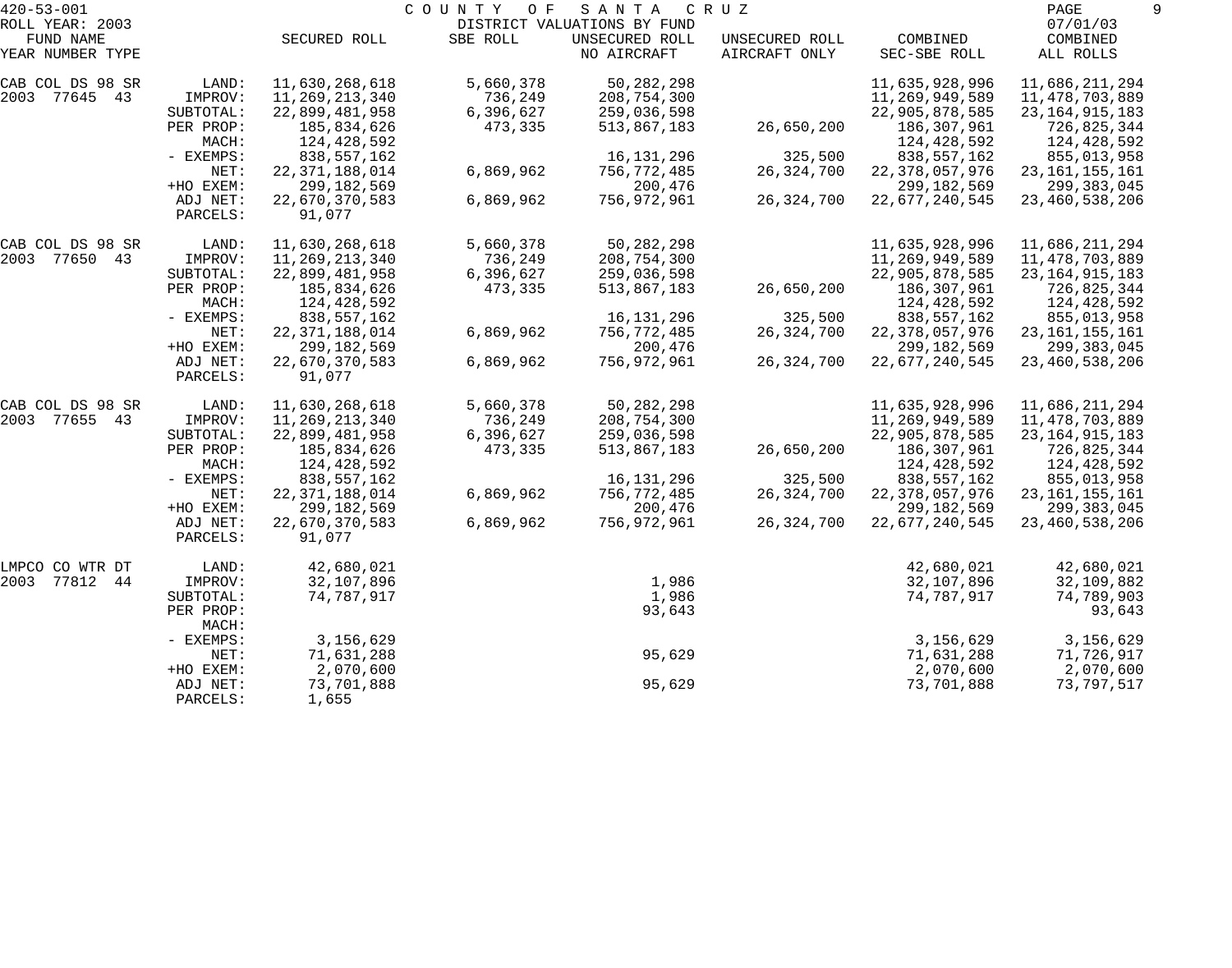420-53-001 COUNTY OF SANTA CRUZ
ROLL YEAR: 2003 DISTRICT VALUATIONS BY FUND 07/01/03

| FUND NAME YEAR NUMBER TYPE | | SECURED ROLL | SBE ROLL | UNSECURED ROLL NO AIRCRAFT | UNSECURED ROLL AIRCRAFT ONLY | COMBINED SEC-SBE ROLL | COMBINED ALL ROLLS |
|---|---|---|---|---|---|---|---|
| CAB COL DS 98 SR | LAND: | 11,630,268,618 | 5,660,378 | 50,282,298 | | 11,635,928,996 | 11,686,211,294 |
| 2003 77645 43 | IMPROV: | 11,269,213,340 | 736,249 | 208,754,300 | | 11,269,949,589 | 11,478,703,889 |
| | SUBTOTAL: | 22,899,481,958 | 6,396,627 | 259,036,598 | | 22,905,878,585 | 23,164,915,183 |
| | PER PROP: | 185,834,626 | 473,335 | 513,867,183 | 26,650,200 | 186,307,961 | 726,825,344 |
| | MACH: | 124,428,592 | | | | 124,428,592 | 124,428,592 |
| | - EXEMPS: | 838,557,162 | | 16,131,296 | 325,500 | 838,557,162 | 855,013,958 |
| | NET: | 22,371,188,014 | 6,869,962 | 756,772,485 | 26,324,700 | 22,378,057,976 | 23,161,155,161 |
| | +HO EXEM: | 299,182,569 | | 200,476 | | 299,182,569 | 299,383,045 |
| | ADJ NET: | 22,670,370,583 | 6,869,962 | 756,972,961 | 26,324,700 | 22,677,240,545 | 23,460,538,206 |
| | PARCELS: | 91,077 | | | | | |
| CAB COL DS 98 SR | LAND: | 11,630,268,618 | 5,660,378 | 50,282,298 | | 11,635,928,996 | 11,686,211,294 |
| 2003 77650 43 | IMPROV: | 11,269,213,340 | 736,249 | 208,754,300 | | 11,269,949,589 | 11,478,703,889 |
| | SUBTOTAL: | 22,899,481,958 | 6,396,627 | 259,036,598 | | 22,905,878,585 | 23,164,915,183 |
| | PER PROP: | 185,834,626 | 473,335 | 513,867,183 | 26,650,200 | 186,307,961 | 726,825,344 |
| | MACH: | 124,428,592 | | | | 124,428,592 | 124,428,592 |
| | - EXEMPS: | 838,557,162 | | 16,131,296 | 325,500 | 838,557,162 | 855,013,958 |
| | NET: | 22,371,188,014 | 6,869,962 | 756,772,485 | 26,324,700 | 22,378,057,976 | 23,161,155,161 |
| | +HO EXEM: | 299,182,569 | | 200,476 | | 299,182,569 | 299,383,045 |
| | ADJ NET: | 22,670,370,583 | 6,869,962 | 756,972,961 | 26,324,700 | 22,677,240,545 | 23,460,538,206 |
| | PARCELS: | 91,077 | | | | | |
| CAB COL DS 98 SR | LAND: | 11,630,268,618 | 5,660,378 | 50,282,298 | | 11,635,928,996 | 11,686,211,294 |
| 2003 77655 43 | IMPROV: | 11,269,213,340 | 736,249 | 208,754,300 | | 11,269,949,589 | 11,478,703,889 |
| | SUBTOTAL: | 22,899,481,958 | 6,396,627 | 259,036,598 | | 22,905,878,585 | 23,164,915,183 |
| | PER PROP: | 185,834,626 | 473,335 | 513,867,183 | 26,650,200 | 186,307,961 | 726,825,344 |
| | MACH: | 124,428,592 | | | | 124,428,592 | 124,428,592 |
| | - EXEMPS: | 838,557,162 | | 16,131,296 | 325,500 | 838,557,162 | 855,013,958 |
| | NET: | 22,371,188,014 | 6,869,962 | 756,772,485 | 26,324,700 | 22,378,057,976 | 23,161,155,161 |
| | +HO EXEM: | 299,182,569 | | 200,476 | | 299,182,569 | 299,383,045 |
| | ADJ NET: | 22,670,370,583 | 6,869,962 | 756,972,961 | 26,324,700 | 22,677,240,545 | 23,460,538,206 |
| | PARCELS: | 91,077 | | | | | |
| LMPCO CO WTR DT | LAND: | 42,680,021 | | | | 42,680,021 | 42,680,021 |
| 2003 77812 44 | IMPROV: | 32,107,896 | | 1,986 | | 32,107,896 | 32,109,882 |
| | SUBTOTAL: | 74,787,917 | | 1,986 | | 74,787,917 | 74,789,903 |
| | PER PROP: | | | 93,643 | | | 93,643 |
| | MACH: | | | | | | |
| | - EXEMPS: | 3,156,629 | | | | 3,156,629 | 3,156,629 |
| | NET: | 71,631,288 | | 95,629 | | 71,631,288 | 71,726,917 |
| | +HO EXEM: | 2,070,600 | | | | 2,070,600 | 2,070,600 |
| | ADJ NET: | 73,701,888 | | 95,629 | | 73,701,888 | 73,797,517 |
| | PARCELS: | 1,655 | | | | | |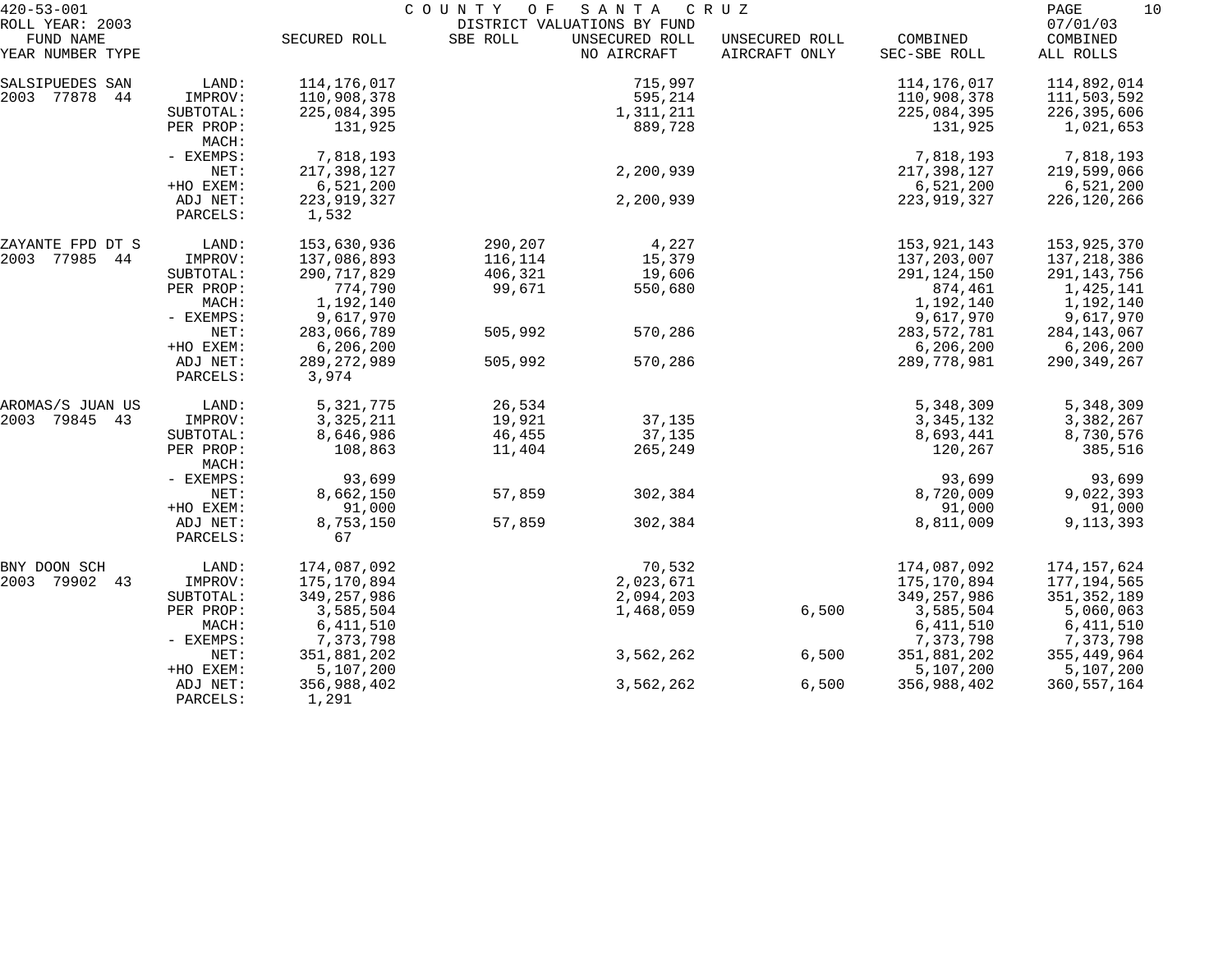420-53-001 COUNTY OF SANTA CRUZ
ROLL YEAR: 2003 DISTRICT VALUATIONS BY FUND 07/01/03

| FUND NAME YEAR NUMBER TYPE | | SECURED ROLL | SBE ROLL | UNSECURED ROLL NO AIRCRAFT | UNSECURED ROLL AIRCRAFT ONLY | COMBINED SEC-SBE ROLL | COMBINED ALL ROLLS |
|---|---|---|---|---|---|---|---|
| SALSIPUEDES SAN | LAND: | 114,176,017 | | 715,997 | | 114,176,017 | 114,892,014 |
| 2003 77878 44 | IMPROV: | 110,908,378 | | 595,214 | | 110,908,378 | 111,503,592 |
| | SUBTOTAL: | 225,084,395 | | 1,311,211 | | 225,084,395 | 226,395,606 |
| | PER PROP: | 131,925 | | 889,728 | | 131,925 | 1,021,653 |
| | MACH: | | | | | | |
| | - EXEMPS: | 7,818,193 | | | | 7,818,193 | 7,818,193 |
| | NET: | 217,398,127 | | 2,200,939 | | 217,398,127 | 219,599,066 |
| | +HO EXEM: | 6,521,200 | | | | 6,521,200 | 6,521,200 |
| | ADJ NET: | 223,919,327 | | 2,200,939 | | 223,919,327 | 226,120,266 |
| | PARCELS: | 1,532 | | | | | |
| ZAYANTE FPD DT S | LAND: | 153,630,936 | 290,207 | 4,227 | | 153,921,143 | 153,925,370 |
| 2003 77985 44 | IMPROV: | 137,086,893 | 116,114 | 15,379 | | 137,203,007 | 137,218,386 |
| | SUBTOTAL: | 290,717,829 | 406,321 | 19,606 | | 291,124,150 | 291,143,756 |
| | PER PROP: | 774,790 | 99,671 | 550,680 | | 874,461 | 1,425,141 |
| | MACH: | 1,192,140 | | | | 1,192,140 | 1,192,140 |
| | - EXEMPS: | 9,617,970 | | | | 9,617,970 | 9,617,970 |
| | NET: | 283,066,789 | 505,992 | 570,286 | | 283,572,781 | 284,143,067 |
| | +HO EXEM: | 6,206,200 | | | | 6,206,200 | 6,206,200 |
| | ADJ NET: | 289,272,989 | 505,992 | 570,286 | | 289,778,981 | 290,349,267 |
| | PARCELS: | 3,974 | | | | | |
| AROMAS/S JUAN US | LAND: | 5,321,775 | 26,534 | | | 5,348,309 | 5,348,309 |
| 2003 79845 43 | IMPROV: | 3,325,211 | 19,921 | 37,135 | | 3,345,132 | 3,382,267 |
| | SUBTOTAL: | 8,646,986 | 46,455 | 37,135 | | 8,693,441 | 8,730,576 |
| | PER PROP: | 108,863 | 11,404 | 265,249 | | 120,267 | 385,516 |
| | MACH: | | | | | | |
| | - EXEMPS: | 93,699 | | | | 93,699 | 93,699 |
| | NET: | 8,662,150 | 57,859 | 302,384 | | 8,720,009 | 9,022,393 |
| | +HO EXEM: | 91,000 | | | | 91,000 | 91,000 |
| | ADJ NET: | 8,753,150 | 57,859 | 302,384 | | 8,811,009 | 9,113,393 |
| | PARCELS: | 67 | | | | | |
| BNY DOON SCH | LAND: | 174,087,092 | | 70,532 | | 174,087,092 | 174,157,624 |
| 2003 79902 43 | IMPROV: | 175,170,894 | | 2,023,671 | | 175,170,894 | 177,194,565 |
| | SUBTOTAL: | 349,257,986 | | 2,094,203 | | 349,257,986 | 351,352,189 |
| | PER PROP: | 3,585,504 | | 1,468,059 | 6,500 | 3,585,504 | 5,060,063 |
| | MACH: | 6,411,510 | | | | 6,411,510 | 6,411,510 |
| | - EXEMPS: | 7,373,798 | | | | 7,373,798 | 7,373,798 |
| | NET: | 351,881,202 | | 3,562,262 | 6,500 | 351,881,202 | 355,449,964 |
| | +HO EXEM: | 5,107,200 | | | | 5,107,200 | 5,107,200 |
| | ADJ NET: | 356,988,402 | | 3,562,262 | 6,500 | 356,988,402 | 360,557,164 |
| | PARCELS: | 1,291 | | | | | |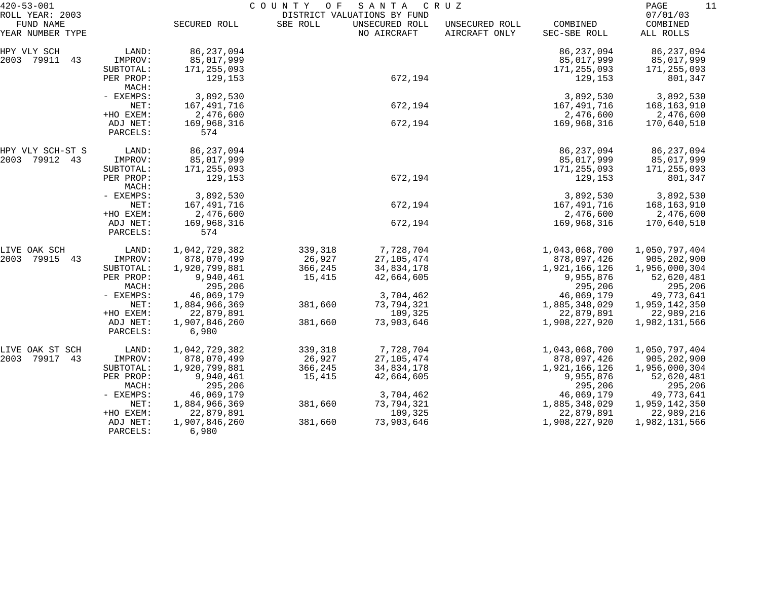420-53-001 COUNTY OF SANTA CRUZ
ROLL YEAR: 2003 DISTRICT VALUATIONS BY FUND 07/01/03

| FUND NAME YEAR NUMBER TYPE | | SECURED ROLL | SBE ROLL | UNSECURED ROLL NO AIRCRAFT | UNSECURED ROLL AIRCRAFT ONLY | COMBINED SEC-SBE ROLL | COMBINED ALL ROLLS |
|---|---|---|---|---|---|---|---|
| HPY VLY SCH | LAND: | 86,237,094 | | | | 86,237,094 | 86,237,094 |
| 2003 79911 43 | IMPROV: | 85,017,999 | | | | 85,017,999 | 85,017,999 |
| | SUBTOTAL: | 171,255,093 | | | | 171,255,093 | 171,255,093 |
| | PER PROP: | 129,153 | | 672,194 | | 129,153 | 801,347 |
| | MACH: | | | | | | |
| | - EXEMPS: | 3,892,530 | | | | 3,892,530 | 3,892,530 |
| | NET: | 167,491,716 | | 672,194 | | 167,491,716 | 168,163,910 |
| | +HO EXEM: | 2,476,600 | | | | 2,476,600 | 2,476,600 |
| | ADJ NET: | 169,968,316 | | 672,194 | | 169,968,316 | 170,640,510 |
| | PARCELS: | 574 | | | | | |
| HPY VLY SCH-ST S | LAND: | 86,237,094 | | | | 86,237,094 | 86,237,094 |
| 2003 79912 43 | IMPROV: | 85,017,999 | | | | 85,017,999 | 85,017,999 |
| | SUBTOTAL: | 171,255,093 | | | | 171,255,093 | 171,255,093 |
| | PER PROP: | 129,153 | | 672,194 | | 129,153 | 801,347 |
| | MACH: | | | | | | |
| | - EXEMPS: | 3,892,530 | | | | 3,892,530 | 3,892,530 |
| | NET: | 167,491,716 | | 672,194 | | 167,491,716 | 168,163,910 |
| | +HO EXEM: | 2,476,600 | | | | 2,476,600 | 2,476,600 |
| | ADJ NET: | 169,968,316 | | 672,194 | | 169,968,316 | 170,640,510 |
| | PARCELS: | 574 | | | | | |
| LIVE OAK SCH | LAND: | 1,042,729,382 | 339,318 | 7,728,704 | | 1,043,068,700 | 1,050,797,404 |
| 2003 79915 43 | IMPROV: | 878,070,499 | 26,927 | 27,105,474 | | 878,097,426 | 905,202,900 |
| | SUBTOTAL: | 1,920,799,881 | 366,245 | 34,834,178 | | 1,921,166,126 | 1,956,000,304 |
| | PER PROP: | 9,940,461 | 15,415 | 42,664,605 | | 9,955,876 | 52,620,481 |
| | MACH: | 295,206 | | | | 295,206 | 295,206 |
| | - EXEMPS: | 46,069,179 | | 3,704,462 | | 46,069,179 | 49,773,641 |
| | NET: | 1,884,966,369 | 381,660 | 73,794,321 | | 1,885,348,029 | 1,959,142,350 |
| | +HO EXEM: | 22,879,891 | | 109,325 | | 22,879,891 | 22,989,216 |
| | ADJ NET: | 1,907,846,260 | 381,660 | 73,903,646 | | 1,908,227,920 | 1,982,131,566 |
| | PARCELS: | 6,980 | | | | | |
| LIVE OAK ST SCH | LAND: | 1,042,729,382 | 339,318 | 7,728,704 | | 1,043,068,700 | 1,050,797,404 |
| 2003 79917 43 | IMPROV: | 878,070,499 | 26,927 | 27,105,474 | | 878,097,426 | 905,202,900 |
| | SUBTOTAL: | 1,920,799,881 | 366,245 | 34,834,178 | | 1,921,166,126 | 1,956,000,304 |
| | PER PROP: | 9,940,461 | 15,415 | 42,664,605 | | 9,955,876 | 52,620,481 |
| | MACH: | 295,206 | | | | 295,206 | 295,206 |
| | - EXEMPS: | 46,069,179 | | 3,704,462 | | 46,069,179 | 49,773,641 |
| | NET: | 1,884,966,369 | 381,660 | 73,794,321 | | 1,885,348,029 | 1,959,142,350 |
| | +HO EXEM: | 22,879,891 | | 109,325 | | 22,879,891 | 22,989,216 |
| | ADJ NET: | 1,907,846,260 | 381,660 | 73,903,646 | | 1,908,227,920 | 1,982,131,566 |
| | PARCELS: | 6,980 | | | | | |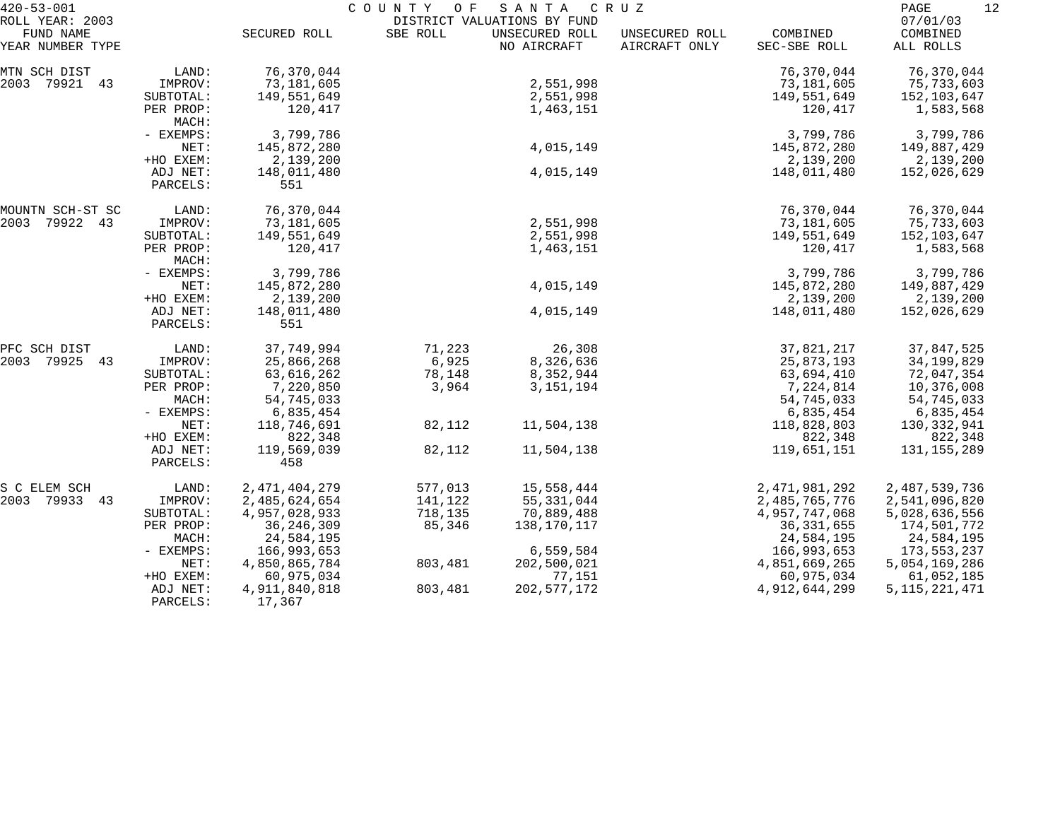420-53-001 COUNTY OF SANTA CRUZ
ROLL YEAR: 2003 DISTRICT VALUATIONS BY FUND 07/01/03

| FUND NAME YEAR NUMBER TYPE | | SECURED ROLL | SBE ROLL | UNSECURED ROLL NO AIRCRAFT | UNSECURED ROLL AIRCRAFT ONLY | COMBINED SEC-SBE ROLL | COMBINED ALL ROLLS |
|---|---|---|---|---|---|---|---|
| MTN SCH DIST | LAND: | 76,370,044 | | | | 76,370,044 | 76,370,044 |
| 2003 79921 43 | IMPROV: | 73,181,605 | | 2,551,998 | | 73,181,605 | 75,733,603 |
| | SUBTOTAL: | 149,551,649 | | 2,551,998 | | 149,551,649 | 152,103,647 |
| | PER PROP: | 120,417 | | 1,463,151 | | 120,417 | 1,583,568 |
| | MACH: | | | | | | |
| | - EXEMPS: | 3,799,786 | | | | 3,799,786 | 3,799,786 |
| | NET: | 145,872,280 | | 4,015,149 | | 145,872,280 | 149,887,429 |
| | +HO EXEM: | 2,139,200 | | | | 2,139,200 | 2,139,200 |
| | ADJ NET: | 148,011,480 | | 4,015,149 | | 148,011,480 | 152,026,629 |
| | PARCELS: | 551 | | | | | |
| MOUNTN SCH-ST SC | LAND: | 76,370,044 | | | | 76,370,044 | 76,370,044 |
| 2003 79922 43 | IMPROV: | 73,181,605 | | 2,551,998 | | 73,181,605 | 75,733,603 |
| | SUBTOTAL: | 149,551,649 | | 2,551,998 | | 149,551,649 | 152,103,647 |
| | PER PROP: | 120,417 | | 1,463,151 | | 120,417 | 1,583,568 |
| | MACH: | | | | | | |
| | - EXEMPS: | 3,799,786 | | | | 3,799,786 | 3,799,786 |
| | NET: | 145,872,280 | | 4,015,149 | | 145,872,280 | 149,887,429 |
| | +HO EXEM: | 2,139,200 | | | | 2,139,200 | 2,139,200 |
| | ADJ NET: | 148,011,480 | | 4,015,149 | | 148,011,480 | 152,026,629 |
| | PARCELS: | 551 | | | | | |
| PFC SCH DIST | LAND: | 37,749,994 | 71,223 | 26,308 | | 37,821,217 | 37,847,525 |
| 2003 79925 43 | IMPROV: | 25,866,268 | 6,925 | 8,326,636 | | 25,873,193 | 34,199,829 |
| | SUBTOTAL: | 63,616,262 | 78,148 | 8,352,944 | | 63,694,410 | 72,047,354 |
| | PER PROP: | 7,220,850 | 3,964 | 3,151,194 | | 7,224,814 | 10,376,008 |
| | MACH: | 54,745,033 | | | | 54,745,033 | 54,745,033 |
| | - EXEMPS: | 6,835,454 | | | | 6,835,454 | 6,835,454 |
| | NET: | 118,746,691 | 82,112 | 11,504,138 | | 118,828,803 | 130,332,941 |
| | +HO EXEM: | 822,348 | | | | 822,348 | 822,348 |
| | ADJ NET: | 119,569,039 | 82,112 | 11,504,138 | | 119,651,151 | 131,155,289 |
| | PARCELS: | 458 | | | | | |
| S C ELEM SCH | LAND: | 2,471,404,279 | 577,013 | 15,558,444 | | 2,471,981,292 | 2,487,539,736 |
| 2003 79933 43 | IMPROV: | 2,485,624,654 | 141,122 | 55,331,044 | | 2,485,765,776 | 2,541,096,820 |
| | SUBTOTAL: | 4,957,028,933 | 718,135 | 70,889,488 | | 4,957,747,068 | 5,028,636,556 |
| | PER PROP: | 36,246,309 | 85,346 | 138,170,117 | | 36,331,655 | 174,501,772 |
| | MACH: | 24,584,195 | | | | 24,584,195 | 24,584,195 |
| | - EXEMPS: | 166,993,653 | | 6,559,584 | | 166,993,653 | 173,553,237 |
| | NET: | 4,850,865,784 | 803,481 | 202,500,021 | | 4,851,669,265 | 5,054,169,286 |
| | +HO EXEM: | 60,975,034 | | 77,151 | | 60,975,034 | 61,052,185 |
| | ADJ NET: | 4,911,840,818 | 803,481 | 202,577,172 | | 4,912,644,299 | 5,115,221,471 |
| | PARCELS: | 17,367 | | | | | |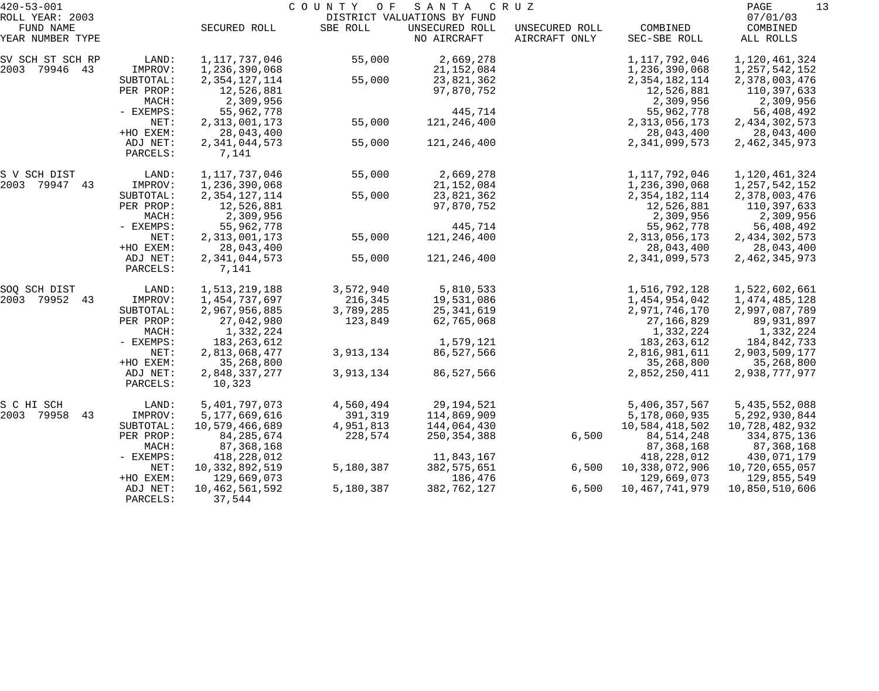420-53-001 COUNTY OF SANTA CRUZ

ROLL YEAR: 2003 DISTRICT VALUATIONS BY FUND 07/01/03

| FUND NAME YEAR NUMBER TYPE | | SECURED ROLL | SBE ROLL | UNSECURED ROLL NO AIRCRAFT | UNSECURED ROLL AIRCRAFT ONLY | COMBINED SEC-SBE ROLL | COMBINED ALL ROLLS |
|---|---|---|---|---|---|---|---|
| SV SCH ST SCH RP | LAND: | 1,117,737,046 | 55,000 | 2,669,278 | | 1,117,792,046 | 1,120,461,324 |
| 2003 79946 43 | IMPROV: | 1,236,390,068 | | 21,152,084 | | 1,236,390,068 | 1,257,542,152 |
| | SUBTOTAL: | 2,354,127,114 | 55,000 | 23,821,362 | | 2,354,182,114 | 2,378,003,476 |
| | PER PROP: | 12,526,881 | | 97,870,752 | | 12,526,881 | 110,397,633 |
| | MACH: | 2,309,956 | | | | 2,309,956 | 2,309,956 |
| | - EXEMPS: | 55,962,778 | | 445,714 | | 55,962,778 | 56,408,492 |
| | NET: | 2,313,001,173 | 55,000 | 121,246,400 | | 2,313,056,173 | 2,434,302,573 |
| | +HO EXEM: | 28,043,400 | | | | 28,043,400 | 28,043,400 |
| | ADJ NET: | 2,341,044,573 | 55,000 | 121,246,400 | | 2,341,099,573 | 2,462,345,973 |
| | PARCELS: | 7,141 | | | | | |
| S V SCH DIST | LAND: | 1,117,737,046 | 55,000 | 2,669,278 | | 1,117,792,046 | 1,120,461,324 |
| 2003 79947 43 | IMPROV: | 1,236,390,068 | | 21,152,084 | | 1,236,390,068 | 1,257,542,152 |
| | SUBTOTAL: | 2,354,127,114 | 55,000 | 23,821,362 | | 2,354,182,114 | 2,378,003,476 |
| | PER PROP: | 12,526,881 | | 97,870,752 | | 12,526,881 | 110,397,633 |
| | MACH: | 2,309,956 | | | | 2,309,956 | 2,309,956 |
| | - EXEMPS: | 55,962,778 | | 445,714 | | 55,962,778 | 56,408,492 |
| | NET: | 2,313,001,173 | 55,000 | 121,246,400 | | 2,313,056,173 | 2,434,302,573 |
| | +HO EXEM: | 28,043,400 | | | | 28,043,400 | 28,043,400 |
| | ADJ NET: | 2,341,044,573 | 55,000 | 121,246,400 | | 2,341,099,573 | 2,462,345,973 |
| | PARCELS: | 7,141 | | | | | |
| SOQ SCH DIST | LAND: | 1,513,219,188 | 3,572,940 | 5,810,533 | | 1,516,792,128 | 1,522,602,661 |
| 2003 79952 43 | IMPROV: | 1,454,737,697 | 216,345 | 19,531,086 | | 1,454,954,042 | 1,474,485,128 |
| | SUBTOTAL: | 2,967,956,885 | 3,789,285 | 25,341,619 | | 2,971,746,170 | 2,997,087,789 |
| | PER PROP: | 27,042,980 | 123,849 | 62,765,068 | | 27,166,829 | 89,931,897 |
| | MACH: | 1,332,224 | | | | 1,332,224 | 1,332,224 |
| | - EXEMPS: | 183,263,612 | | 1,579,121 | | 183,263,612 | 184,842,733 |
| | NET: | 2,813,068,477 | 3,913,134 | 86,527,566 | | 2,816,981,611 | 2,903,509,177 |
| | +HO EXEM: | 35,268,800 | | | | 35,268,800 | 35,268,800 |
| | ADJ NET: | 2,848,337,277 | 3,913,134 | 86,527,566 | | 2,852,250,411 | 2,938,777,977 |
| | PARCELS: | 10,323 | | | | | |
| S C HI SCH | LAND: | 5,401,797,073 | 4,560,494 | 29,194,521 | | 5,406,357,567 | 5,435,552,088 |
| 2003 79958 43 | IMPROV: | 5,177,669,616 | 391,319 | 114,869,909 | | 5,178,060,935 | 5,292,930,844 |
| | SUBTOTAL: | 10,579,466,689 | 4,951,813 | 144,064,430 | | 10,584,418,502 | 10,728,482,932 |
| | PER PROP: | 84,285,674 | 228,574 | 250,354,388 | 6,500 | 84,514,248 | 334,875,136 |
| | MACH: | 87,368,168 | | | | 87,368,168 | 87,368,168 |
| | - EXEMPS: | 418,228,012 | | 11,843,167 | | 418,228,012 | 430,071,179 |
| | NET: | 10,332,892,519 | 5,180,387 | 382,575,651 | 6,500 | 10,338,072,906 | 10,720,655,057 |
| | +HO EXEM: | 129,669,073 | | 186,476 | | 129,669,073 | 129,855,549 |
| | ADJ NET: | 10,462,561,592 | 5,180,387 | 382,762,127 | 6,500 | 10,467,741,979 | 10,850,510,606 |
| | PARCELS: | 37,544 | | | | | |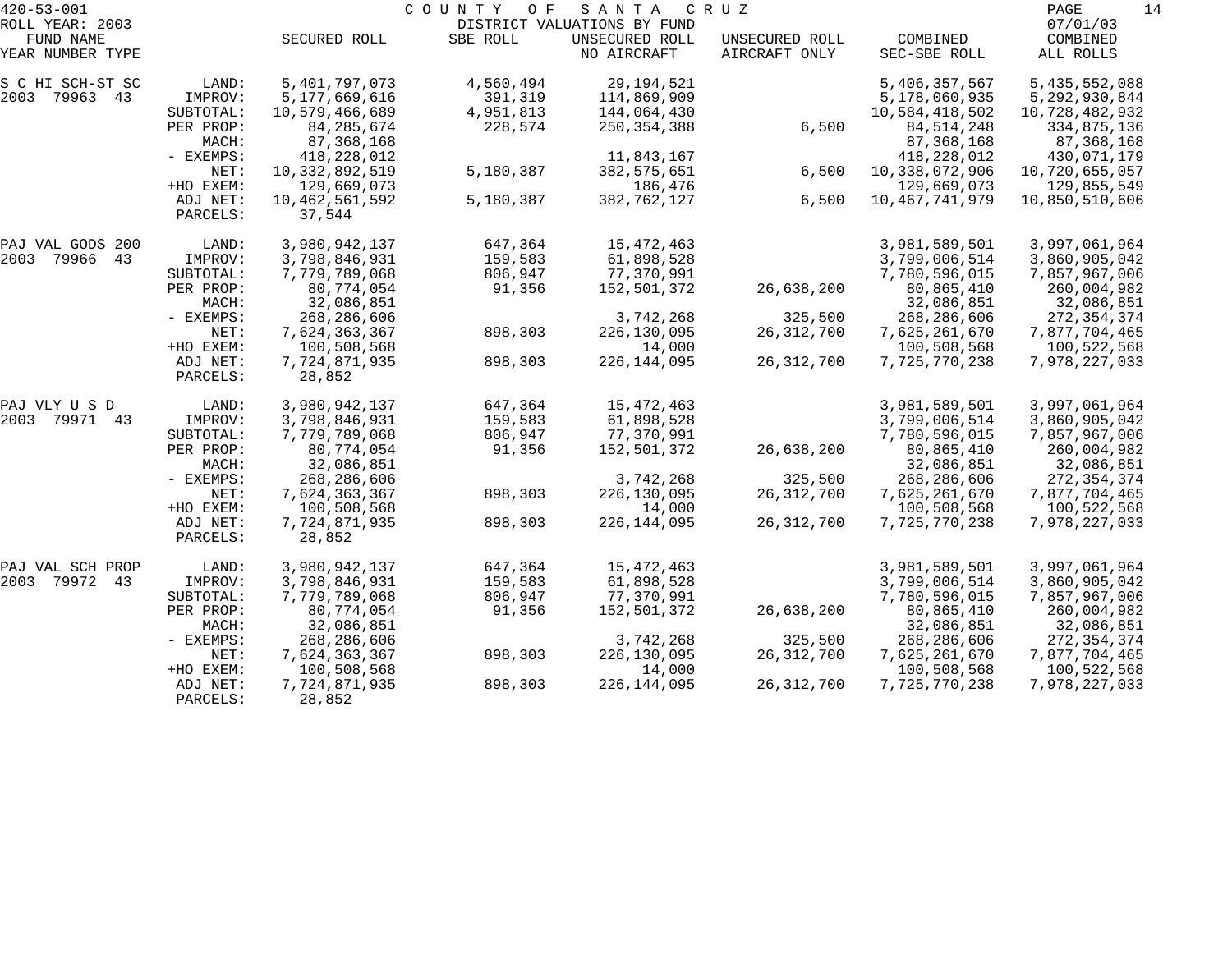420-53-001 COUNTY OF SANTA CRUZ

ROLL YEAR: 2003 DISTRICT VALUATIONS BY FUND 07/01/03

| FUND NAME YEAR NUMBER TYPE | | SECURED ROLL | SBE ROLL | UNSECURED ROLL NO AIRCRAFT | UNSECURED ROLL AIRCRAFT ONLY | COMBINED SEC-SBE ROLL | COMBINED ALL ROLLS |
|---|---|---|---|---|---|---|---|
| S C HI SCH-ST SC | LAND: | 5,401,797,073 | 4,560,494 | 29,194,521 | | 5,406,357,567 | 5,435,552,088 |
| 2003 79963 43 | IMPROV: | 5,177,669,616 | 391,319 | 114,869,909 | | 5,178,060,935 | 5,292,930,844 |
| | SUBTOTAL: | 10,579,466,689 | 4,951,813 | 144,064,430 | | 10,584,418,502 | 10,728,482,932 |
| | PER PROP: | 84,285,674 | 228,574 | 250,354,388 | 6,500 | 84,514,248 | 334,875,136 |
| | MACH: | 87,368,168 | | | | 87,368,168 | 87,368,168 |
| | - EXEMPS: | 418,228,012 | | 11,843,167 | | 418,228,012 | 430,071,179 |
| | NET: | 10,332,892,519 | 5,180,387 | 382,575,651 | 6,500 | 10,338,072,906 | 10,720,655,057 |
| | +HO EXEM: | 129,669,073 | | 186,476 | | 129,669,073 | 129,855,549 |
| | ADJ NET: | 10,462,561,592 | 5,180,387 | 382,762,127 | 6,500 | 10,467,741,979 | 10,850,510,606 |
| | PARCELS: | 37,544 | | | | | |
| PAJ VAL GODS 200 | LAND: | 3,980,942,137 | 647,364 | 15,472,463 | | 3,981,589,501 | 3,997,061,964 |
| 2003 79966 43 | IMPROV: | 3,798,846,931 | 159,583 | 61,898,528 | | 3,799,006,514 | 3,860,905,042 |
| | SUBTOTAL: | 7,779,789,068 | 806,947 | 77,370,991 | | 7,780,596,015 | 7,857,967,006 |
| | PER PROP: | 80,774,054 | 91,356 | 152,501,372 | 26,638,200 | 80,865,410 | 260,004,982 |
| | MACH: | 32,086,851 | | | | 32,086,851 | 32,086,851 |
| | - EXEMPS: | 268,286,606 | | 3,742,268 | 325,500 | 268,286,606 | 272,354,374 |
| | NET: | 7,624,363,367 | 898,303 | 226,130,095 | 26,312,700 | 7,625,261,670 | 7,877,704,465 |
| | +HO EXEM: | 100,508,568 | | 14,000 | | 100,508,568 | 100,522,568 |
| | ADJ NET: | 7,724,871,935 | 898,303 | 226,144,095 | 26,312,700 | 7,725,770,238 | 7,978,227,033 |
| | PARCELS: | 28,852 | | | | | |
| PAJ VLY U S D | LAND: | 3,980,942,137 | 647,364 | 15,472,463 | | 3,981,589,501 | 3,997,061,964 |
| 2003 79971 43 | IMPROV: | 3,798,846,931 | 159,583 | 61,898,528 | | 3,799,006,514 | 3,860,905,042 |
| | SUBTOTAL: | 7,779,789,068 | 806,947 | 77,370,991 | | 7,780,596,015 | 7,857,967,006 |
| | PER PROP: | 80,774,054 | 91,356 | 152,501,372 | 26,638,200 | 80,865,410 | 260,004,982 |
| | MACH: | 32,086,851 | | | | 32,086,851 | 32,086,851 |
| | - EXEMPS: | 268,286,606 | | 3,742,268 | 325,500 | 268,286,606 | 272,354,374 |
| | NET: | 7,624,363,367 | 898,303 | 226,130,095 | 26,312,700 | 7,625,261,670 | 7,877,704,465 |
| | +HO EXEM: | 100,508,568 | | 14,000 | | 100,508,568 | 100,522,568 |
| | ADJ NET: | 7,724,871,935 | 898,303 | 226,144,095 | 26,312,700 | 7,725,770,238 | 7,978,227,033 |
| | PARCELS: | 28,852 | | | | | |
| PAJ VAL SCH PROP | LAND: | 3,980,942,137 | 647,364 | 15,472,463 | | 3,981,589,501 | 3,997,061,964 |
| 2003 79972 43 | IMPROV: | 3,798,846,931 | 159,583 | 61,898,528 | | 3,799,006,514 | 3,860,905,042 |
| | SUBTOTAL: | 7,779,789,068 | 806,947 | 77,370,991 | | 7,780,596,015 | 7,857,967,006 |
| | PER PROP: | 80,774,054 | 91,356 | 152,501,372 | 26,638,200 | 80,865,410 | 260,004,982 |
| | MACH: | 32,086,851 | | | | 32,086,851 | 32,086,851 |
| | - EXEMPS: | 268,286,606 | | 3,742,268 | 325,500 | 268,286,606 | 272,354,374 |
| | NET: | 7,624,363,367 | 898,303 | 226,130,095 | 26,312,700 | 7,625,261,670 | 7,877,704,465 |
| | +HO EXEM: | 100,508,568 | | 14,000 | | 100,508,568 | 100,522,568 |
| | ADJ NET: | 7,724,871,935 | 898,303 | 226,144,095 | 26,312,700 | 7,725,770,238 | 7,978,227,033 |
| | PARCELS: | 28,852 | | | | | |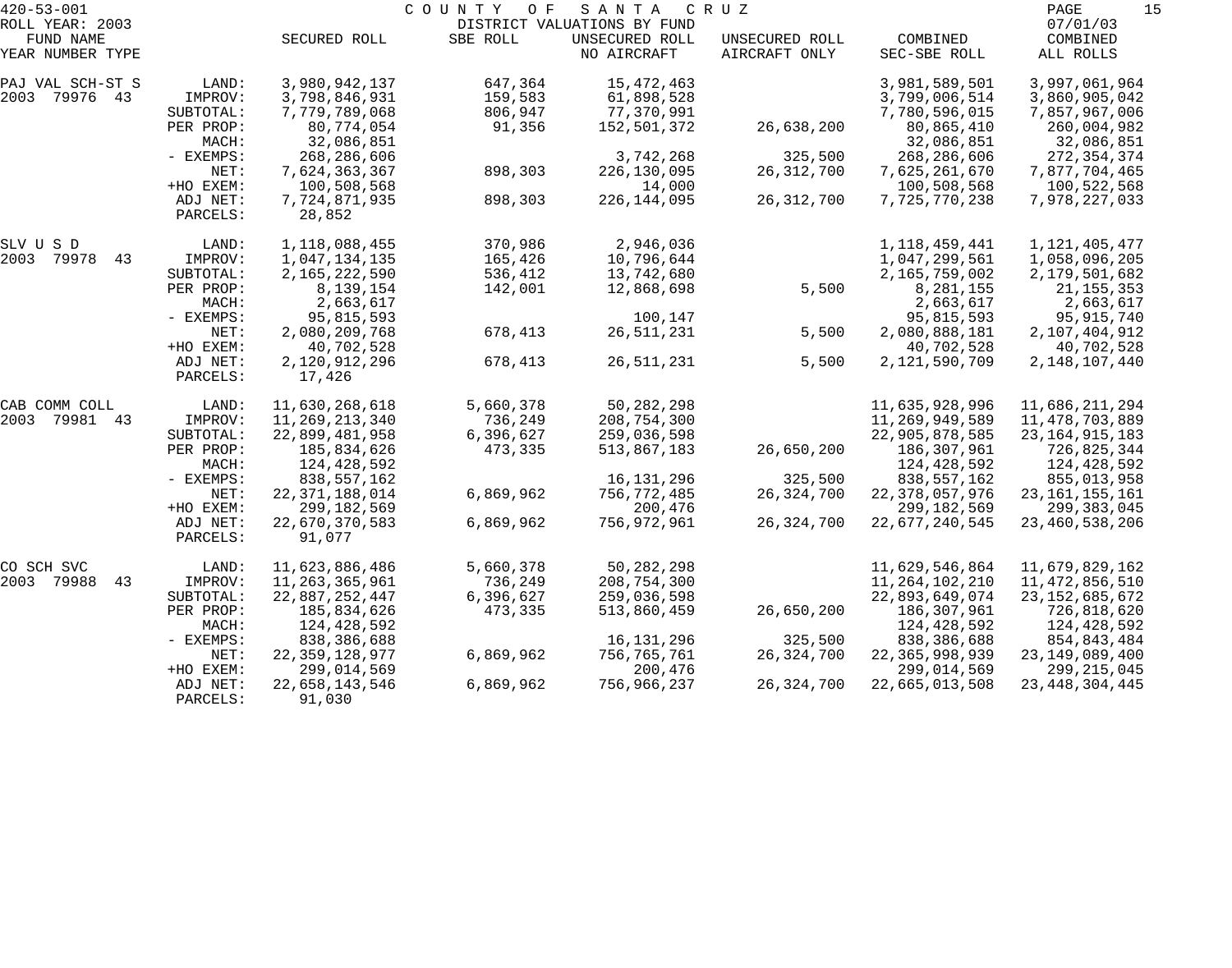420-53-001 COUNTY OF SANTA CRUZ

ROLL YEAR: 2003 DISTRICT VALUATIONS BY FUND 07/01/03

| FUND NAME YEAR NUMBER TYPE | | SECURED ROLL | SBE ROLL | UNSECURED ROLL NO AIRCRAFT | UNSECURED ROLL AIRCRAFT ONLY | COMBINED SEC-SBE ROLL | COMBINED ALL ROLLS |
|---|---|---|---|---|---|---|---|
| PAJ VAL SCH-ST S | LAND: | 3,980,942,137 | 647,364 | 15,472,463 | | 3,981,589,501 | 3,997,061,964 |
| 2003 79976 43 | IMPROV: | 3,798,846,931 | 159,583 | 61,898,528 | | 3,799,006,514 | 3,860,905,042 |
| | SUBTOTAL: | 7,779,789,068 | 806,947 | 77,370,991 | | 7,780,596,015 | 7,857,967,006 |
| | PER PROP: | 80,774,054 | 91,356 | 152,501,372 | 26,638,200 | 80,865,410 | 260,004,982 |
| | MACH: | 32,086,851 | | | | 32,086,851 | 32,086,851 |
| | - EXEMPS: | 268,286,606 | | 3,742,268 | 325,500 | 268,286,606 | 272,354,374 |
| | NET: | 7,624,363,367 | 898,303 | 226,130,095 | 26,312,700 | 7,625,261,670 | 7,877,704,465 |
| | +HO EXEM: | 100,508,568 | | 14,000 | | 100,508,568 | 100,522,568 |
| | ADJ NET: | 7,724,871,935 | 898,303 | 226,144,095 | 26,312,700 | 7,725,770,238 | 7,978,227,033 |
| | PARCELS: | 28,852 | | | | | |
| SLV U S D | LAND: | 1,118,088,455 | 370,986 | 2,946,036 | | 1,118,459,441 | 1,121,405,477 |
| 2003 79978 43 | IMPROV: | 1,047,134,135 | 165,426 | 10,796,644 | | 1,047,299,561 | 1,058,096,205 |
| | SUBTOTAL: | 2,165,222,590 | 536,412 | 13,742,680 | | 2,165,759,002 | 2,179,501,682 |
| | PER PROP: | 8,139,154 | 142,001 | 12,868,698 | 5,500 | 8,281,155 | 21,155,353 |
| | MACH: | 2,663,617 | | | | 2,663,617 | 2,663,617 |
| | - EXEMPS: | 95,815,593 | | 100,147 | | 95,815,593 | 95,915,740 |
| | NET: | 2,080,209,768 | 678,413 | 26,511,231 | 5,500 | 2,080,888,181 | 2,107,404,912 |
| | +HO EXEM: | 40,702,528 | | | | 40,702,528 | 40,702,528 |
| | ADJ NET: | 2,120,912,296 | 678,413 | 26,511,231 | 5,500 | 2,121,590,709 | 2,148,107,440 |
| | PARCELS: | 17,426 | | | | | |
| CAB COMM COLL | LAND: | 11,630,268,618 | 5,660,378 | 50,282,298 | | 11,635,928,996 | 11,686,211,294 |
| 2003 79981 43 | IMPROV: | 11,269,213,340 | 736,249 | 208,754,300 | | 11,269,949,589 | 11,478,703,889 |
| | SUBTOTAL: | 22,899,481,958 | 6,396,627 | 259,036,598 | | 22,905,878,585 | 23,164,915,183 |
| | PER PROP: | 185,834,626 | 473,335 | 513,867,183 | 26,650,200 | 186,307,961 | 726,825,344 |
| | MACH: | 124,428,592 | | | | 124,428,592 | 124,428,592 |
| | - EXEMPS: | 838,557,162 | | 16,131,296 | 325,500 | 838,557,162 | 855,013,958 |
| | NET: | 22,371,188,014 | 6,869,962 | 756,772,485 | 26,324,700 | 22,378,057,976 | 23,161,155,161 |
| | +HO EXEM: | 299,182,569 | | 200,476 | | 299,182,569 | 299,383,045 |
| | ADJ NET: | 22,670,370,583 | 6,869,962 | 756,972,961 | 26,324,700 | 22,677,240,545 | 23,460,538,206 |
| | PARCELS: | 91,077 | | | | | |
| CO SCH SVC | LAND: | 11,623,886,486 | 5,660,378 | 50,282,298 | | 11,629,546,864 | 11,679,829,162 |
| 2003 79988 43 | IMPROV: | 11,263,365,961 | 736,249 | 208,754,300 | | 11,264,102,210 | 11,472,856,510 |
| | SUBTOTAL: | 22,887,252,447 | 6,396,627 | 259,036,598 | | 22,893,649,074 | 23,152,685,672 |
| | PER PROP: | 185,834,626 | 473,335 | 513,860,459 | 26,650,200 | 186,307,961 | 726,818,620 |
| | MACH: | 124,428,592 | | | | 124,428,592 | 124,428,592 |
| | - EXEMPS: | 838,386,688 | | 16,131,296 | 325,500 | 838,386,688 | 854,843,484 |
| | NET: | 22,359,128,977 | 6,869,962 | 756,765,761 | 26,324,700 | 22,365,998,939 | 23,149,089,400 |
| | +HO EXEM: | 299,014,569 | | 200,476 | | 299,014,569 | 299,215,045 |
| | ADJ NET: | 22,658,143,546 | 6,869,962 | 756,966,237 | 26,324,700 | 22,665,013,508 | 23,448,304,445 |
| | PARCELS: | 91,030 | | | | | |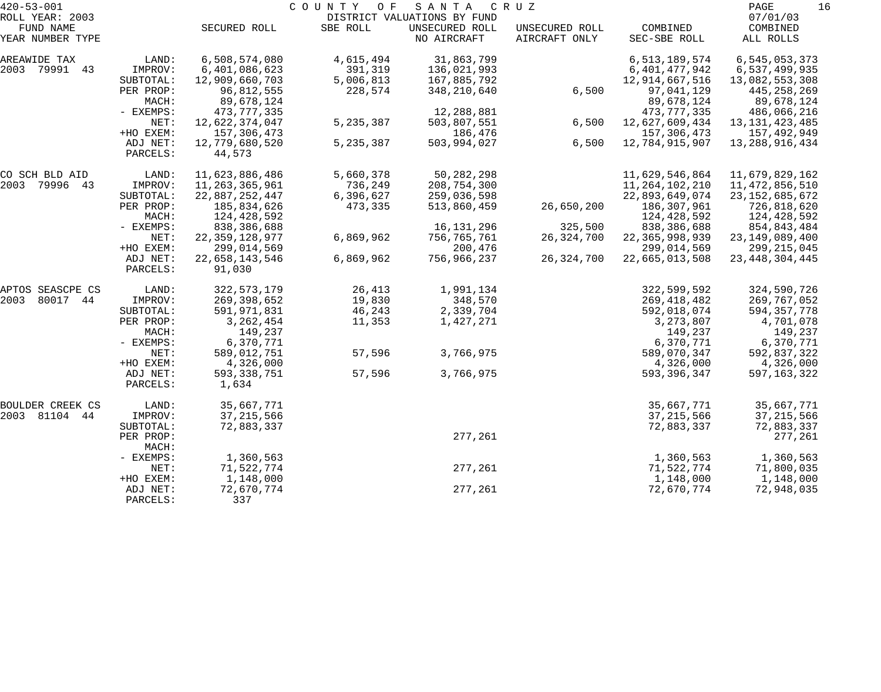420-53-001 COUNTY OF SANTA CRUZ
ROLL YEAR: 2003 DISTRICT VALUATIONS BY FUND 07/01/03

| FUND NAME YEAR NUMBER TYPE | | SECURED ROLL | SBE ROLL | UNSECURED ROLL NO AIRCRAFT | UNSECURED ROLL AIRCRAFT ONLY | COMBINED SEC-SBE ROLL | COMBINED ALL ROLLS |
|---|---|---|---|---|---|---|---|
| AREAWIDE TAX | LAND: | 6,508,574,080 | 4,615,494 | 31,863,799 | | 6,513,189,574 | 6,545,053,373 |
| 2003 79991 43 | IMPROV: | 6,401,086,623 | 391,319 | 136,021,993 | | 6,401,477,942 | 6,537,499,935 |
| | SUBTOTAL: | 12,909,660,703 | 5,006,813 | 167,885,792 | | 12,914,667,516 | 13,082,553,308 |
| | PER PROP: | 96,812,555 | 228,574 | 348,210,640 | 6,500 | 97,041,129 | 445,258,269 |
| | MACH: | 89,678,124 | | | | 89,678,124 | 89,678,124 |
| | - EXEMPS: | 473,777,335 | | 12,288,881 | | 473,777,335 | 486,066,216 |
| | NET: | 12,622,374,047 | 5,235,387 | 503,807,551 | 6,500 | 12,627,609,434 | 13,131,423,485 |
| | +HO EXEM: | 157,306,473 | | 186,476 | | 157,306,473 | 157,492,949 |
| | ADJ NET: | 12,779,680,520 | 5,235,387 | 503,994,027 | 6,500 | 12,784,915,907 | 13,288,916,434 |
| | PARCELS: | 44,573 | | | | | |
| CO SCH BLD AID | LAND: | 11,623,886,486 | 5,660,378 | 50,282,298 | | 11,629,546,864 | 11,679,829,162 |
| 2003 79996 43 | IMPROV: | 11,263,365,961 | 736,249 | 208,754,300 | | 11,264,102,210 | 11,472,856,510 |
| | SUBTOTAL: | 22,887,252,447 | 6,396,627 | 259,036,598 | | 22,893,649,074 | 23,152,685,672 |
| | PER PROP: | 185,834,626 | 473,335 | 513,860,459 | 26,650,200 | 186,307,961 | 726,818,620 |
| | MACH: | 124,428,592 | | | | 124,428,592 | 124,428,592 |
| | - EXEMPS: | 838,386,688 | | 16,131,296 | 325,500 | 838,386,688 | 854,843,484 |
| | NET: | 22,359,128,977 | 6,869,962 | 756,765,761 | 26,324,700 | 22,365,998,939 | 23,149,089,400 |
| | +HO EXEM: | 299,014,569 | | 200,476 | | 299,014,569 | 299,215,045 |
| | ADJ NET: | 22,658,143,546 | 6,869,962 | 756,966,237 | 26,324,700 | 22,665,013,508 | 23,448,304,445 |
| | PARCELS: | 91,030 | | | | | |
| APTOS SEASCPE CS | LAND: | 322,573,179 | 26,413 | 1,991,134 | | 322,599,592 | 324,590,726 |
| 2003 80017 44 | IMPROV: | 269,398,652 | 19,830 | 348,570 | | 269,418,482 | 269,767,052 |
| | SUBTOTAL: | 591,971,831 | 46,243 | 2,339,704 | | 592,018,074 | 594,357,778 |
| | PER PROP: | 3,262,454 | 11,353 | 1,427,271 | | 3,273,807 | 4,701,078 |
| | MACH: | 149,237 | | | | 149,237 | 149,237 |
| | - EXEMPS: | 6,370,771 | | | | 6,370,771 | 6,370,771 |
| | NET: | 589,012,751 | 57,596 | 3,766,975 | | 589,070,347 | 592,837,322 |
| | +HO EXEM: | 4,326,000 | | | | 4,326,000 | 4,326,000 |
| | ADJ NET: | 593,338,751 | 57,596 | 3,766,975 | | 593,396,347 | 597,163,322 |
| | PARCELS: | 1,634 | | | | | |
| BOULDER CREEK CS | LAND: | 35,667,771 | | | | 35,667,771 | 35,667,771 |
| 2003 81104 44 | IMPROV: | 37,215,566 | | | | 37,215,566 | 37,215,566 |
| | SUBTOTAL: | 72,883,337 | | | | 72,883,337 | 72,883,337 |
| | PER PROP: | | | 277,261 | | | 277,261 |
| | MACH: | | | | | | |
| | - EXEMPS: | 1,360,563 | | | | 1,360,563 | 1,360,563 |
| | NET: | 71,522,774 | | 277,261 | | 71,522,774 | 71,800,035 |
| | +HO EXEM: | 1,148,000 | | | | 1,148,000 | 1,148,000 |
| | ADJ NET: | 72,670,774 | | 277,261 | | 72,670,774 | 72,948,035 |
| | PARCELS: | 337 | | | | | |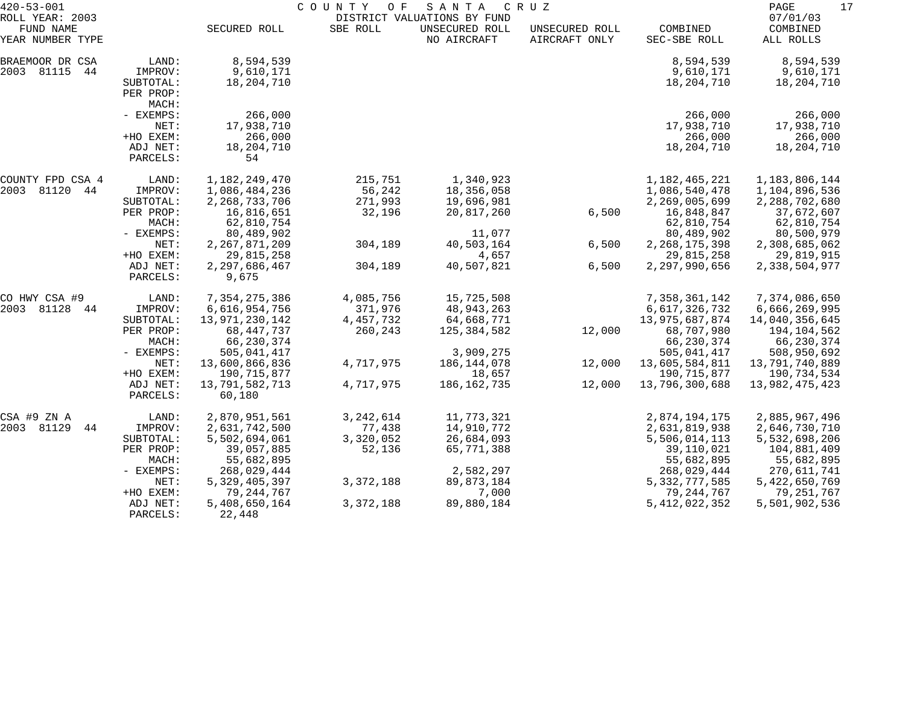420-53-001 COUNTY OF SANTA CRUZ
ROLL YEAR: 2003 DISTRICT VALUATIONS BY FUND 07/01/03

| FUND NAME YEAR NUMBER TYPE | | SECURED ROLL | SBE ROLL | UNSECURED ROLL NO AIRCRAFT | UNSECURED ROLL AIRCRAFT ONLY | COMBINED SEC-SBE ROLL | COMBINED ALL ROLLS |
|---|---|---|---|---|---|---|---|
| BRAEMOOR DR CSA | LAND: | 8,594,539 | | | | 8,594,539 | 8,594,539 |
| 2003 81115 44 | IMPROV: | 9,610,171 | | | | 9,610,171 | 9,610,171 |
| | SUBTOTAL: | 18,204,710 | | | | 18,204,710 | 18,204,710 |
| | PER PROP: | | | | | | |
| | MACH: | | | | | | |
| | - EXEMPS: | 266,000 | | | | 266,000 | 266,000 |
| | NET: | 17,938,710 | | | | 17,938,710 | 17,938,710 |
| | +HO EXEM: | 266,000 | | | | 266,000 | 266,000 |
| | ADJ NET: | 18,204,710 | | | | 18,204,710 | 18,204,710 |
| | PARCELS: | 54 | | | | | |
| COUNTY FPD CSA 4 | LAND: | 1,182,249,470 | 215,751 | 1,340,923 | | 1,182,465,221 | 1,183,806,144 |
| 2003 81120 44 | IMPROV: | 1,086,484,236 | 56,242 | 18,356,058 | | 1,086,540,478 | 1,104,896,536 |
| | SUBTOTAL: | 2,268,733,706 | 271,993 | 19,696,981 | | 2,269,005,699 | 2,288,702,680 |
| | PER PROP: | 16,816,651 | 32,196 | 20,817,260 | 6,500 | 16,848,847 | 37,672,607 |
| | MACH: | 62,810,754 | | | | 62,810,754 | 62,810,754 |
| | - EXEMPS: | 80,489,902 | | 11,077 | | 80,489,902 | 80,500,979 |
| | NET: | 2,267,871,209 | 304,189 | 40,503,164 | 6,500 | 2,268,175,398 | 2,308,685,062 |
| | +HO EXEM: | 29,815,258 | | 4,657 | | 29,815,258 | 29,819,915 |
| | ADJ NET: | 2,297,686,467 | 304,189 | 40,507,821 | 6,500 | 2,297,990,656 | 2,338,504,977 |
| | PARCELS: | 9,675 | | | | | |
| CO HWY CSA #9 | LAND: | 7,354,275,386 | 4,085,756 | 15,725,508 | | 7,358,361,142 | 7,374,086,650 |
| 2003 81128 44 | IMPROV: | 6,616,954,756 | 371,976 | 48,943,263 | | 6,617,326,732 | 6,666,269,995 |
| | SUBTOTAL: | 13,971,230,142 | 4,457,732 | 64,668,771 | | 13,975,687,874 | 14,040,356,645 |
| | PER PROP: | 68,447,737 | 260,243 | 125,384,582 | 12,000 | 68,707,980 | 194,104,562 |
| | MACH: | 66,230,374 | | | | 66,230,374 | 66,230,374 |
| | - EXEMPS: | 505,041,417 | | 3,909,275 | | 505,041,417 | 508,950,692 |
| | NET: | 13,600,866,836 | 4,717,975 | 186,144,078 | 12,000 | 13,605,584,811 | 13,791,740,889 |
| | +HO EXEM: | 190,715,877 | | 18,657 | | 190,715,877 | 190,734,534 |
| | ADJ NET: | 13,791,582,713 | 4,717,975 | 186,162,735 | 12,000 | 13,796,300,688 | 13,982,475,423 |
| | PARCELS: | 60,180 | | | | | |
| CSA #9 ZN A | LAND: | 2,870,951,561 | 3,242,614 | 11,773,321 | | 2,874,194,175 | 2,885,967,496 |
| 2003 81129 44 | IMPROV: | 2,631,742,500 | 77,438 | 14,910,772 | | 2,631,819,938 | 2,646,730,710 |
| | SUBTOTAL: | 5,502,694,061 | 3,320,052 | 26,684,093 | | 5,506,014,113 | 5,532,698,206 |
| | PER PROP: | 39,057,885 | 52,136 | 65,771,388 | | 39,110,021 | 104,881,409 |
| | MACH: | 55,682,895 | | | | 55,682,895 | 55,682,895 |
| | - EXEMPS: | 268,029,444 | | 2,582,297 | | 268,029,444 | 270,611,741 |
| | NET: | 5,329,405,397 | 3,372,188 | 89,873,184 | | 5,332,777,585 | 5,422,650,769 |
| | +HO EXEM: | 79,244,767 | | 7,000 | | 79,244,767 | 79,251,767 |
| | ADJ NET: | 5,408,650,164 | 3,372,188 | 89,880,184 | | 5,412,022,352 | 5,501,902,536 |
| | PARCELS: | 22,448 | | | | | |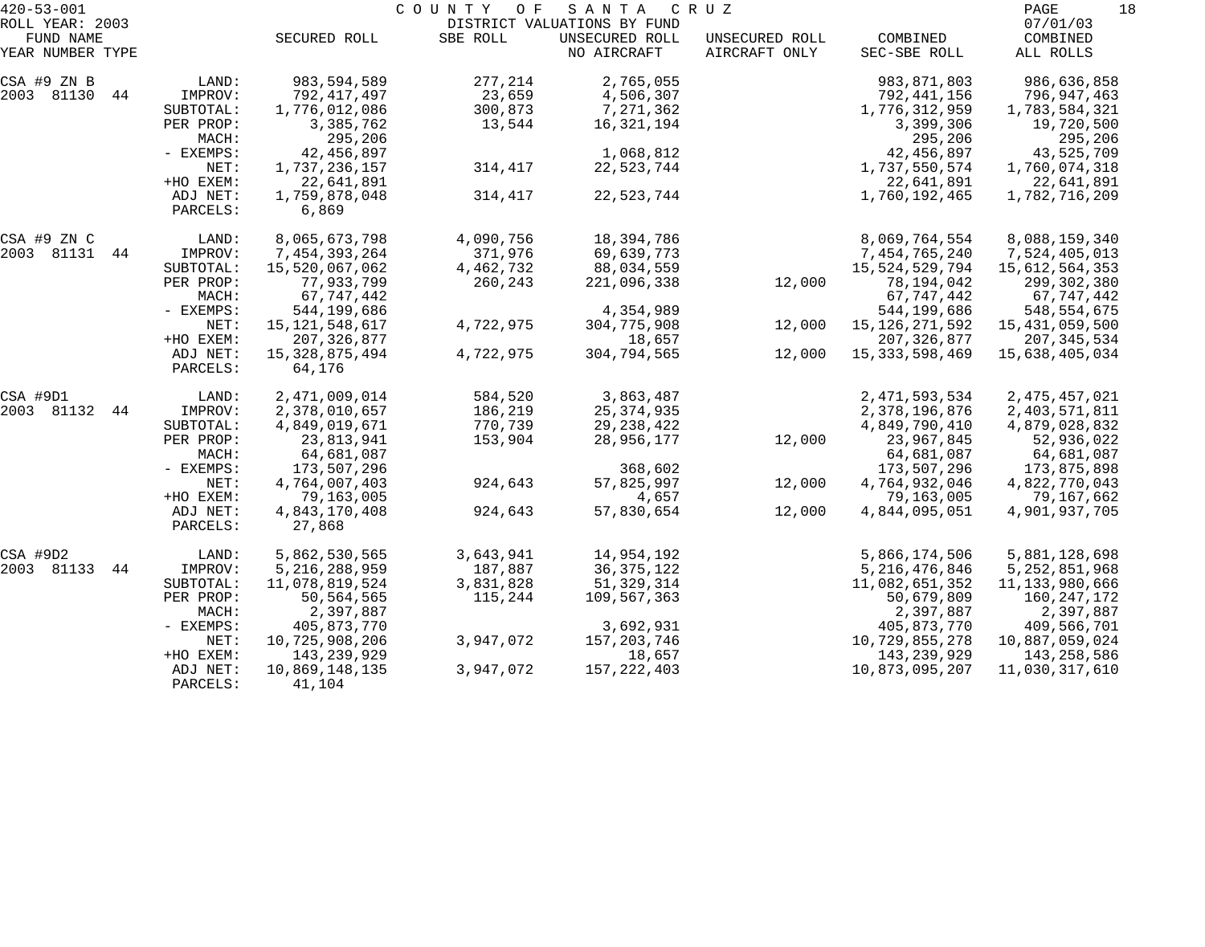420-53-001 COUNTY OF SANTA CRUZ

ROLL YEAR: 2003 DISTRICT VALUATIONS BY FUND 07/01/03

| FUND NAME YEAR NUMBER TYPE | | SECURED ROLL | SBE ROLL | UNSECURED ROLL NO AIRCRAFT | UNSECURED ROLL AIRCRAFT ONLY | COMBINED SEC-SBE ROLL | COMBINED ALL ROLLS |
|---|---|---|---|---|---|---|---|
| CSA #9 ZN B | LAND: | 983,594,589 | 277,214 | 2,765,055 | | 983,871,803 | 986,636,858 |
| 2003 81130 44 | IMPROV: | 792,417,497 | 23,659 | 4,506,307 | | 792,441,156 | 796,947,463 |
| | SUBTOTAL: | 1,776,012,086 | 300,873 | 7,271,362 | | 1,776,312,959 | 1,783,584,321 |
| | PER PROP: | 3,385,762 | 13,544 | 16,321,194 | | 3,399,306 | 19,720,500 |
| | MACH: | 295,206 | | | | 295,206 | 295,206 |
| | - EXEMPS: | 42,456,897 | | 1,068,812 | | 42,456,897 | 43,525,709 |
| | NET: | 1,737,236,157 | 314,417 | 22,523,744 | | 1,737,550,574 | 1,760,074,318 |
| | +HO EXEM: | 22,641,891 | | | | 22,641,891 | 22,641,891 |
| | ADJ NET: | 1,759,878,048 | 314,417 | 22,523,744 | | 1,760,192,465 | 1,782,716,209 |
| | PARCELS: | 6,869 | | | | | |
| CSA #9 ZN C | LAND: | 8,065,673,798 | 4,090,756 | 18,394,786 | | 8,069,764,554 | 8,088,159,340 |
| 2003 81131 44 | IMPROV: | 7,454,393,264 | 371,976 | 69,639,773 | | 7,454,765,240 | 7,524,405,013 |
| | SUBTOTAL: | 15,520,067,062 | 4,462,732 | 88,034,559 | | 15,524,529,794 | 15,612,564,353 |
| | PER PROP: | 77,933,799 | 260,243 | 221,096,338 | 12,000 | 78,194,042 | 299,302,380 |
| | MACH: | 67,747,442 | | | | 67,747,442 | 67,747,442 |
| | - EXEMPS: | 544,199,686 | | 4,354,989 | | 544,199,686 | 548,554,675 |
| | NET: | 15,121,548,617 | 4,722,975 | 304,775,908 | 12,000 | 15,126,271,592 | 15,431,059,500 |
| | +HO EXEM: | 207,326,877 | | 18,657 | | 207,326,877 | 207,345,534 |
| | ADJ NET: | 15,328,875,494 | 4,722,975 | 304,794,565 | 12,000 | 15,333,598,469 | 15,638,405,034 |
| | PARCELS: | 64,176 | | | | | |
| CSA #9D1 | LAND: | 2,471,009,014 | 584,520 | 3,863,487 | | 2,471,593,534 | 2,475,457,021 |
| 2003 81132 44 | IMPROV: | 2,378,010,657 | 186,219 | 25,374,935 | | 2,378,196,876 | 2,403,571,811 |
| | SUBTOTAL: | 4,849,019,671 | 770,739 | 29,238,422 | | 4,849,790,410 | 4,879,028,832 |
| | PER PROP: | 23,813,941 | 153,904 | 28,956,177 | 12,000 | 23,967,845 | 52,936,022 |
| | MACH: | 64,681,087 | | | | 64,681,087 | 64,681,087 |
| | - EXEMPS: | 173,507,296 | | 368,602 | | 173,507,296 | 173,875,898 |
| | NET: | 4,764,007,403 | 924,643 | 57,825,997 | 12,000 | 4,764,932,046 | 4,822,770,043 |
| | +HO EXEM: | 79,163,005 | | 4,657 | | 79,163,005 | 79,167,662 |
| | ADJ NET: | 4,843,170,408 | 924,643 | 57,830,654 | 12,000 | 4,844,095,051 | 4,901,937,705 |
| | PARCELS: | 27,868 | | | | | |
| CSA #9D2 | LAND: | 5,862,530,565 | 3,643,941 | 14,954,192 | | 5,866,174,506 | 5,881,128,698 |
| 2003 81133 44 | IMPROV: | 5,216,288,959 | 187,887 | 36,375,122 | | 5,216,476,846 | 5,252,851,968 |
| | SUBTOTAL: | 11,078,819,524 | 3,831,828 | 51,329,314 | | 11,082,651,352 | 11,133,980,666 |
| | PER PROP: | 50,564,565 | 115,244 | 109,567,363 | | 50,679,809 | 160,247,172 |
| | MACH: | 2,397,887 | | | | 2,397,887 | 2,397,887 |
| | - EXEMPS: | 405,873,770 | | 3,692,931 | | 405,873,770 | 409,566,701 |
| | NET: | 10,725,908,206 | 3,947,072 | 157,203,746 | | 10,729,855,278 | 10,887,059,024 |
| | +HO EXEM: | 143,239,929 | | 18,657 | | 143,239,929 | 143,258,586 |
| | ADJ NET: | 10,869,148,135 | 3,947,072 | 157,222,403 | | 10,873,095,207 | 11,030,317,610 |
| | PARCELS: | 41,104 | | | | | |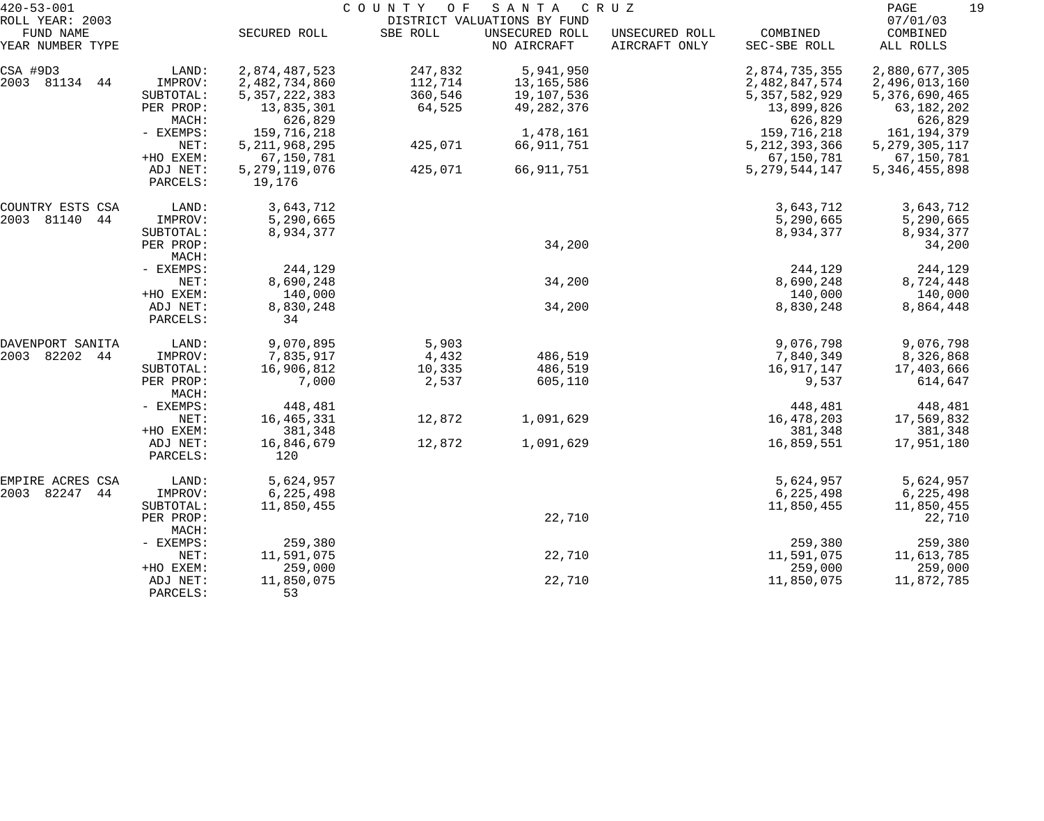420-53-001 COUNTY OF SANTA CRUZ
ROLL YEAR: 2003 DISTRICT VALUATIONS BY FUND 07/01/03

| FUND NAME YEAR NUMBER TYPE | | SECURED ROLL | SBE ROLL | UNSECURED ROLL NO AIRCRAFT | UNSECURED ROLL AIRCRAFT ONLY | COMBINED SEC-SBE ROLL | COMBINED ALL ROLLS |
|---|---|---|---|---|---|---|---|
| CSA #9D3 | LAND: | 2,874,487,523 | 247,832 | 5,941,950 | | 2,874,735,355 | 2,880,677,305 |
| 2003 81134 44 | IMPROV: | 2,482,734,860 | 112,714 | 13,165,586 | | 2,482,847,574 | 2,496,013,160 |
| | SUBTOTAL: | 5,357,222,383 | 360,546 | 19,107,536 | | 5,357,582,929 | 5,376,690,465 |
| | PER PROP: | 13,835,301 | 64,525 | 49,282,376 | | 13,899,826 | 63,182,202 |
| | MACH: | 626,829 | | | | 626,829 | 626,829 |
| | - EXEMPS: | 159,716,218 | | 1,478,161 | | 159,716,218 | 161,194,379 |
| | NET: | 5,211,968,295 | 425,071 | 66,911,751 | | 5,212,393,366 | 5,279,305,117 |
| | +HO EXEM: | 67,150,781 | | | | 67,150,781 | 67,150,781 |
| | ADJ NET: | 5,279,119,076 | 425,071 | 66,911,751 | | 5,279,544,147 | 5,346,455,898 |
| | PARCELS: | 19,176 | | | | | |
| COUNTRY ESTS CSA | LAND: | 3,643,712 | | | | 3,643,712 | 3,643,712 |
| 2003 81140 44 | IMPROV: | 5,290,665 | | | | 5,290,665 | 5,290,665 |
| | SUBTOTAL: | 8,934,377 | | | | 8,934,377 | 8,934,377 |
| | PER PROP: | | | 34,200 | | | 34,200 |
| | MACH: | | | | | | |
| | - EXEMPS: | 244,129 | | | | 244,129 | 244,129 |
| | NET: | 8,690,248 | | 34,200 | | 8,690,248 | 8,724,448 |
| | +HO EXEM: | 140,000 | | | | 140,000 | 140,000 |
| | ADJ NET: | 8,830,248 | | 34,200 | | 8,830,248 | 8,864,448 |
| | PARCELS: | 34 | | | | | |
| DAVENPORT SANITA | LAND: | 9,070,895 | 5,903 | | | 9,076,798 | 9,076,798 |
| 2003 82202 44 | IMPROV: | 7,835,917 | 4,432 | 486,519 | | 7,840,349 | 8,326,868 |
| | SUBTOTAL: | 16,906,812 | 10,335 | 486,519 | | 16,917,147 | 17,403,666 |
| | PER PROP: | 7,000 | 2,537 | 605,110 | | 9,537 | 614,647 |
| | MACH: | | | | | | |
| | - EXEMPS: | 448,481 | | | | 448,481 | 448,481 |
| | NET: | 16,465,331 | 12,872 | 1,091,629 | | 16,478,203 | 17,569,832 |
| | +HO EXEM: | 381,348 | | | | 381,348 | 381,348 |
| | ADJ NET: | 16,846,679 | 12,872 | 1,091,629 | | 16,859,551 | 17,951,180 |
| | PARCELS: | 120 | | | | | |
| EMPIRE ACRES CSA | LAND: | 5,624,957 | | | | 5,624,957 | 5,624,957 |
| 2003 82247 44 | IMPROV: | 6,225,498 | | | | 6,225,498 | 6,225,498 |
| | SUBTOTAL: | 11,850,455 | | | | 11,850,455 | 11,850,455 |
| | PER PROP: | | | 22,710 | | | 22,710 |
| | MACH: | | | | | | |
| | - EXEMPS: | 259,380 | | | | 259,380 | 259,380 |
| | NET: | 11,591,075 | | 22,710 | | 11,591,075 | 11,613,785 |
| | +HO EXEM: | 259,000 | | | | 259,000 | 259,000 |
| | ADJ NET: | 11,850,075 | | 22,710 | | 11,850,075 | 11,872,785 |
| | PARCELS: | 53 | | | | | |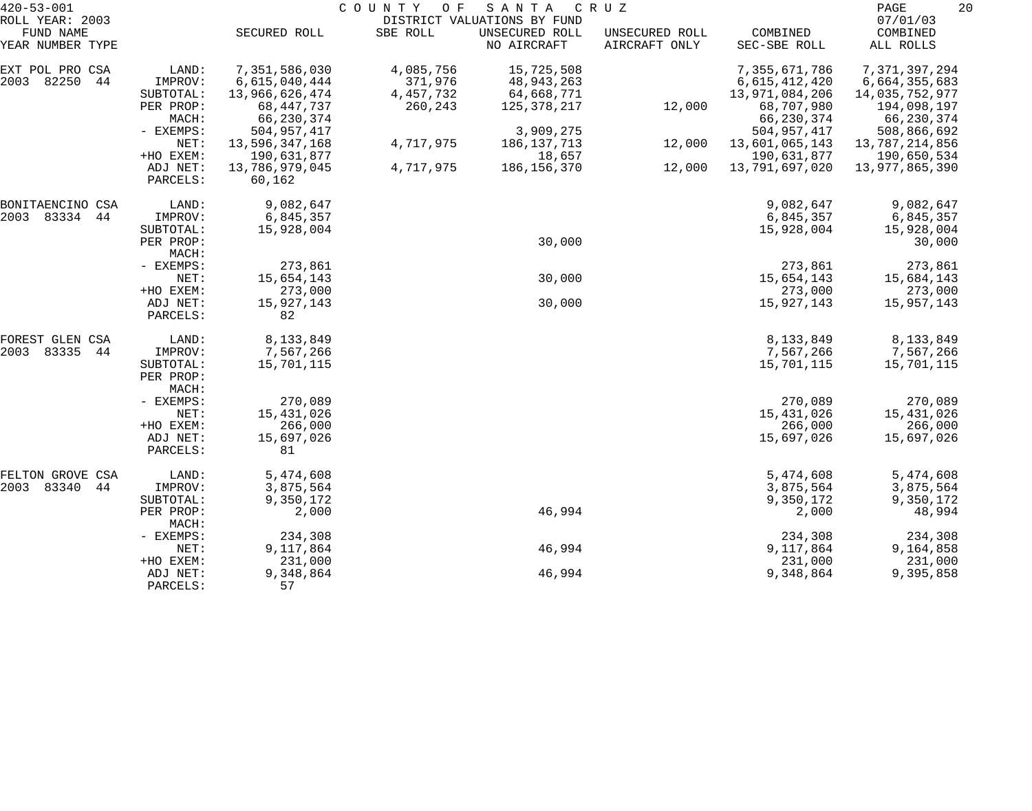420-53-001 COUNTY OF SANTA CRUZ
ROLL YEAR: 2003 DISTRICT VALUATIONS BY FUND 07/01/03

| FUND NAME YEAR NUMBER TYPE | | SECURED ROLL | SBE ROLL | UNSECURED ROLL NO AIRCRAFT | UNSECURED ROLL AIRCRAFT ONLY | COMBINED SEC-SBE ROLL | COMBINED ALL ROLLS |
|---|---|---|---|---|---|---|---|
| EXT POL PRO CSA | LAND: | 7,351,586,030 | 4,085,756 | 15,725,508 | | 7,355,671,786 | 7,371,397,294 |
| 2003 82250 44 | IMPROV: | 6,615,040,444 | 371,976 | 48,943,263 | | 6,615,412,420 | 6,664,355,683 |
| | SUBTOTAL: | 13,966,626,474 | 4,457,732 | 64,668,771 | | 13,971,084,206 | 14,035,752,977 |
| | PER PROP: | 68,447,737 | 260,243 | 125,378,217 | 12,000 | 68,707,980 | 194,098,197 |
| | MACH: | 66,230,374 | | | | 66,230,374 | 66,230,374 |
| | - EXEMPS: | 504,957,417 | | 3,909,275 | | 504,957,417 | 508,866,692 |
| | NET: | 13,596,347,168 | 4,717,975 | 186,137,713 | 12,000 | 13,601,065,143 | 13,787,214,856 |
| | +HO EXEM: | 190,631,877 | | 18,657 | | 190,631,877 | 190,650,534 |
| | ADJ NET: | 13,786,979,045 | 4,717,975 | 186,156,370 | 12,000 | 13,791,697,020 | 13,977,865,390 |
| | PARCELS: | 60,162 | | | | | |
| BONITAENCINO CSA | LAND: | 9,082,647 | | | | 9,082,647 | 9,082,647 |
| 2003 83334 44 | IMPROV: | 6,845,357 | | | | 6,845,357 | 6,845,357 |
| | SUBTOTAL: | 15,928,004 | | | | 15,928,004 | 15,928,004 |
| | PER PROP: | | | 30,000 | | | 30,000 |
| | MACH: | | | | | | |
| | - EXEMPS: | 273,861 | | | | 273,861 | 273,861 |
| | NET: | 15,654,143 | | 30,000 | | 15,654,143 | 15,684,143 |
| | +HO EXEM: | 273,000 | | | | 273,000 | 273,000 |
| | ADJ NET: | 15,927,143 | | 30,000 | | 15,927,143 | 15,957,143 |
| | PARCELS: | 82 | | | | | |
| FOREST GLEN CSA | LAND: | 8,133,849 | | | | 8,133,849 | 8,133,849 |
| 2003 83335 44 | IMPROV: | 7,567,266 | | | | 7,567,266 | 7,567,266 |
| | SUBTOTAL: | 15,701,115 | | | | 15,701,115 | 15,701,115 |
| | PER PROP: | | | | | | |
| | MACH: | | | | | | |
| | - EXEMPS: | 270,089 | | | | 270,089 | 270,089 |
| | NET: | 15,431,026 | | | | 15,431,026 | 15,431,026 |
| | +HO EXEM: | 266,000 | | | | 266,000 | 266,000 |
| | ADJ NET: | 15,697,026 | | | | 15,697,026 | 15,697,026 |
| | PARCELS: | 81 | | | | | |
| FELTON GROVE CSA | LAND: | 5,474,608 | | | | 5,474,608 | 5,474,608 |
| 2003 83340 44 | IMPROV: | 3,875,564 | | | | 3,875,564 | 3,875,564 |
| | SUBTOTAL: | 9,350,172 | | | | 9,350,172 | 9,350,172 |
| | PER PROP: | 2,000 | | 46,994 | | 2,000 | 48,994 |
| | MACH: | | | | | | |
| | - EXEMPS: | 234,308 | | | | 234,308 | 234,308 |
| | NET: | 9,117,864 | | 46,994 | | 9,117,864 | 9,164,858 |
| | +HO EXEM: | 231,000 | | | | 231,000 | 231,000 |
| | ADJ NET: | 9,348,864 | | 46,994 | | 9,348,864 | 9,395,858 |
| | PARCELS: | 57 | | | | | |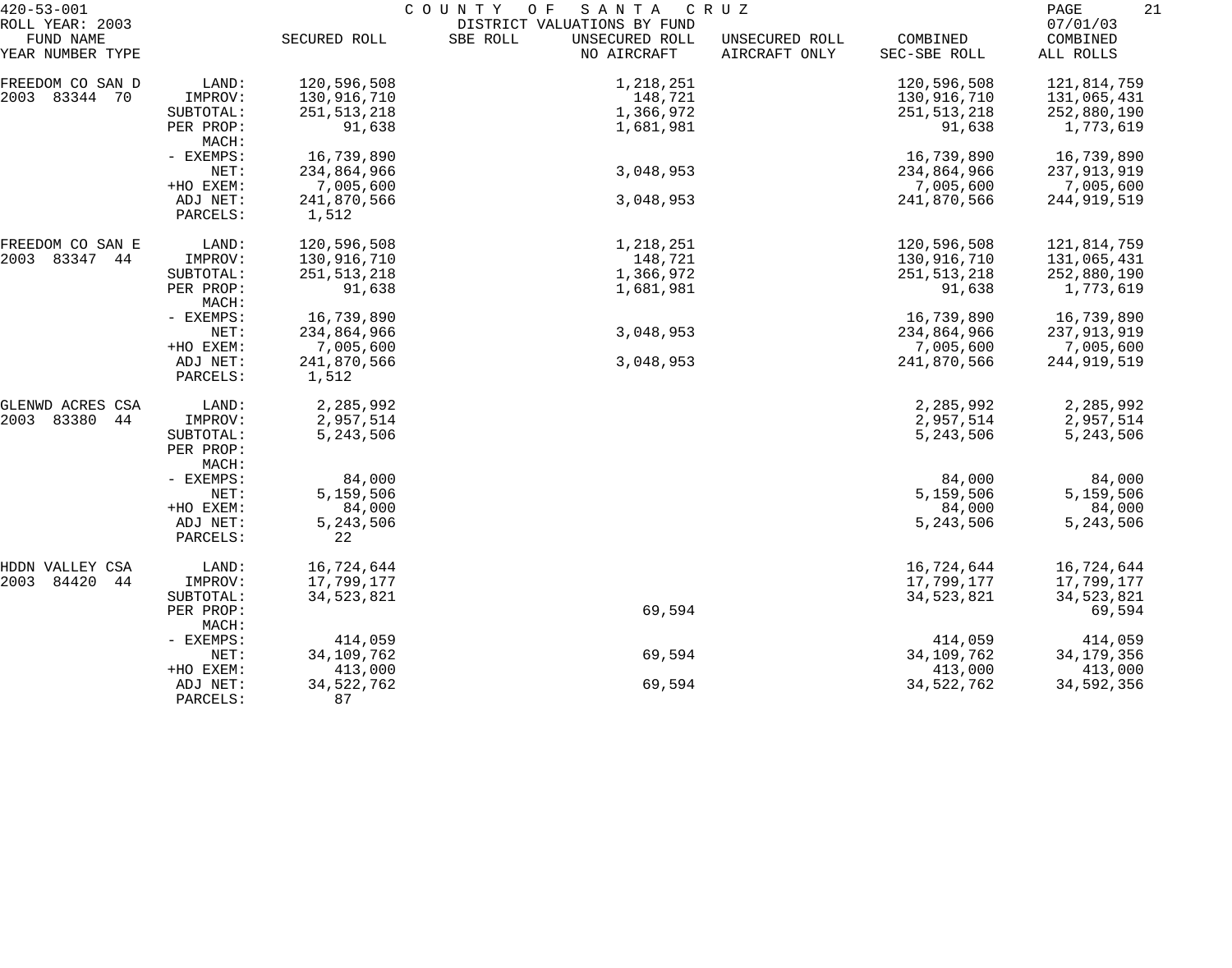420-53-001 — COUNTY OF SANTA CRUZ — DISTRICT VALUATIONS BY FUND

ROLL YEAR: 2003 — 07/01/03

| FUND NAME YEAR NUMBER TYPE | | SECURED ROLL | SBE ROLL | UNSECURED ROLL NO AIRCRAFT | UNSECURED ROLL AIRCRAFT ONLY | COMBINED SEC-SBE ROLL | COMBINED ALL ROLLS |
|---|---|---|---|---|---|---|---|
| FREEDOM CO SAN D | LAND: | 120,596,508 | | 1,218,251 | | 120,596,508 | 121,814,759 |
| 2003 83344 70 | IMPROV: | 130,916,710 | | 148,721 | | 130,916,710 | 131,065,431 |
| | SUBTOTAL: | 251,513,218 | | 1,366,972 | | 251,513,218 | 252,880,190 |
| | PER PROP: | 91,638 | | 1,681,981 | | 91,638 | 1,773,619 |
| | MACH: | | | | | | |
| | - EXEMPS: | 16,739,890 | | | | 16,739,890 | 16,739,890 |
| | NET: | 234,864,966 | | 3,048,953 | | 234,864,966 | 237,913,919 |
| | +HO EXEM: | 7,005,600 | | | | 7,005,600 | 7,005,600 |
| | ADJ NET: | 241,870,566 | | 3,048,953 | | 241,870,566 | 244,919,519 |
| | PARCELS: | 1,512 | | | | | |
| FREEDOM CO SAN E | LAND: | 120,596,508 | | 1,218,251 | | 120,596,508 | 121,814,759 |
| 2003 83347 44 | IMPROV: | 130,916,710 | | 148,721 | | 130,916,710 | 131,065,431 |
| | SUBTOTAL: | 251,513,218 | | 1,366,972 | | 251,513,218 | 252,880,190 |
| | PER PROP: | 91,638 | | 1,681,981 | | 91,638 | 1,773,619 |
| | MACH: | | | | | | |
| | - EXEMPS: | 16,739,890 | | | | 16,739,890 | 16,739,890 |
| | NET: | 234,864,966 | | 3,048,953 | | 234,864,966 | 237,913,919 |
| | +HO EXEM: | 7,005,600 | | | | 7,005,600 | 7,005,600 |
| | ADJ NET: | 241,870,566 | | 3,048,953 | | 241,870,566 | 244,919,519 |
| | PARCELS: | 1,512 | | | | | |
| GLENWD ACRES CSA | LAND: | 2,285,992 | | | | 2,285,992 | 2,285,992 |
| 2003 83380 44 | IMPROV: | 2,957,514 | | | | 2,957,514 | 2,957,514 |
| | SUBTOTAL: | 5,243,506 | | | | 5,243,506 | 5,243,506 |
| | PER PROP: | | | | | | |
| | MACH: | | | | | | |
| | - EXEMPS: | 84,000 | | | | 84,000 | 84,000 |
| | NET: | 5,159,506 | | | | 5,159,506 | 5,159,506 |
| | +HO EXEM: | 84,000 | | | | 84,000 | 84,000 |
| | ADJ NET: | 5,243,506 | | | | 5,243,506 | 5,243,506 |
| | PARCELS: | 22 | | | | | |
| HDDN VALLEY CSA | LAND: | 16,724,644 | | | | 16,724,644 | 16,724,644 |
| 2003 84420 44 | IMPROV: | 17,799,177 | | | | 17,799,177 | 17,799,177 |
| | SUBTOTAL: | 34,523,821 | | | | 34,523,821 | 34,523,821 |
| | PER PROP: | | | 69,594 | | | 69,594 |
| | MACH: | | | | | | |
| | - EXEMPS: | 414,059 | | | | 414,059 | 414,059 |
| | NET: | 34,109,762 | | 69,594 | | 34,109,762 | 34,179,356 |
| | +HO EXEM: | 413,000 | | | | 413,000 | 413,000 |
| | ADJ NET: | 34,522,762 | | 69,594 | | 34,522,762 | 34,592,356 |
| | PARCELS: | 87 | | | | | |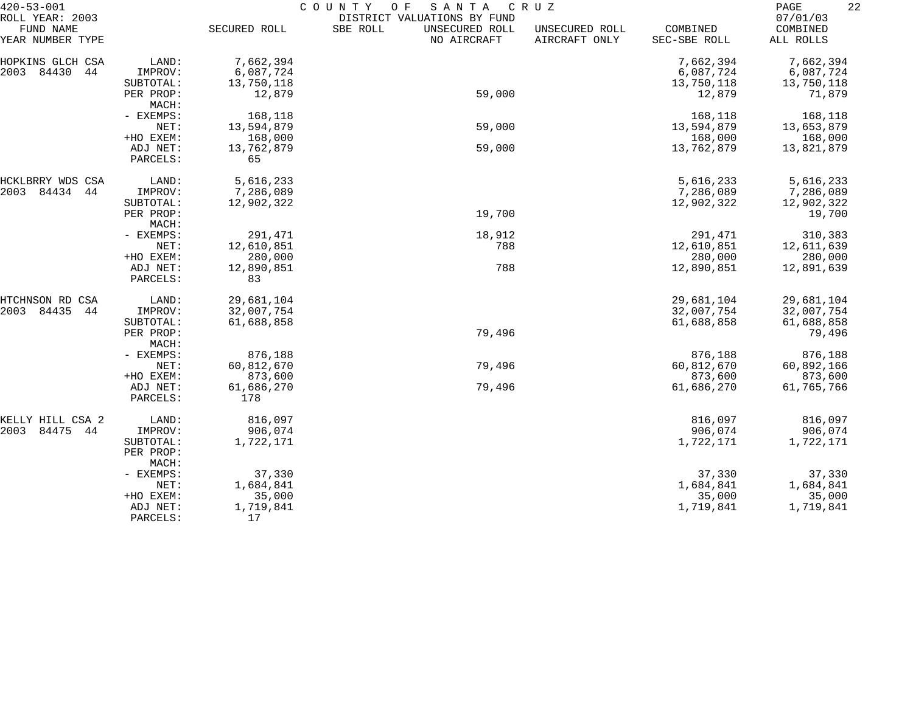420-53-001 COUNTY OF SANTA CRUZ
ROLL YEAR: 2003 DISTRICT VALUATIONS BY FUND 07/01/03

| FUND NAME YEAR NUMBER TYPE | | SECURED ROLL | SBE ROLL | UNSECURED ROLL NO AIRCRAFT | UNSECURED ROLL AIRCRAFT ONLY | COMBINED SEC-SBE ROLL | COMBINED ALL ROLLS |
|---|---|---|---|---|---|---|---|
| HOPKINS GLCH CSA | LAND: | 7,662,394 | | | | 7,662,394 | 7,662,394 |
| 2003 84430 44 | IMPROV: | 6,087,724 | | | | 6,087,724 | 6,087,724 |
| | SUBTOTAL: | 13,750,118 | | | | 13,750,118 | 13,750,118 |
| | PER PROP: | 12,879 | | 59,000 | | 12,879 | 71,879 |
| | MACH: | | | | | | |
| | - EXEMPS: | 168,118 | | | | 168,118 | 168,118 |
| | NET: | 13,594,879 | | 59,000 | | 13,594,879 | 13,653,879 |
| | +HO EXEM: | 168,000 | | | | 168,000 | 168,000 |
| | ADJ NET: | 13,762,879 | | 59,000 | | 13,762,879 | 13,821,879 |
| | PARCELS: | 65 | | | | | |
| HCKLBRRY WDS CSA | LAND: | 5,616,233 | | | | 5,616,233 | 5,616,233 |
| 2003 84434 44 | IMPROV: | 7,286,089 | | | | 7,286,089 | 7,286,089 |
| | SUBTOTAL: | 12,902,322 | | | | 12,902,322 | 12,902,322 |
| | PER PROP: | | | 19,700 | | | 19,700 |
| | MACH: | | | | | | |
| | - EXEMPS: | 291,471 | | 18,912 | | 291,471 | 310,383 |
| | NET: | 12,610,851 | | 788 | | 12,610,851 | 12,611,639 |
| | +HO EXEM: | 280,000 | | | | 280,000 | 280,000 |
| | ADJ NET: | 12,890,851 | | 788 | | 12,890,851 | 12,891,639 |
| | PARCELS: | 83 | | | | | |
| HTCHNSON RD CSA | LAND: | 29,681,104 | | | | 29,681,104 | 29,681,104 |
| 2003 84435 44 | IMPROV: | 32,007,754 | | | | 32,007,754 | 32,007,754 |
| | SUBTOTAL: | 61,688,858 | | | | 61,688,858 | 61,688,858 |
| | PER PROP: | | | 79,496 | | | 79,496 |
| | MACH: | | | | | | |
| | - EXEMPS: | 876,188 | | | | 876,188 | 876,188 |
| | NET: | 60,812,670 | | 79,496 | | 60,812,670 | 60,892,166 |
| | +HO EXEM: | 873,600 | | | | 873,600 | 873,600 |
| | ADJ NET: | 61,686,270 | | 79,496 | | 61,686,270 | 61,765,766 |
| | PARCELS: | 178 | | | | | |
| KELLY HILL CSA 2 | LAND: | 816,097 | | | | 816,097 | 816,097 |
| 2003 84475 44 | IMPROV: | 906,074 | | | | 906,074 | 906,074 |
| | SUBTOTAL: | 1,722,171 | | | | 1,722,171 | 1,722,171 |
| | PER PROP: | | | | | | |
| | MACH: | | | | | | |
| | - EXEMPS: | 37,330 | | | | 37,330 | 37,330 |
| | NET: | 1,684,841 | | | | 1,684,841 | 1,684,841 |
| | +HO EXEM: | 35,000 | | | | 35,000 | 35,000 |
| | ADJ NET: | 1,719,841 | | | | 1,719,841 | 1,719,841 |
| | PARCELS: | 17 | | | | | |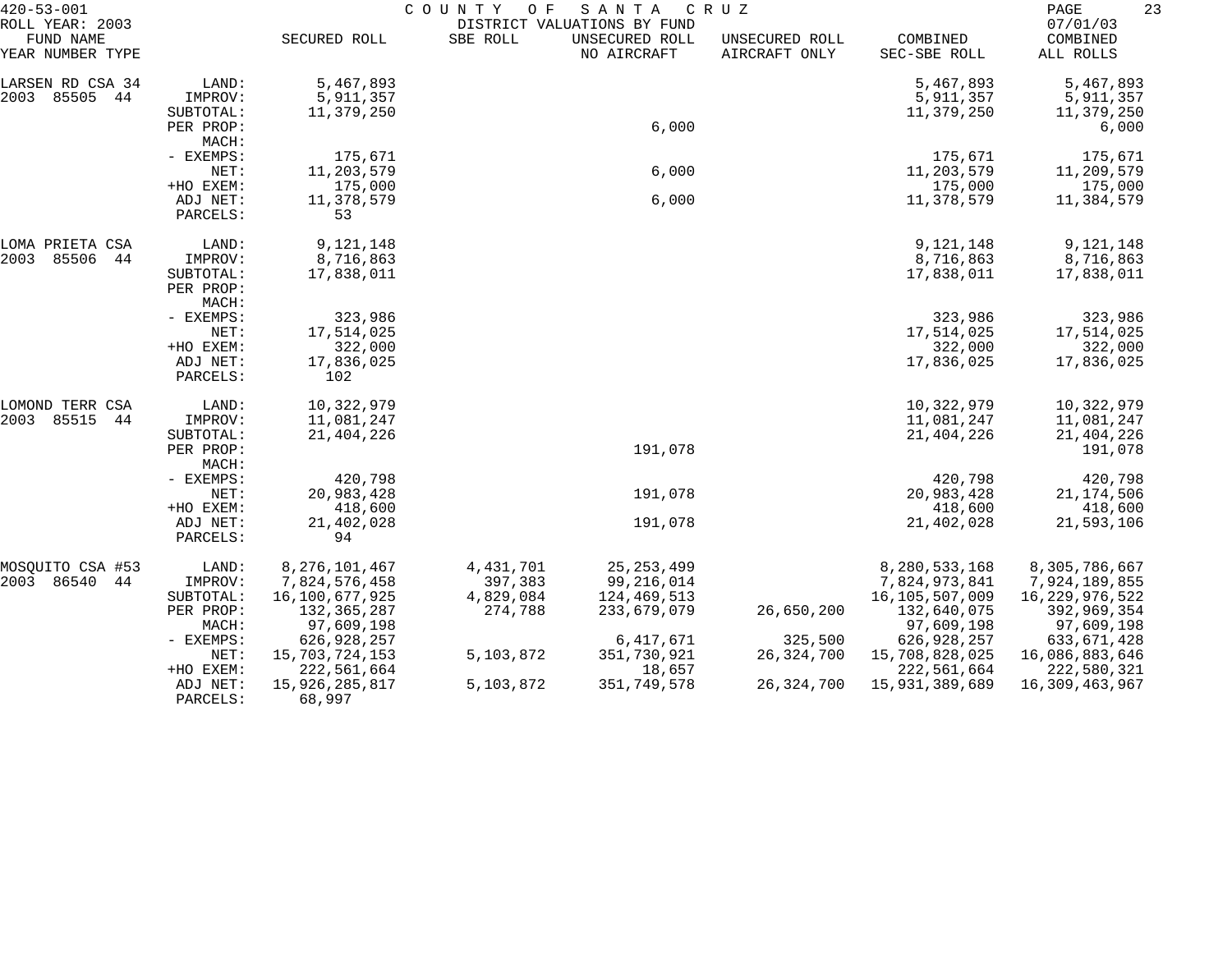420-53-001 COUNTY OF SANTA CRUZ
ROLL YEAR: 2003 DISTRICT VALUATIONS BY FUND 07/01/03

| FUND NAME YEAR NUMBER TYPE | | SECURED ROLL | SBE ROLL | UNSECURED ROLL NO AIRCRAFT | UNSECURED ROLL AIRCRAFT ONLY | COMBINED SEC-SBE ROLL | COMBINED ALL ROLLS |
|---|---|---|---|---|---|---|---|
| LARSEN RD CSA 34 | LAND: | 5,467,893 | | | | 5,467,893 | 5,467,893 |
| 2003 85505 44 | IMPROV: | 5,911,357 | | | | 5,911,357 | 5,911,357 |
| | SUBTOTAL: | 11,379,250 | | | | 11,379,250 | 11,379,250 |
| | PER PROP: | | | 6,000 | | | 6,000 |
| | MACH: | | | | | | |
| | - EXEMPS: | 175,671 | | | | 175,671 | 175,671 |
| | NET: | 11,203,579 | | 6,000 | | 11,203,579 | 11,209,579 |
| | +HO EXEM: | 175,000 | | | | 175,000 | 175,000 |
| | ADJ NET: | 11,378,579 | | 6,000 | | 11,378,579 | 11,384,579 |
| | PARCELS: | 53 | | | | | |
| LOMA PRIETA CSA | LAND: | 9,121,148 | | | | 9,121,148 | 9,121,148 |
| 2003 85506 44 | IMPROV: | 8,716,863 | | | | 8,716,863 | 8,716,863 |
| | SUBTOTAL: | 17,838,011 | | | | 17,838,011 | 17,838,011 |
| | PER PROP: | | | | | | |
| | MACH: | | | | | | |
| | - EXEMPS: | 323,986 | | | | 323,986 | 323,986 |
| | NET: | 17,514,025 | | | | 17,514,025 | 17,514,025 |
| | +HO EXEM: | 322,000 | | | | 322,000 | 322,000 |
| | ADJ NET: | 17,836,025 | | | | 17,836,025 | 17,836,025 |
| | PARCELS: | 102 | | | | | |
| LOMOND TERR CSA | LAND: | 10,322,979 | | | | 10,322,979 | 10,322,979 |
| 2003 85515 44 | IMPROV: | 11,081,247 | | | | 11,081,247 | 11,081,247 |
| | SUBTOTAL: | 21,404,226 | | | | 21,404,226 | 21,404,226 |
| | PER PROP: | | | 191,078 | | | 191,078 |
| | MACH: | | | | | | |
| | - EXEMPS: | 420,798 | | | | 420,798 | 420,798 |
| | NET: | 20,983,428 | | 191,078 | | 20,983,428 | 21,174,506 |
| | +HO EXEM: | 418,600 | | | | 418,600 | 418,600 |
| | ADJ NET: | 21,402,028 | | 191,078 | | 21,402,028 | 21,593,106 |
| | PARCELS: | 94 | | | | | |
| MOSQUITO CSA #53 | LAND: | 8,276,101,467 | 4,431,701 | 25,253,499 | | 8,280,533,168 | 8,305,786,667 |
| 2003 86540 44 | IMPROV: | 7,824,576,458 | 397,383 | 99,216,014 | | 7,824,973,841 | 7,924,189,855 |
| | SUBTOTAL: | 16,100,677,925 | 4,829,084 | 124,469,513 | | 16,105,507,009 | 16,229,976,522 |
| | PER PROP: | 132,365,287 | 274,788 | 233,679,079 | 26,650,200 | 132,640,075 | 392,969,354 |
| | MACH: | 97,609,198 | | | | 97,609,198 | 97,609,198 |
| | - EXEMPS: | 626,928,257 | | 6,417,671 | 325,500 | 626,928,257 | 633,671,428 |
| | NET: | 15,703,724,153 | 5,103,872 | 351,730,921 | 26,324,700 | 15,708,828,025 | 16,086,883,646 |
| | +HO EXEM: | 222,561,664 | | 18,657 | | 222,561,664 | 222,580,321 |
| | ADJ NET: | 15,926,285,817 | 5,103,872 | 351,749,578 | 26,324,700 | 15,931,389,689 | 16,309,463,967 |
| | PARCELS: | 68,997 | | | | | |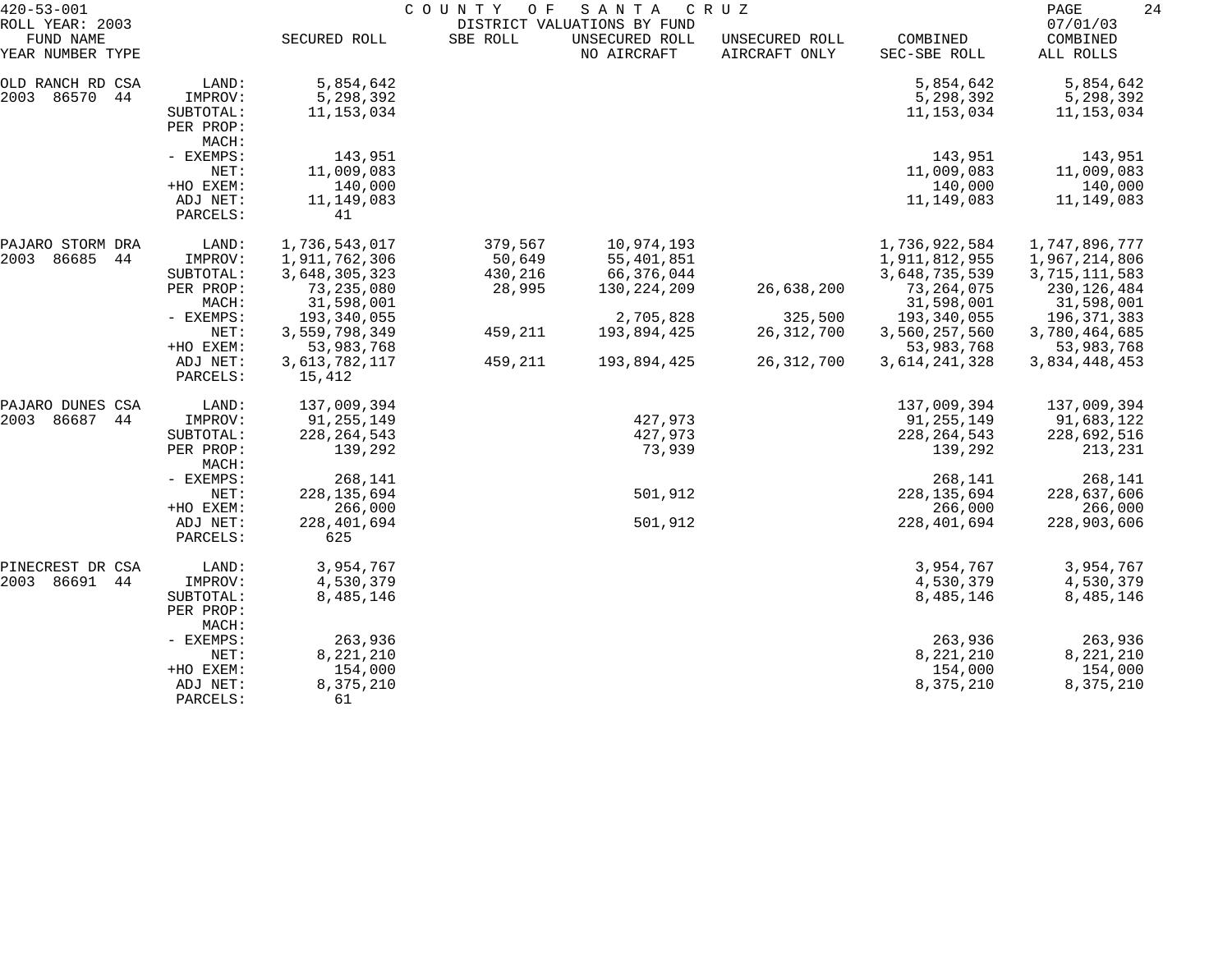420-53-001 COUNTY OF SANTA CRUZ
ROLL YEAR: 2003 DISTRICT VALUATIONS BY FUND 07/01/03

| FUND NAME YEAR NUMBER TYPE | | SECURED ROLL | SBE ROLL | UNSECURED ROLL NO AIRCRAFT | UNSECURED ROLL AIRCRAFT ONLY | COMBINED SEC-SBE ROLL | COMBINED ALL ROLLS |
|---|---|---|---|---|---|---|---|
| OLD RANCH RD CSA | LAND: | 5,854,642 | | | | 5,854,642 | 5,854,642 |
| 2003 86570 44 | IMPROV: | 5,298,392 | | | | 5,298,392 | 5,298,392 |
| | SUBTOTAL: | 11,153,034 | | | | 11,153,034 | 11,153,034 |
| | PER PROP: | | | | | | |
| | MACH: | | | | | | |
| | - EXEMPS: | 143,951 | | | | 143,951 | 143,951 |
| | NET: | 11,009,083 | | | | 11,009,083 | 11,009,083 |
| | +HO EXEM: | 140,000 | | | | 140,000 | 140,000 |
| | ADJ NET: | 11,149,083 | | | | 11,149,083 | 11,149,083 |
| | PARCELS: | 41 | | | | | |
| PAJARO STORM DRA | LAND: | 1,736,543,017 | 379,567 | 10,974,193 | | 1,736,922,584 | 1,747,896,777 |
| 2003 86685 44 | IMPROV: | 1,911,762,306 | 50,649 | 55,401,851 | | 1,911,812,955 | 1,967,214,806 |
| | SUBTOTAL: | 3,648,305,323 | 430,216 | 66,376,044 | | 3,648,735,539 | 3,715,111,583 |
| | PER PROP: | 73,235,080 | 28,995 | 130,224,209 | 26,638,200 | 73,264,075 | 230,126,484 |
| | MACH: | 31,598,001 | | | | 31,598,001 | 31,598,001 |
| | - EXEMPS: | 193,340,055 | | 2,705,828 | 325,500 | 193,340,055 | 196,371,383 |
| | NET: | 3,559,798,349 | 459,211 | 193,894,425 | 26,312,700 | 3,560,257,560 | 3,780,464,685 |
| | +HO EXEM: | 53,983,768 | | | | 53,983,768 | 53,983,768 |
| | ADJ NET: | 3,613,782,117 | 459,211 | 193,894,425 | 26,312,700 | 3,614,241,328 | 3,834,448,453 |
| | PARCELS: | 15,412 | | | | | |
| PAJARO DUNES CSA | LAND: | 137,009,394 | | | | 137,009,394 | 137,009,394 |
| 2003 86687 44 | IMPROV: | 91,255,149 | | 427,973 | | 91,255,149 | 91,683,122 |
| | SUBTOTAL: | 228,264,543 | | 427,973 | | 228,264,543 | 228,692,516 |
| | PER PROP: | 139,292 | | 73,939 | | 139,292 | 213,231 |
| | MACH: | | | | | | |
| | - EXEMPS: | 268,141 | | | | 268,141 | 268,141 |
| | NET: | 228,135,694 | | 501,912 | | 228,135,694 | 228,637,606 |
| | +HO EXEM: | 266,000 | | | | 266,000 | 266,000 |
| | ADJ NET: | 228,401,694 | | 501,912 | | 228,401,694 | 228,903,606 |
| | PARCELS: | 625 | | | | | |
| PINECREST DR CSA | LAND: | 3,954,767 | | | | 3,954,767 | 3,954,767 |
| 2003 86691 44 | IMPROV: | 4,530,379 | | | | 4,530,379 | 4,530,379 |
| | SUBTOTAL: | 8,485,146 | | | | 8,485,146 | 8,485,146 |
| | PER PROP: | | | | | | |
| | MACH: | | | | | | |
| | - EXEMPS: | 263,936 | | | | 263,936 | 263,936 |
| | NET: | 8,221,210 | | | | 8,221,210 | 8,221,210 |
| | +HO EXEM: | 154,000 | | | | 154,000 | 154,000 |
| | ADJ NET: | 8,375,210 | | | | 8,375,210 | 8,375,210 |
| | PARCELS: | 61 | | | | | |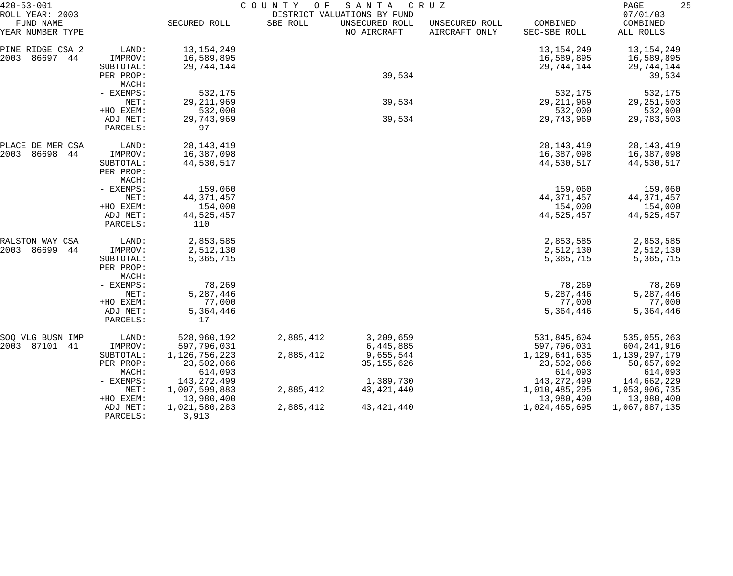420-53-001 COUNTY OF SANTA CRUZ

ROLL YEAR: 2003 DISTRICT VALUATIONS BY FUND 07/01/03

| FUND NAME YEAR NUMBER TYPE | | SECURED ROLL | SBE ROLL | UNSECURED ROLL NO AIRCRAFT | UNSECURED ROLL AIRCRAFT ONLY | COMBINED SEC-SBE ROLL | COMBINED ALL ROLLS |
|---|---|---|---|---|---|---|---|
| PINE RIDGE CSA 2 | LAND: | 13,154,249 | | | | 13,154,249 | 13,154,249 |
| 2003 86697 44 | IMPROV: | 16,589,895 | | | | 16,589,895 | 16,589,895 |
| | SUBTOTAL: | 29,744,144 | | | | 29,744,144 | 29,744,144 |
| | PER PROP: | | | 39,534 | | | 39,534 |
| | MACH: | | | | | | |
| | - EXEMPS: | 532,175 | | | | 532,175 | 532,175 |
| | NET: | 29,211,969 | | 39,534 | | 29,211,969 | 29,251,503 |
| | +HO EXEM: | 532,000 | | | | 532,000 | 532,000 |
| | ADJ NET: | 29,743,969 | | 39,534 | | 29,743,969 | 29,783,503 |
| | PARCELS: | 97 | | | | | |
| PLACE DE MER CSA | LAND: | 28,143,419 | | | | 28,143,419 | 28,143,419 |
| 2003 86698 44 | IMPROV: | 16,387,098 | | | | 16,387,098 | 16,387,098 |
| | SUBTOTAL: | 44,530,517 | | | | 44,530,517 | 44,530,517 |
| | PER PROP: | | | | | | |
| | MACH: | | | | | | |
| | - EXEMPS: | 159,060 | | | | 159,060 | 159,060 |
| | NET: | 44,371,457 | | | | 44,371,457 | 44,371,457 |
| | +HO EXEM: | 154,000 | | | | 154,000 | 154,000 |
| | ADJ NET: | 44,525,457 | | | | 44,525,457 | 44,525,457 |
| | PARCELS: | 110 | | | | | |
| RALSTON WAY CSA | LAND: | 2,853,585 | | | | 2,853,585 | 2,853,585 |
| 2003 86699 44 | IMPROV: | 2,512,130 | | | | 2,512,130 | 2,512,130 |
| | SUBTOTAL: | 5,365,715 | | | | 5,365,715 | 5,365,715 |
| | PER PROP: | | | | | | |
| | MACH: | | | | | | |
| | - EXEMPS: | 78,269 | | | | 78,269 | 78,269 |
| | NET: | 5,287,446 | | | | 5,287,446 | 5,287,446 |
| | +HO EXEM: | 77,000 | | | | 77,000 | 77,000 |
| | ADJ NET: | 5,364,446 | | | | 5,364,446 | 5,364,446 |
| | PARCELS: | 17 | | | | | |
| SOQ VLG BUSN IMP | LAND: | 528,960,192 | 2,885,412 | 3,209,659 | | 531,845,604 | 535,055,263 |
| 2003 87101 41 | IMPROV: | 597,796,031 | | 6,445,885 | | 597,796,031 | 604,241,916 |
| | SUBTOTAL: | 1,126,756,223 | 2,885,412 | 9,655,544 | | 1,129,641,635 | 1,139,297,179 |
| | PER PROP: | 23,502,066 | | 35,155,626 | | 23,502,066 | 58,657,692 |
| | MACH: | 614,093 | | | | 614,093 | 614,093 |
| | - EXEMPS: | 143,272,499 | | 1,389,730 | | 143,272,499 | 144,662,229 |
| | NET: | 1,007,599,883 | 2,885,412 | 43,421,440 | | 1,010,485,295 | 1,053,906,735 |
| | +HO EXEM: | 13,980,400 | | | | 13,980,400 | 13,980,400 |
| | ADJ NET: | 1,021,580,283 | 2,885,412 | 43,421,440 | | 1,024,465,695 | 1,067,887,135 |
| | PARCELS: | 3,913 | | | | | |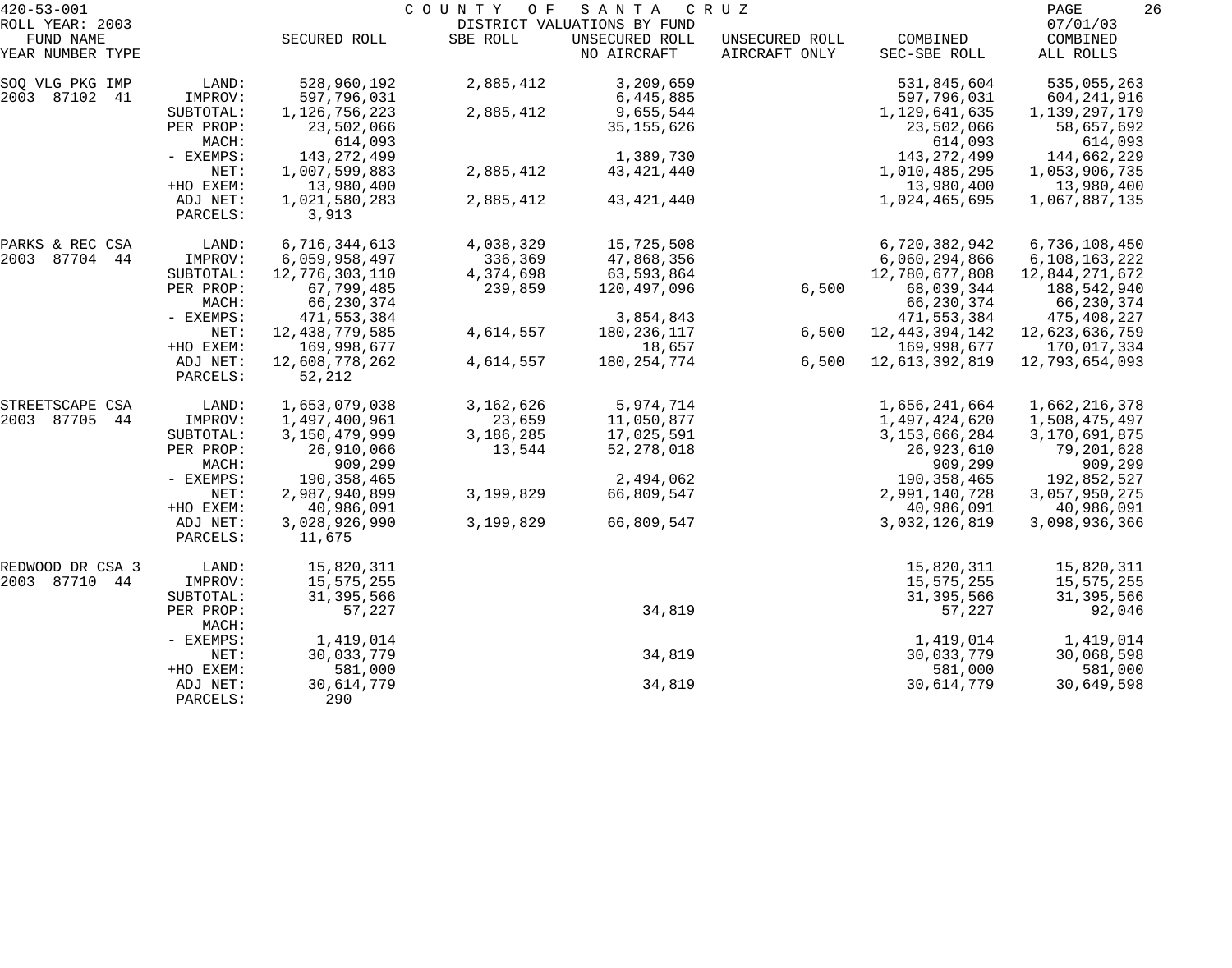420-53-001 COUNTY OF SANTA CRUZ

ROLL YEAR: 2003 DISTRICT VALUATIONS BY FUND 07/01/03

| FUND NAME YEAR NUMBER TYPE | | SECURED ROLL | SBE ROLL | UNSECURED ROLL NO AIRCRAFT | UNSECURED ROLL AIRCRAFT ONLY | COMBINED SEC-SBE ROLL | COMBINED ALL ROLLS |
|---|---|---|---|---|---|---|---|
| SOQ VLG PKG IMP | LAND: | 528,960,192 | 2,885,412 | 3,209,659 | | 531,845,604 | 535,055,263 |
| 2003 87102 41 | IMPROV: | 597,796,031 | | 6,445,885 | | 597,796,031 | 604,241,916 |
| | SUBTOTAL: | 1,126,756,223 | 2,885,412 | 9,655,544 | | 1,129,641,635 | 1,139,297,179 |
| | PER PROP: | 23,502,066 | | 35,155,626 | | 23,502,066 | 58,657,692 |
| | MACH: | 614,093 | | | | 614,093 | 614,093 |
| | - EXEMPS: | 143,272,499 | | 1,389,730 | | 143,272,499 | 144,662,229 |
| | NET: | 1,007,599,883 | 2,885,412 | 43,421,440 | | 1,010,485,295 | 1,053,906,735 |
| | +HO EXEM: | 13,980,400 | | | | 13,980,400 | 13,980,400 |
| | ADJ NET: | 1,021,580,283 | 2,885,412 | 43,421,440 | | 1,024,465,695 | 1,067,887,135 |
| | PARCELS: | 3,913 | | | | | |
| PARKS & REC CSA | LAND: | 6,716,344,613 | 4,038,329 | 15,725,508 | | 6,720,382,942 | 6,736,108,450 |
| 2003 87704 44 | IMPROV: | 6,059,958,497 | 336,369 | 47,868,356 | | 6,060,294,866 | 6,108,163,222 |
| | SUBTOTAL: | 12,776,303,110 | 4,374,698 | 63,593,864 | | 12,780,677,808 | 12,844,271,672 |
| | PER PROP: | 67,799,485 | 239,859 | 120,497,096 | 6,500 | 68,039,344 | 188,542,940 |
| | MACH: | 66,230,374 | | | | 66,230,374 | 66,230,374 |
| | - EXEMPS: | 471,553,384 | | 3,854,843 | | 471,553,384 | 475,408,227 |
| | NET: | 12,438,779,585 | 4,614,557 | 180,236,117 | 6,500 | 12,443,394,142 | 12,623,636,759 |
| | +HO EXEM: | 169,998,677 | | 18,657 | | 169,998,677 | 170,017,334 |
| | ADJ NET: | 12,608,778,262 | 4,614,557 | 180,254,774 | 6,500 | 12,613,392,819 | 12,793,654,093 |
| | PARCELS: | 52,212 | | | | | |
| STREETSCAPE CSA | LAND: | 1,653,079,038 | 3,162,626 | 5,974,714 | | 1,656,241,664 | 1,662,216,378 |
| 2003 87705 44 | IMPROV: | 1,497,400,961 | 23,659 | 11,050,877 | | 1,497,424,620 | 1,508,475,497 |
| | SUBTOTAL: | 3,150,479,999 | 3,186,285 | 17,025,591 | | 3,153,666,284 | 3,170,691,875 |
| | PER PROP: | 26,910,066 | 13,544 | 52,278,018 | | 26,923,610 | 79,201,628 |
| | MACH: | 909,299 | | | | 909,299 | 909,299 |
| | - EXEMPS: | 190,358,465 | | 2,494,062 | | 190,358,465 | 192,852,527 |
| | NET: | 2,987,940,899 | 3,199,829 | 66,809,547 | | 2,991,140,728 | 3,057,950,275 |
| | +HO EXEM: | 40,986,091 | | | | 40,986,091 | 40,986,091 |
| | ADJ NET: | 3,028,926,990 | 3,199,829 | 66,809,547 | | 3,032,126,819 | 3,098,936,366 |
| | PARCELS: | 11,675 | | | | | |
| REDWOOD DR CSA 3 | LAND: | 15,820,311 | | | | 15,820,311 | 15,820,311 |
| 2003 87710 44 | IMPROV: | 15,575,255 | | | | 15,575,255 | 15,575,255 |
| | SUBTOTAL: | 31,395,566 | | | | 31,395,566 | 31,395,566 |
| | PER PROP: | 57,227 | | 34,819 | | 57,227 | 92,046 |
| | MACH: | | | | | | |
| | - EXEMPS: | 1,419,014 | | | | 1,419,014 | 1,419,014 |
| | NET: | 30,033,779 | | 34,819 | | 30,033,779 | 30,068,598 |
| | +HO EXEM: | 581,000 | | | | 581,000 | 581,000 |
| | ADJ NET: | 30,614,779 | | 34,819 | | 30,614,779 | 30,649,598 |
| | PARCELS: | 290 | | | | | |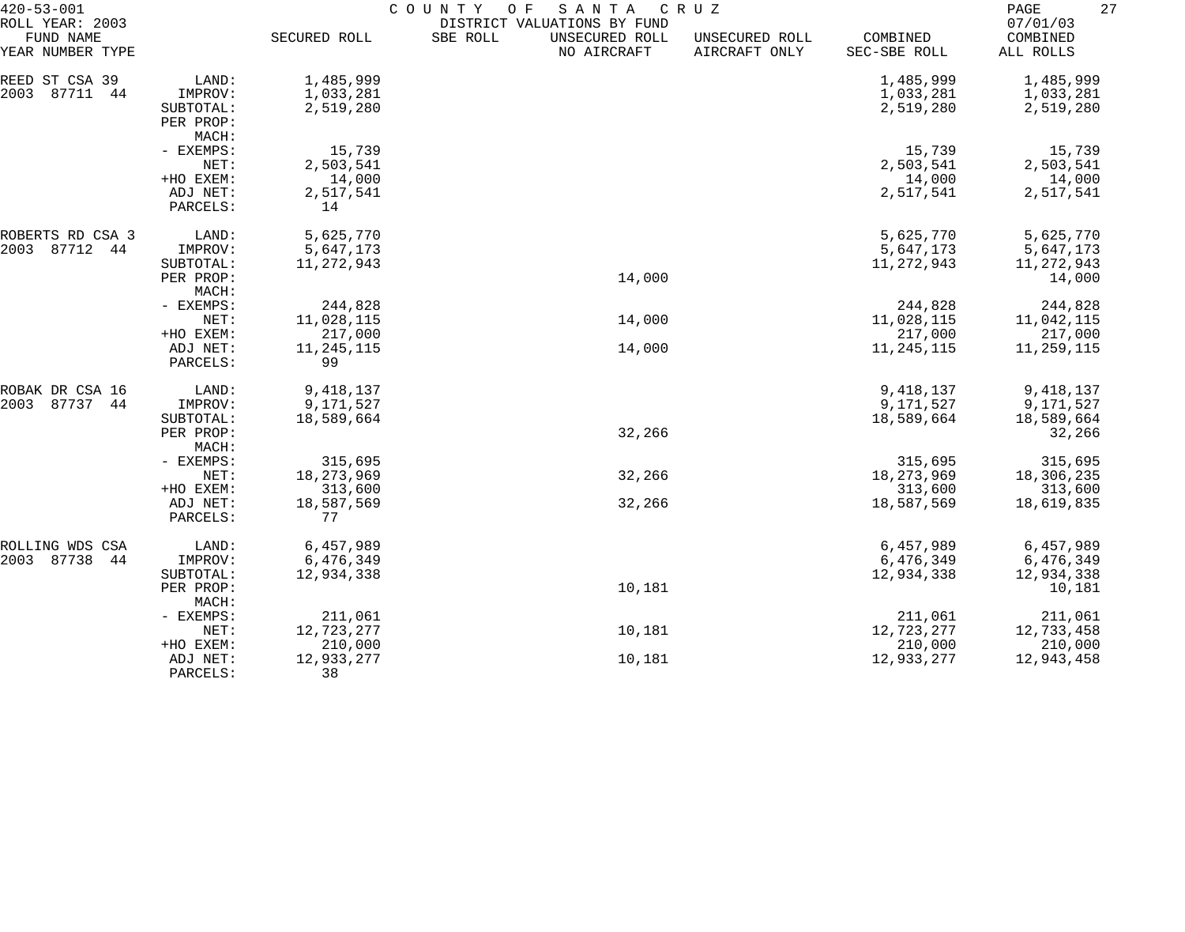420-53-001 COUNTY OF SANTA CRUZ
ROLL YEAR: 2003 DISTRICT VALUATIONS BY FUND 07/01/03

| FUND NAME YEAR NUMBER TYPE | | SECURED ROLL | SBE ROLL | UNSECURED ROLL NO AIRCRAFT | UNSECURED ROLL AIRCRAFT ONLY | COMBINED SEC-SBE ROLL | COMBINED ALL ROLLS |
|---|---|---|---|---|---|---|---|
| REED ST CSA 39 | LAND: | 1,485,999 | | | | 1,485,999 | 1,485,999 |
| 2003 87711 44 | IMPROV: | 1,033,281 | | | | 1,033,281 | 1,033,281 |
| | SUBTOTAL: | 2,519,280 | | | | 2,519,280 | 2,519,280 |
| | PER PROP: | | | | | | |
| | MACH: | | | | | | |
| | - EXEMPS: | 15,739 | | | | 15,739 | 15,739 |
| | NET: | 2,503,541 | | | | 2,503,541 | 2,503,541 |
| | +HO EXEM: | 14,000 | | | | 14,000 | 14,000 |
| | ADJ NET: | 2,517,541 | | | | 2,517,541 | 2,517,541 |
| | PARCELS: | 14 | | | | | |
| ROBERTS RD CSA 3 | LAND: | 5,625,770 | | | | 5,625,770 | 5,625,770 |
| 2003 87712 44 | IMPROV: | 5,647,173 | | | | 5,647,173 | 5,647,173 |
| | SUBTOTAL: | 11,272,943 | | | | 11,272,943 | 11,272,943 |
| | PER PROP: | | | 14,000 | | | 14,000 |
| | MACH: | | | | | | |
| | - EXEMPS: | 244,828 | | | | 244,828 | 244,828 |
| | NET: | 11,028,115 | | 14,000 | | 11,028,115 | 11,042,115 |
| | +HO EXEM: | 217,000 | | | | 217,000 | 217,000 |
| | ADJ NET: | 11,245,115 | | 14,000 | | 11,245,115 | 11,259,115 |
| | PARCELS: | 99 | | | | | |
| ROBAK DR CSA 16 | LAND: | 9,418,137 | | | | 9,418,137 | 9,418,137 |
| 2003 87737 44 | IMPROV: | 9,171,527 | | | | 9,171,527 | 9,171,527 |
| | SUBTOTAL: | 18,589,664 | | | | 18,589,664 | 18,589,664 |
| | PER PROP: | | | 32,266 | | | 32,266 |
| | MACH: | | | | | | |
| | - EXEMPS: | 315,695 | | | | 315,695 | 315,695 |
| | NET: | 18,273,969 | | 32,266 | | 18,273,969 | 18,306,235 |
| | +HO EXEM: | 313,600 | | | | 313,600 | 313,600 |
| | ADJ NET: | 18,587,569 | | 32,266 | | 18,587,569 | 18,619,835 |
| | PARCELS: | 77 | | | | | |
| ROLLING WDS CSA | LAND: | 6,457,989 | | | | 6,457,989 | 6,457,989 |
| 2003 87738 44 | IMPROV: | 6,476,349 | | | | 6,476,349 | 6,476,349 |
| | SUBTOTAL: | 12,934,338 | | | | 12,934,338 | 12,934,338 |
| | PER PROP: | | | 10,181 | | | 10,181 |
| | MACH: | | | | | | |
| | - EXEMPS: | 211,061 | | | | 211,061 | 211,061 |
| | NET: | 12,723,277 | | 10,181 | | 12,723,277 | 12,733,458 |
| | +HO EXEM: | 210,000 | | | | 210,000 | 210,000 |
| | ADJ NET: | 12,933,277 | | 10,181 | | 12,933,277 | 12,943,458 |
| | PARCELS: | 38 | | | | | |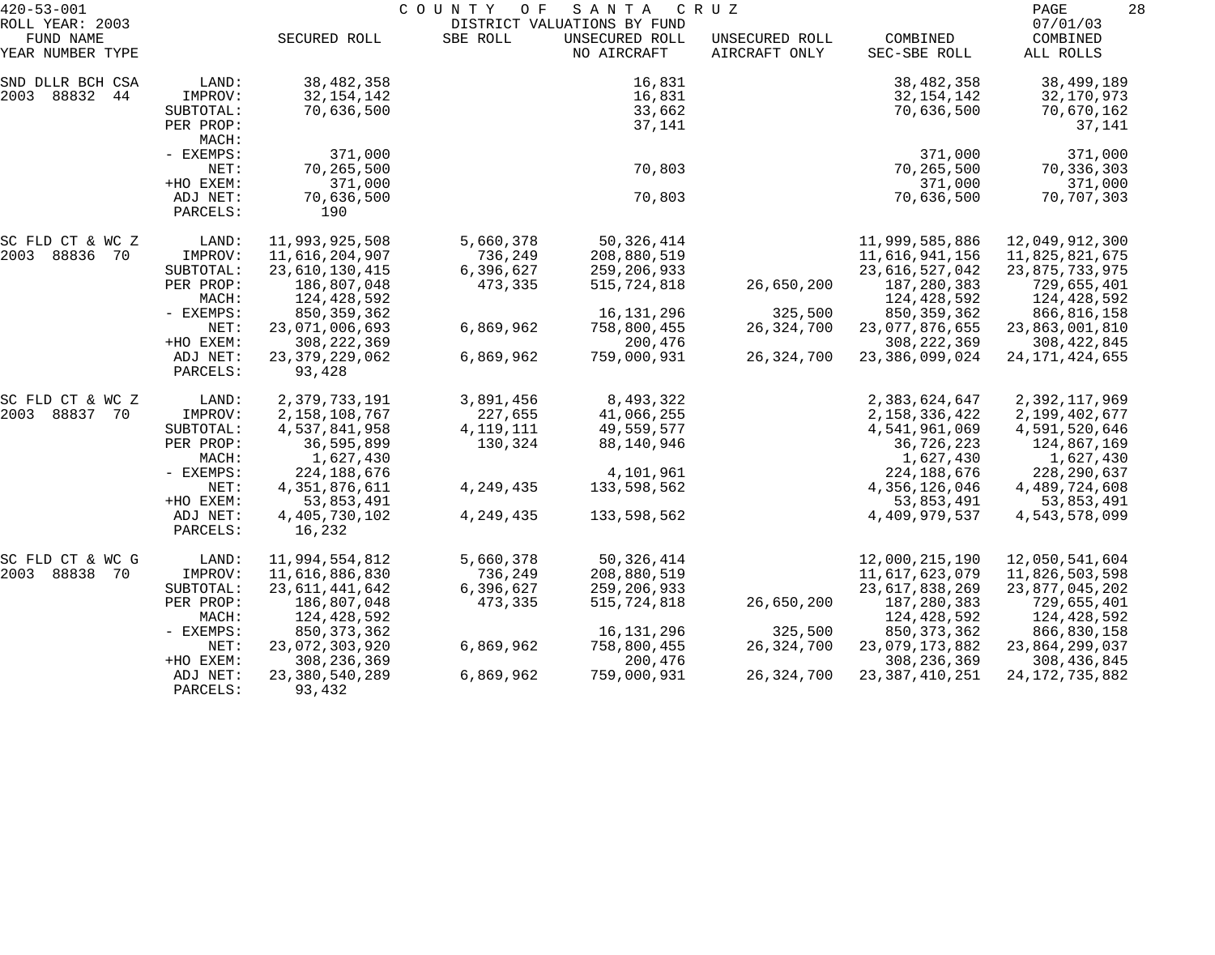420-53-001 COUNTY OF SANTA CRUZ
ROLL YEAR: 2003 DISTRICT VALUATIONS BY FUND 07/01/03

| FUND NAME YEAR NUMBER TYPE | | SECURED ROLL | SBE ROLL | UNSECURED ROLL NO AIRCRAFT | UNSECURED ROLL AIRCRAFT ONLY | COMBINED SEC-SBE ROLL | COMBINED ALL ROLLS |
|---|---|---|---|---|---|---|---|
| SND DLLR BCH CSA | LAND: | 38,482,358 | | 16,831 | | 38,482,358 | 38,499,189 |
| 2003 88832 44 | IMPROV: | 32,154,142 | | 16,831 | | 32,154,142 | 32,170,973 |
| | SUBTOTAL: | 70,636,500 | | 33,662 | | 70,636,500 | 70,670,162 |
| | PER PROP: | | | 37,141 | | | 37,141 |
| | MACH: | | | | | | |
| | - EXEMPS: | 371,000 | | | | 371,000 | 371,000 |
| | NET: | 70,265,500 | | 70,803 | | 70,265,500 | 70,336,303 |
| | +HO EXEM: | 371,000 | | | | 371,000 | 371,000 |
| | ADJ NET: | 70,636,500 | | 70,803 | | 70,636,500 | 70,707,303 |
| | PARCELS: | 190 | | | | | |
| SC FLD CT & WC Z | LAND: | 11,993,925,508 | 5,660,378 | 50,326,414 | | 11,999,585,886 | 12,049,912,300 |
| 2003 88836 70 | IMPROV: | 11,616,204,907 | 736,249 | 208,880,519 | | 11,616,941,156 | 11,825,821,675 |
| | SUBTOTAL: | 23,610,130,415 | 6,396,627 | 259,206,933 | | 23,616,527,042 | 23,875,733,975 |
| | PER PROP: | 186,807,048 | 473,335 | 515,724,818 | 26,650,200 | 187,280,383 | 729,655,401 |
| | MACH: | 124,428,592 | | | | 124,428,592 | 124,428,592 |
| | - EXEMPS: | 850,359,362 | | 16,131,296 | 325,500 | 850,359,362 | 866,816,158 |
| | NET: | 23,071,006,693 | 6,869,962 | 758,800,455 | 26,324,700 | 23,077,876,655 | 23,863,001,810 |
| | +HO EXEM: | 308,222,369 | | 200,476 | | 308,222,369 | 308,422,845 |
| | ADJ NET: | 23,379,229,062 | 6,869,962 | 759,000,931 | 26,324,700 | 23,386,099,024 | 24,171,424,655 |
| | PARCELS: | 93,428 | | | | | |
| SC FLD CT & WC Z | LAND: | 2,379,733,191 | 3,891,456 | 8,493,322 | | 2,383,624,647 | 2,392,117,969 |
| 2003 88837 70 | IMPROV: | 2,158,108,767 | 227,655 | 41,066,255 | | 2,158,336,422 | 2,199,402,677 |
| | SUBTOTAL: | 4,537,841,958 | 4,119,111 | 49,559,577 | | 4,541,961,069 | 4,591,520,646 |
| | PER PROP: | 36,595,899 | 130,324 | 88,140,946 | | 36,726,223 | 124,867,169 |
| | MACH: | 1,627,430 | | | | 1,627,430 | 1,627,430 |
| | - EXEMPS: | 224,188,676 | | 4,101,961 | | 224,188,676 | 228,290,637 |
| | NET: | 4,351,876,611 | 4,249,435 | 133,598,562 | | 4,356,126,046 | 4,489,724,608 |
| | +HO EXEM: | 53,853,491 | | | | 53,853,491 | 53,853,491 |
| | ADJ NET: | 4,405,730,102 | 4,249,435 | 133,598,562 | | 4,409,979,537 | 4,543,578,099 |
| | PARCELS: | 16,232 | | | | | |
| SC FLD CT & WC G | LAND: | 11,994,554,812 | 5,660,378 | 50,326,414 | | 12,000,215,190 | 12,050,541,604 |
| 2003 88838 70 | IMPROV: | 11,616,886,830 | 736,249 | 208,880,519 | | 11,617,623,079 | 11,826,503,598 |
| | SUBTOTAL: | 23,611,441,642 | 6,396,627 | 259,206,933 | | 23,617,838,269 | 23,877,045,202 |
| | PER PROP: | 186,807,048 | 473,335 | 515,724,818 | 26,650,200 | 187,280,383 | 729,655,401 |
| | MACH: | 124,428,592 | | | | 124,428,592 | 124,428,592 |
| | - EXEMPS: | 850,373,362 | | 16,131,296 | 325,500 | 850,373,362 | 866,830,158 |
| | NET: | 23,072,303,920 | 6,869,962 | 758,800,455 | 26,324,700 | 23,079,173,882 | 23,864,299,037 |
| | +HO EXEM: | 308,236,369 | | 200,476 | | 308,236,369 | 308,436,845 |
| | ADJ NET: | 23,380,540,289 | 6,869,962 | 759,000,931 | 26,324,700 | 23,387,410,251 | 24,172,735,882 |
| | PARCELS: | 93,432 | | | | | |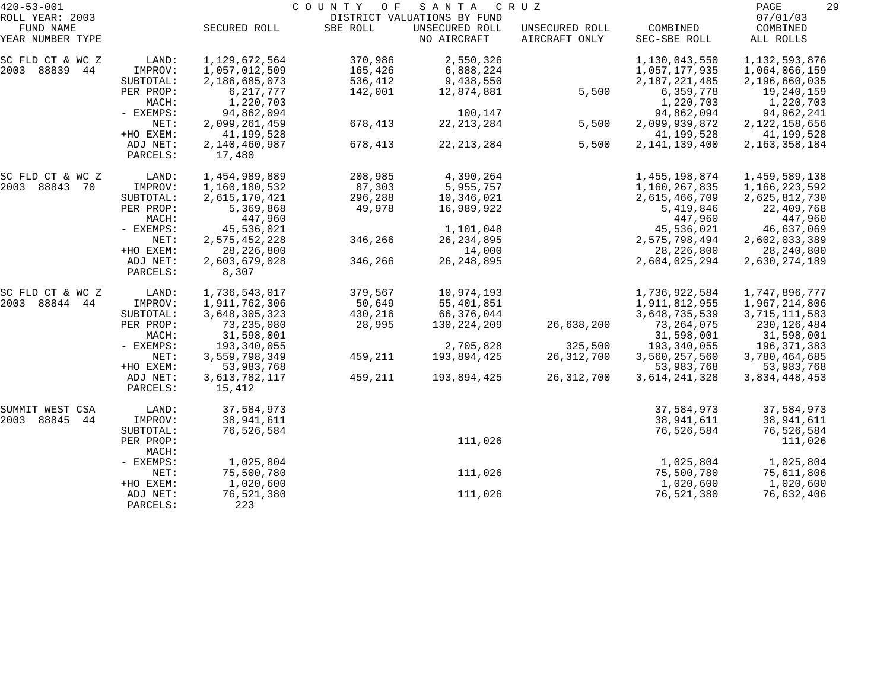420-53-001 COUNTY OF SANTA CRUZ
ROLL YEAR: 2003 DISTRICT VALUATIONS BY FUND 07/01/03

| FUND NAME YEAR NUMBER TYPE | | SECURED ROLL | SBE ROLL | UNSECURED ROLL NO AIRCRAFT | UNSECURED ROLL AIRCRAFT ONLY | COMBINED SEC-SBE ROLL | COMBINED ALL ROLLS |
|---|---|---|---|---|---|---|---|
| SC FLD CT & WC Z | LAND: | 1,129,672,564 | 370,986 | 2,550,326 | | 1,130,043,550 | 1,132,593,876 |
| 2003 88839 44 | IMPROV: | 1,057,012,509 | 165,426 | 6,888,224 | | 1,057,177,935 | 1,064,066,159 |
| | SUBTOTAL: | 2,186,685,073 | 536,412 | 9,438,550 | | 2,187,221,485 | 2,196,660,035 |
| | PER PROP: | 6,217,777 | 142,001 | 12,874,881 | 5,500 | 6,359,778 | 19,240,159 |
| | MACH: | 1,220,703 | | | | 1,220,703 | 1,220,703 |
| | - EXEMPS: | 94,862,094 | | 100,147 | | 94,862,094 | 94,962,241 |
| | NET: | 2,099,261,459 | 678,413 | 22,213,284 | 5,500 | 2,099,939,872 | 2,122,158,656 |
| | +HO EXEM: | 41,199,528 | | | | 41,199,528 | 41,199,528 |
| | ADJ NET: | 2,140,460,987 | 678,413 | 22,213,284 | 5,500 | 2,141,139,400 | 2,163,358,184 |
| | PARCELS: | 17,480 | | | | | |
| SC FLD CT & WC Z | LAND: | 1,454,989,889 | 208,985 | 4,390,264 | | 1,455,198,874 | 1,459,589,138 |
| 2003 88843 70 | IMPROV: | 1,160,180,532 | 87,303 | 5,955,757 | | 1,160,267,835 | 1,166,223,592 |
| | SUBTOTAL: | 2,615,170,421 | 296,288 | 10,346,021 | | 2,615,466,709 | 2,625,812,730 |
| | PER PROP: | 5,369,868 | 49,978 | 16,989,922 | | 5,419,846 | 22,409,768 |
| | MACH: | 447,960 | | | | 447,960 | 447,960 |
| | - EXEMPS: | 45,536,021 | | 1,101,048 | | 45,536,021 | 46,637,069 |
| | NET: | 2,575,452,228 | 346,266 | 26,234,895 | | 2,575,798,494 | 2,602,033,389 |
| | +HO EXEM: | 28,226,800 | | 14,000 | | 28,226,800 | 28,240,800 |
| | ADJ NET: | 2,603,679,028 | 346,266 | 26,248,895 | | 2,604,025,294 | 2,630,274,189 |
| | PARCELS: | 8,307 | | | | | |
| SC FLD CT & WC Z | LAND: | 1,736,543,017 | 379,567 | 10,974,193 | | 1,736,922,584 | 1,747,896,777 |
| 2003 88844 44 | IMPROV: | 1,911,762,306 | 50,649 | 55,401,851 | | 1,911,812,955 | 1,967,214,806 |
| | SUBTOTAL: | 3,648,305,323 | 430,216 | 66,376,044 | | 3,648,735,539 | 3,715,111,583 |
| | PER PROP: | 73,235,080 | 28,995 | 130,224,209 | 26,638,200 | 73,264,075 | 230,126,484 |
| | MACH: | 31,598,001 | | | | 31,598,001 | 31,598,001 |
| | - EXEMPS: | 193,340,055 | | 2,705,828 | 325,500 | 193,340,055 | 196,371,383 |
| | NET: | 3,559,798,349 | 459,211 | 193,894,425 | 26,312,700 | 3,560,257,560 | 3,780,464,685 |
| | +HO EXEM: | 53,983,768 | | | | 53,983,768 | 53,983,768 |
| | ADJ NET: | 3,613,782,117 | 459,211 | 193,894,425 | 26,312,700 | 3,614,241,328 | 3,834,448,453 |
| | PARCELS: | 15,412 | | | | | |
| SUMMIT WEST CSA | LAND: | 37,584,973 | | | | 37,584,973 | 37,584,973 |
| 2003 88845 44 | IMPROV: | 38,941,611 | | | | 38,941,611 | 38,941,611 |
| | SUBTOTAL: | 76,526,584 | | | | 76,526,584 | 76,526,584 |
| | PER PROP: | | | 111,026 | | | 111,026 |
| | MACH: | | | | | | |
| | - EXEMPS: | 1,025,804 | | | | 1,025,804 | 1,025,804 |
| | NET: | 75,500,780 | | 111,026 | | 75,500,780 | 75,611,806 |
| | +HO EXEM: | 1,020,600 | | | | 1,020,600 | 1,020,600 |
| | ADJ NET: | 76,521,380 | | 111,026 | | 76,521,380 | 76,632,406 |
| | PARCELS: | 223 | | | | | |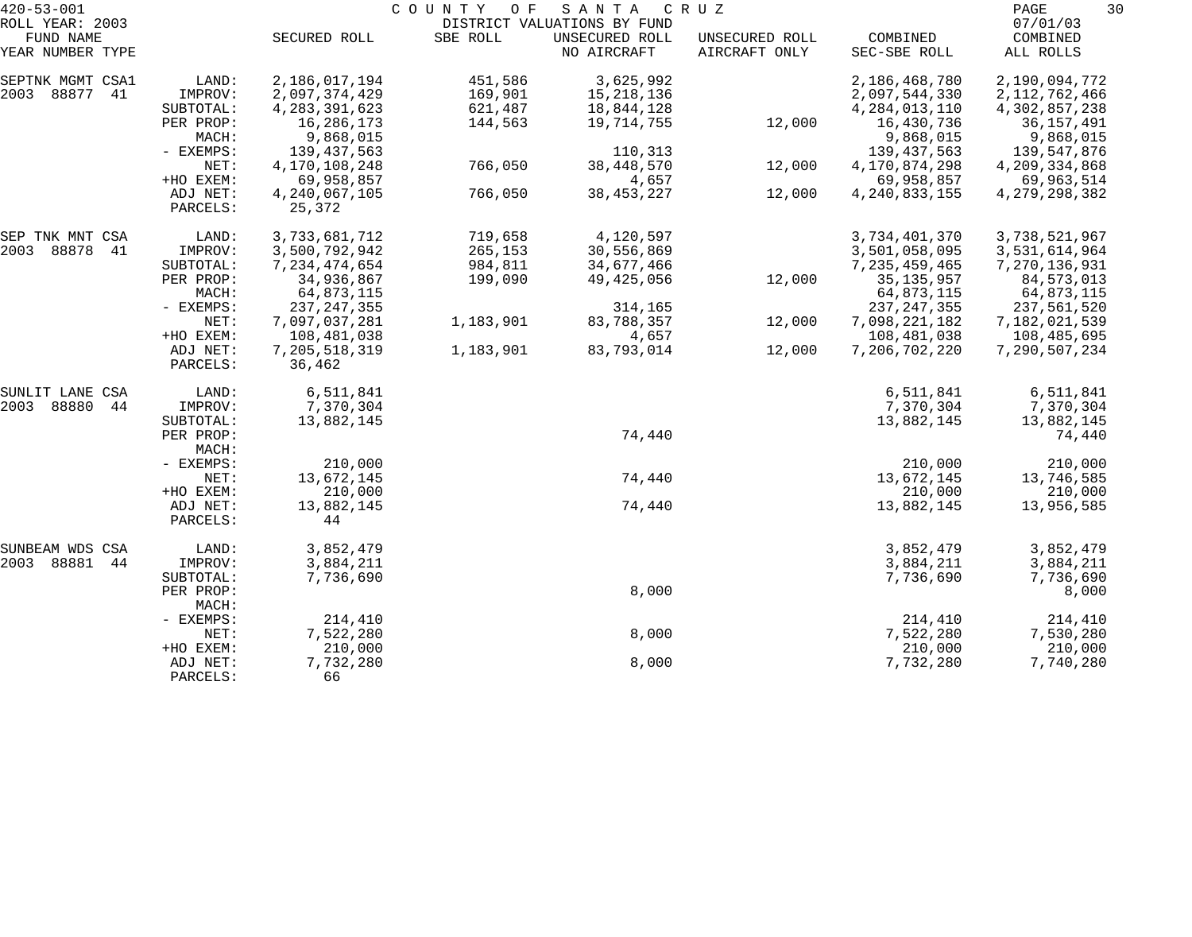420-53-001 COUNTY OF SANTA CRUZ
ROLL YEAR: 2003 DISTRICT VALUATIONS BY FUND 07/01/03

| FUND NAME YEAR NUMBER TYPE | | SECURED ROLL | SBE ROLL | UNSECURED ROLL NO AIRCRAFT | UNSECURED ROLL AIRCRAFT ONLY | COMBINED SEC-SBE ROLL | COMBINED ALL ROLLS |
|---|---|---|---|---|---|---|---|
| SEPTNK MGMT CSA1 | LAND: | 2,186,017,194 | 451,586 | 3,625,992 | | 2,186,468,780 | 2,190,094,772 |
| 2003 88877 41 | IMPROV: | 2,097,374,429 | 169,901 | 15,218,136 | | 2,097,544,330 | 2,112,762,466 |
| | SUBTOTAL: | 4,283,391,623 | 621,487 | 18,844,128 | | 4,284,013,110 | 4,302,857,238 |
| | PER PROP: | 16,286,173 | 144,563 | 19,714,755 | 12,000 | 16,430,736 | 36,157,491 |
| | MACH: | 9,868,015 | | | | 9,868,015 | 9,868,015 |
| | - EXEMPS: | 139,437,563 | | 110,313 | | 139,437,563 | 139,547,876 |
| | NET: | 4,170,108,248 | 766,050 | 38,448,570 | 12,000 | 4,170,874,298 | 4,209,334,868 |
| | +HO EXEM: | 69,958,857 | | 4,657 | | 69,958,857 | 69,963,514 |
| | ADJ NET: | 4,240,067,105 | 766,050 | 38,453,227 | 12,000 | 4,240,833,155 | 4,279,298,382 |
| | PARCELS: | 25,372 | | | | | |
| SEP TNK MNT CSA | LAND: | 3,733,681,712 | 719,658 | 4,120,597 | | 3,734,401,370 | 3,738,521,967 |
| 2003 88878 41 | IMPROV: | 3,500,792,942 | 265,153 | 30,556,869 | | 3,501,058,095 | 3,531,614,964 |
| | SUBTOTAL: | 7,234,474,654 | 984,811 | 34,677,466 | | 7,235,459,465 | 7,270,136,931 |
| | PER PROP: | 34,936,867 | 199,090 | 49,425,056 | 12,000 | 35,135,957 | 84,573,013 |
| | MACH: | 64,873,115 | | | | 64,873,115 | 64,873,115 |
| | - EXEMPS: | 237,247,355 | | 314,165 | | 237,247,355 | 237,561,520 |
| | NET: | 7,097,037,281 | 1,183,901 | 83,788,357 | 12,000 | 7,098,221,182 | 7,182,021,539 |
| | +HO EXEM: | 108,481,038 | | 4,657 | | 108,481,038 | 108,485,695 |
| | ADJ NET: | 7,205,518,319 | 1,183,901 | 83,793,014 | 12,000 | 7,206,702,220 | 7,290,507,234 |
| | PARCELS: | 36,462 | | | | | |
| SUNLIT LANE CSA | LAND: | 6,511,841 | | | | 6,511,841 | 6,511,841 |
| 2003 88880 44 | IMPROV: | 7,370,304 | | | | 7,370,304 | 7,370,304 |
| | SUBTOTAL: | 13,882,145 | | | | 13,882,145 | 13,882,145 |
| | PER PROP: | | | 74,440 | | | 74,440 |
| | MACH: | | | | | | |
| | - EXEMPS: | 210,000 | | | | 210,000 | 210,000 |
| | NET: | 13,672,145 | | 74,440 | | 13,672,145 | 13,746,585 |
| | +HO EXEM: | 210,000 | | | | 210,000 | 210,000 |
| | ADJ NET: | 13,882,145 | | 74,440 | | 13,882,145 | 13,956,585 |
| | PARCELS: | 44 | | | | | |
| SUNBEAM WDS CSA | LAND: | 3,852,479 | | | | 3,852,479 | 3,852,479 |
| 2003 88881 44 | IMPROV: | 3,884,211 | | | | 3,884,211 | 3,884,211 |
| | SUBTOTAL: | 7,736,690 | | | | 7,736,690 | 7,736,690 |
| | PER PROP: | | | 8,000 | | | 8,000 |
| | MACH: | | | | | | |
| | - EXEMPS: | 214,410 | | | | 214,410 | 214,410 |
| | NET: | 7,522,280 | | 8,000 | | 7,522,280 | 7,530,280 |
| | +HO EXEM: | 210,000 | | | | 210,000 | 210,000 |
| | ADJ NET: | 7,732,280 | | 8,000 | | 7,732,280 | 7,740,280 |
| | PARCELS: | 66 | | | | | |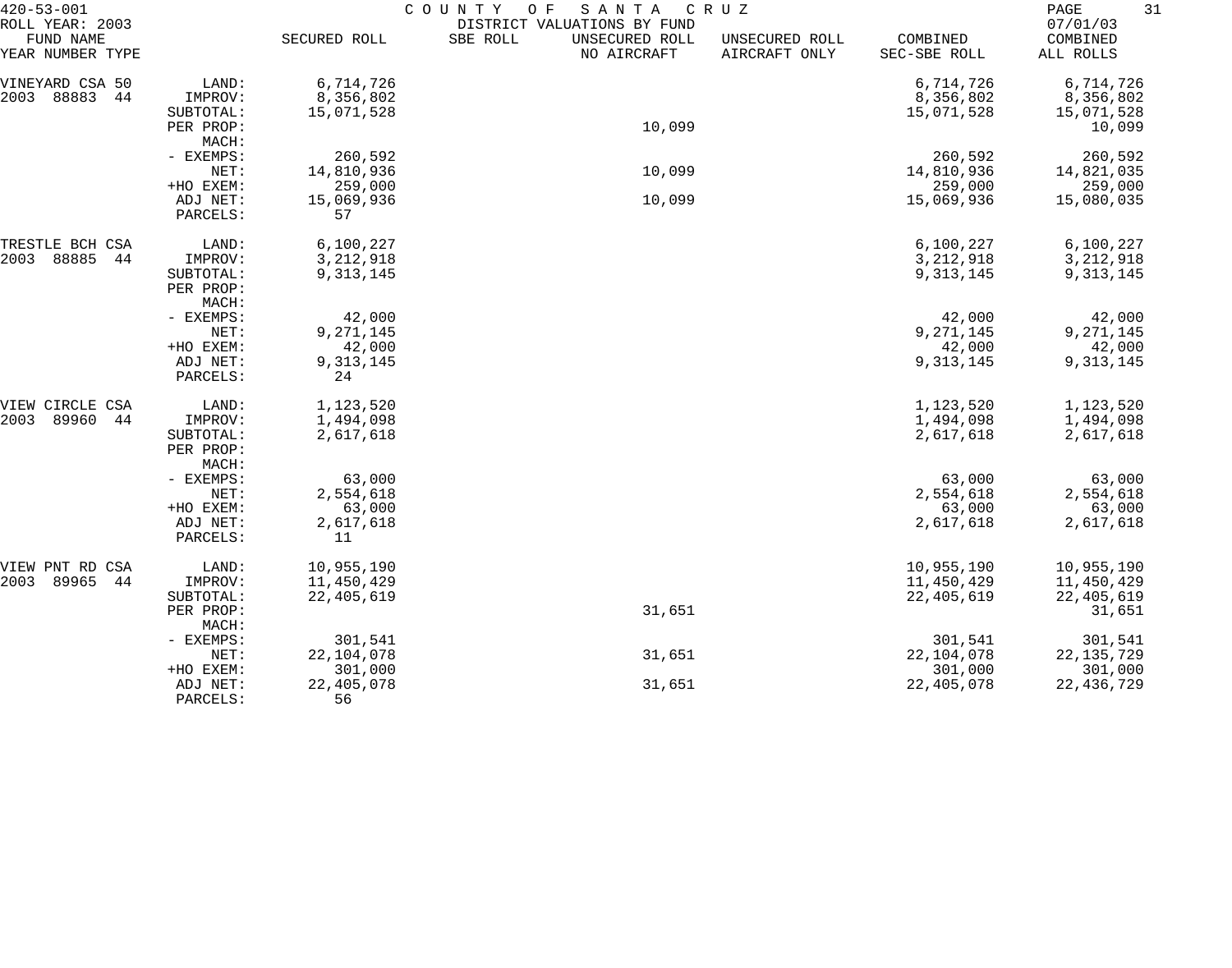420-53-001 COUNTY OF SANTA CRUZ
ROLL YEAR: 2003 DISTRICT VALUATIONS BY FUND 07/01/03

| FUND NAME YEAR NUMBER TYPE | | SECURED ROLL | SBE ROLL | UNSECURED ROLL NO AIRCRAFT | UNSECURED ROLL AIRCRAFT ONLY | COMBINED SEC-SBE ROLL | COMBINED ALL ROLLS |
|---|---|---|---|---|---|---|---|
| VINEYARD CSA 50 | LAND: | 6,714,726 | | | | 6,714,726 | 6,714,726 |
| 2003 88883 44 | IMPROV: | 8,356,802 | | | | 8,356,802 | 8,356,802 |
| | SUBTOTAL: | 15,071,528 | | | | 15,071,528 | 15,071,528 |
| | PER PROP: | | | 10,099 | | | 10,099 |
| | MACH: | | | | | | |
| | - EXEMPS: | 260,592 | | | | 260,592 | 260,592 |
| | NET: | 14,810,936 | | 10,099 | | 14,810,936 | 14,821,035 |
| | +HO EXEM: | 259,000 | | | | 259,000 | 259,000 |
| | ADJ NET: | 15,069,936 | | 10,099 | | 15,069,936 | 15,080,035 |
| | PARCELS: | 57 | | | | | |
| TRESTLE BCH CSA | LAND: | 6,100,227 | | | | 6,100,227 | 6,100,227 |
| 2003 88885 44 | IMPROV: | 3,212,918 | | | | 3,212,918 | 3,212,918 |
| | SUBTOTAL: | 9,313,145 | | | | 9,313,145 | 9,313,145 |
| | PER PROP: | | | | | | |
| | MACH: | | | | | | |
| | - EXEMPS: | 42,000 | | | | 42,000 | 42,000 |
| | NET: | 9,271,145 | | | | 9,271,145 | 9,271,145 |
| | +HO EXEM: | 42,000 | | | | 42,000 | 42,000 |
| | ADJ NET: | 9,313,145 | | | | 9,313,145 | 9,313,145 |
| | PARCELS: | 24 | | | | | |
| VIEW CIRCLE CSA | LAND: | 1,123,520 | | | | 1,123,520 | 1,123,520 |
| 2003 89960 44 | IMPROV: | 1,494,098 | | | | 1,494,098 | 1,494,098 |
| | SUBTOTAL: | 2,617,618 | | | | 2,617,618 | 2,617,618 |
| | PER PROP: | | | | | | |
| | MACH: | | | | | | |
| | - EXEMPS: | 63,000 | | | | 63,000 | 63,000 |
| | NET: | 2,554,618 | | | | 2,554,618 | 2,554,618 |
| | +HO EXEM: | 63,000 | | | | 63,000 | 63,000 |
| | ADJ NET: | 2,617,618 | | | | 2,617,618 | 2,617,618 |
| | PARCELS: | 11 | | | | | |
| VIEW PNT RD CSA | LAND: | 10,955,190 | | | | 10,955,190 | 10,955,190 |
| 2003 89965 44 | IMPROV: | 11,450,429 | | | | 11,450,429 | 11,450,429 |
| | SUBTOTAL: | 22,405,619 | | | | 22,405,619 | 22,405,619 |
| | PER PROP: | | | 31,651 | | | 31,651 |
| | MACH: | | | | | | |
| | - EXEMPS: | 301,541 | | | | 301,541 | 301,541 |
| | NET: | 22,104,078 | | 31,651 | | 22,104,078 | 22,135,729 |
| | +HO EXEM: | 301,000 | | | | 301,000 | 301,000 |
| | ADJ NET: | 22,405,078 | | 31,651 | | 22,405,078 | 22,436,729 |
| | PARCELS: | 56 | | | | | |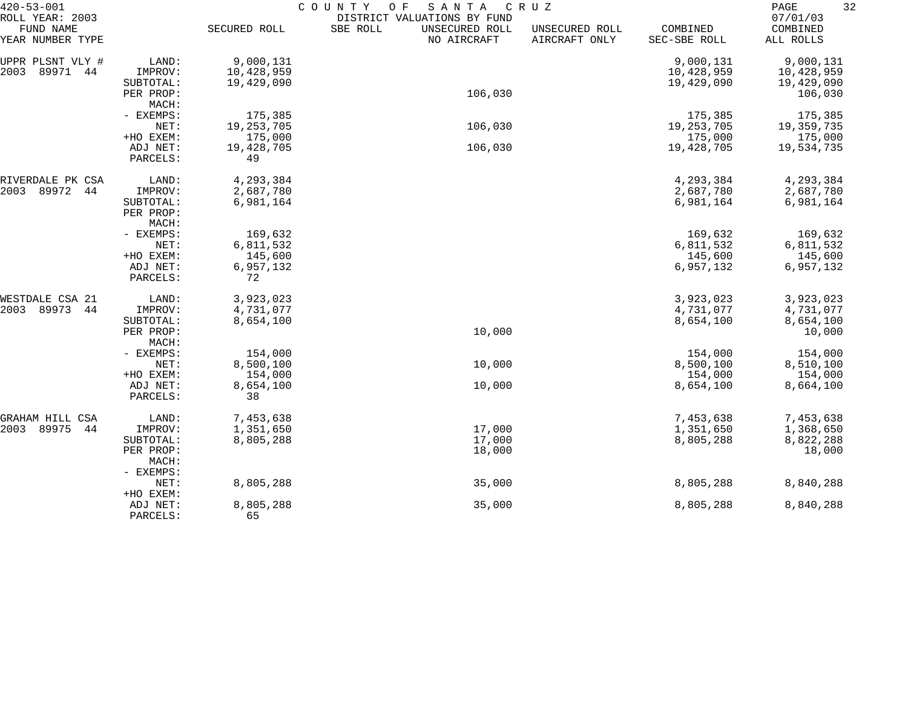420-53-001 COUNTY OF SANTA CRUZ
ROLL YEAR: 2003 DISTRICT VALUATIONS BY FUND 07/01/03

| FUND NAME YEAR NUMBER TYPE | | SECURED ROLL | SBE ROLL | UNSECURED ROLL NO AIRCRAFT | UNSECURED ROLL AIRCRAFT ONLY | COMBINED SEC-SBE ROLL | COMBINED ALL ROLLS |
|---|---|---|---|---|---|---|---|
| UPPR PLSNT VLY # | LAND: | 9,000,131 | | | | 9,000,131 | 9,000,131 |
| 2003 89971 44 | IMPROV: | 10,428,959 | | | | 10,428,959 | 10,428,959 |
| | SUBTOTAL: | 19,429,090 | | | | 19,429,090 | 19,429,090 |
| | PER PROP: | | | 106,030 | | | 106,030 |
| | MACH: | | | | | | |
| | - EXEMPS: | 175,385 | | | | 175,385 | 175,385 |
| | NET: | 19,253,705 | | 106,030 | | 19,253,705 | 19,359,735 |
| | +HO EXEM: | 175,000 | | | | 175,000 | 175,000 |
| | ADJ NET: | 19,428,705 | | 106,030 | | 19,428,705 | 19,534,735 |
| | PARCELS: | 49 | | | | | |
| RIVERDALE PK CSA | LAND: | 4,293,384 | | | | 4,293,384 | 4,293,384 |
| 2003 89972 44 | IMPROV: | 2,687,780 | | | | 2,687,780 | 2,687,780 |
| | SUBTOTAL: | 6,981,164 | | | | 6,981,164 | 6,981,164 |
| | PER PROP: | | | | | | |
| | MACH: | | | | | | |
| | - EXEMPS: | 169,632 | | | | 169,632 | 169,632 |
| | NET: | 6,811,532 | | | | 6,811,532 | 6,811,532 |
| | +HO EXEM: | 145,600 | | | | 145,600 | 145,600 |
| | ADJ NET: | 6,957,132 | | | | 6,957,132 | 6,957,132 |
| | PARCELS: | 72 | | | | | |
| WESTDALE CSA 21 | LAND: | 3,923,023 | | | | 3,923,023 | 3,923,023 |
| 2003 89973 44 | IMPROV: | 4,731,077 | | | | 4,731,077 | 4,731,077 |
| | SUBTOTAL: | 8,654,100 | | | | 8,654,100 | 8,654,100 |
| | PER PROP: | | | 10,000 | | | 10,000 |
| | MACH: | | | | | | |
| | - EXEMPS: | 154,000 | | | | 154,000 | 154,000 |
| | NET: | 8,500,100 | | 10,000 | | 8,500,100 | 8,510,100 |
| | +HO EXEM: | 154,000 | | | | 154,000 | 154,000 |
| | ADJ NET: | 8,654,100 | | 10,000 | | 8,654,100 | 8,664,100 |
| | PARCELS: | 38 | | | | | |
| GRAHAM HILL CSA | LAND: | 7,453,638 | | | | 7,453,638 | 7,453,638 |
| 2003 89975 44 | IMPROV: | 1,351,650 | | 17,000 | | 1,351,650 | 1,368,650 |
| | SUBTOTAL: | 8,805,288 | | 17,000 | | 8,805,288 | 8,822,288 |
| | PER PROP: | | | 18,000 | | | 18,000 |
| | MACH: | | | | | | |
| | - EXEMPS: | | | | | | |
| | NET: | 8,805,288 | | 35,000 | | 8,805,288 | 8,840,288 |
| | +HO EXEM: | | | | | | |
| | ADJ NET: | 8,805,288 | | 35,000 | | 8,805,288 | 8,840,288 |
| | PARCELS: | 65 | | | | | |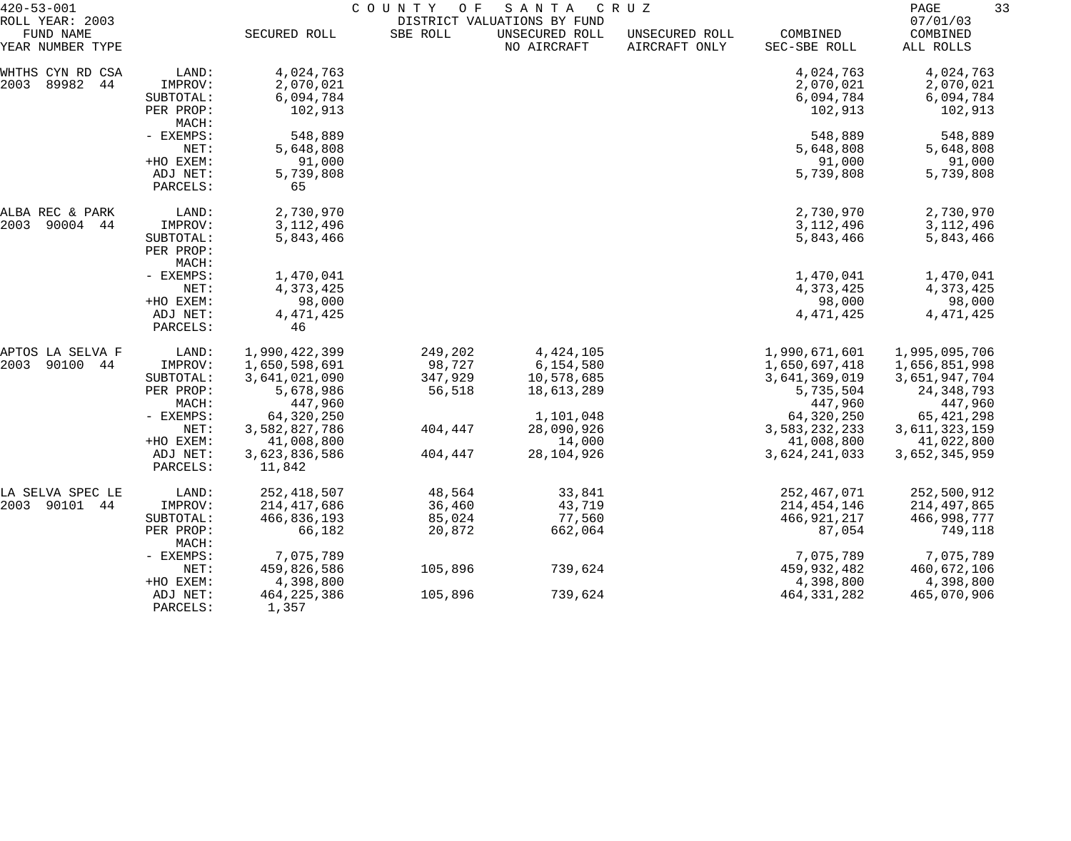420-53-001 COUNTY OF SANTA CRUZ
ROLL YEAR: 2003 DISTRICT VALUATIONS BY FUND 07/01/03

| FUND NAME / YEAR NUMBER TYPE | | SECURED ROLL | SBE ROLL | UNSECURED ROLL NO AIRCRAFT | UNSECURED ROLL AIRCRAFT ONLY | COMBINED SEC-SBE ROLL | COMBINED ALL ROLLS |
|---|---|---|---|---|---|---|---|
| WHTHS CYN RD CSA | LAND: | 4,024,763 | | | | 4,024,763 | 4,024,763 |
| 2003 89982 44 | IMPROV: | 2,070,021 | | | | 2,070,021 | 2,070,021 |
| | SUBTOTAL: | 6,094,784 | | | | 6,094,784 | 6,094,784 |
| | PER PROP: | 102,913 | | | | 102,913 | 102,913 |
| | MACH: | | | | | | |
| | - EXEMPS: | 548,889 | | | | 548,889 | 548,889 |
| | NET: | 5,648,808 | | | | 5,648,808 | 5,648,808 |
| | +HO EXEM: | 91,000 | | | | 91,000 | 91,000 |
| | ADJ NET: | 5,739,808 | | | | 5,739,808 | 5,739,808 |
| | PARCELS: | 65 | | | | | |
| ALBA REC & PARK | LAND: | 2,730,970 | | | | 2,730,970 | 2,730,970 |
| 2003 90004 44 | IMPROV: | 3,112,496 | | | | 3,112,496 | 3,112,496 |
| | SUBTOTAL: | 5,843,466 | | | | 5,843,466 | 5,843,466 |
| | PER PROP: | | | | | | |
| | MACH: | | | | | | |
| | - EXEMPS: | 1,470,041 | | | | 1,470,041 | 1,470,041 |
| | NET: | 4,373,425 | | | | 4,373,425 | 4,373,425 |
| | +HO EXEM: | 98,000 | | | | 98,000 | 98,000 |
| | ADJ NET: | 4,471,425 | | | | 4,471,425 | 4,471,425 |
| | PARCELS: | 46 | | | | | |
| APTOS LA SELVA F | LAND: | 1,990,422,399 | 249,202 | 4,424,105 | | 1,990,671,601 | 1,995,095,706 |
| 2003 90100 44 | IMPROV: | 1,650,598,691 | 98,727 | 6,154,580 | | 1,650,697,418 | 1,656,851,998 |
| | SUBTOTAL: | 3,641,021,090 | 347,929 | 10,578,685 | | 3,641,369,019 | 3,651,947,704 |
| | PER PROP: | 5,678,986 | 56,518 | 18,613,289 | | 5,735,504 | 24,348,793 |
| | MACH: | 447,960 | | | | 447,960 | 447,960 |
| | - EXEMPS: | 64,320,250 | | 1,101,048 | | 64,320,250 | 65,421,298 |
| | NET: | 3,582,827,786 | 404,447 | 28,090,926 | | 3,583,232,233 | 3,611,323,159 |
| | +HO EXEM: | 41,008,800 | | 14,000 | | 41,008,800 | 41,022,800 |
| | ADJ NET: | 3,623,836,586 | 404,447 | 28,104,926 | | 3,624,241,033 | 3,652,345,959 |
| | PARCELS: | 11,842 | | | | | |
| LA SELVA SPEC LE | LAND: | 252,418,507 | 48,564 | 33,841 | | 252,467,071 | 252,500,912 |
| 2003 90101 44 | IMPROV: | 214,417,686 | 36,460 | 43,719 | | 214,454,146 | 214,497,865 |
| | SUBTOTAL: | 466,836,193 | 85,024 | 77,560 | | 466,921,217 | 466,998,777 |
| | PER PROP: | 66,182 | 20,872 | 662,064 | | 87,054 | 749,118 |
| | MACH: | | | | | | |
| | - EXEMPS: | 7,075,789 | | | | 7,075,789 | 7,075,789 |
| | NET: | 459,826,586 | 105,896 | 739,624 | | 459,932,482 | 460,672,106 |
| | +HO EXEM: | 4,398,800 | | | | 4,398,800 | 4,398,800 |
| | ADJ NET: | 464,225,386 | 105,896 | 739,624 | | 464,331,282 | 465,070,906 |
| | PARCELS: | 1,357 | | | | | |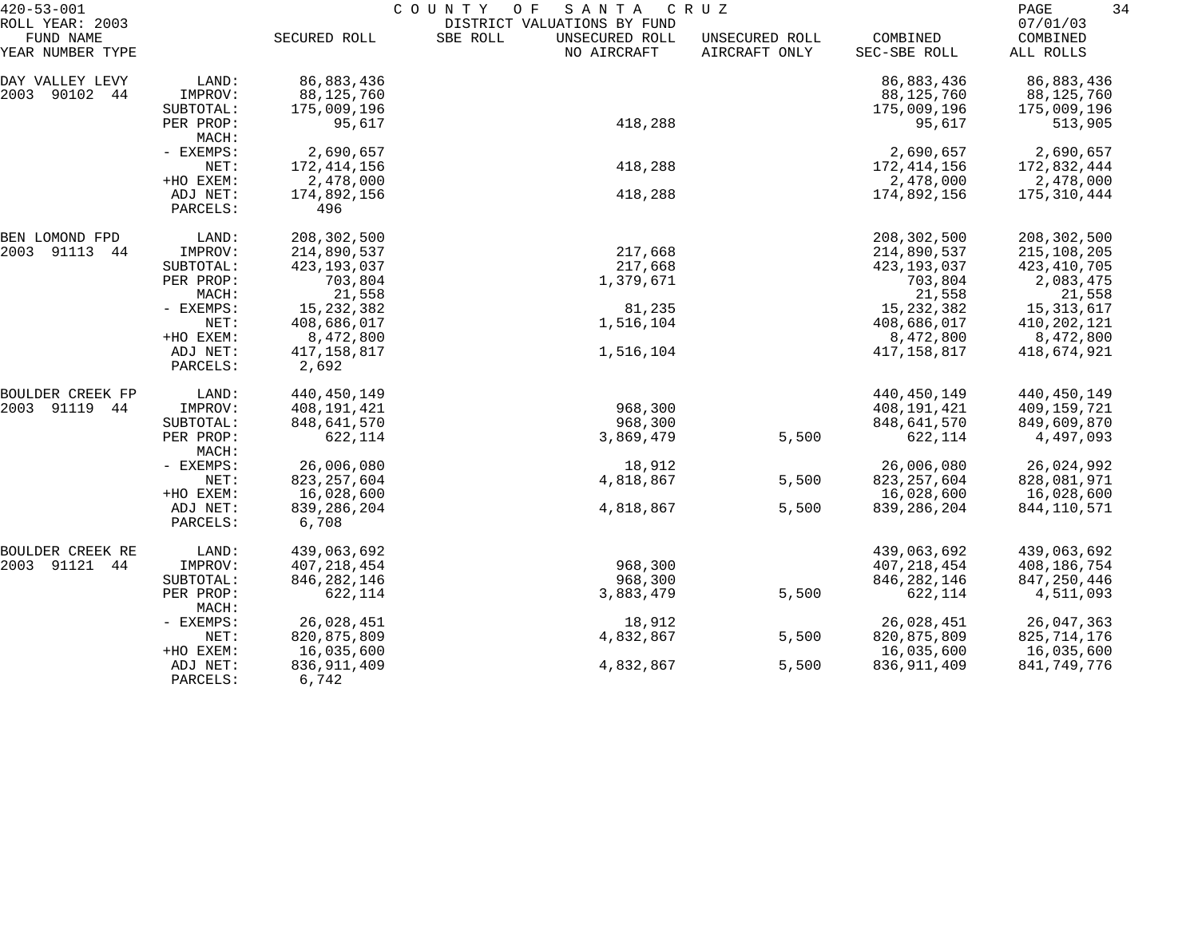420-53-001 COUNTY OF SANTA CRUZ

ROLL YEAR: 2003 DISTRICT VALUATIONS BY FUND 07/01/03

| FUND NAME YEAR NUMBER TYPE | | SECURED ROLL | SBE ROLL | UNSECURED ROLL NO AIRCRAFT | UNSECURED ROLL AIRCRAFT ONLY | COMBINED SEC-SBE ROLL | COMBINED ALL ROLLS |
|---|---|---|---|---|---|---|---|
| DAY VALLEY LEVY | LAND: | 86,883,436 | | | | 86,883,436 | 86,883,436 |
| 2003 90102 44 | IMPROV: | 88,125,760 | | | | 88,125,760 | 88,125,760 |
| | SUBTOTAL: | 175,009,196 | | | | 175,009,196 | 175,009,196 |
| | PER PROP: | 95,617 | | 418,288 | | 95,617 | 513,905 |
| | MACH: | | | | | | |
| | - EXEMPS: | 2,690,657 | | | | 2,690,657 | 2,690,657 |
| | NET: | 172,414,156 | | 418,288 | | 172,414,156 | 172,832,444 |
| | +HO EXEM: | 2,478,000 | | | | 2,478,000 | 2,478,000 |
| | ADJ NET: | 174,892,156 | | 418,288 | | 174,892,156 | 175,310,444 |
| | PARCELS: | 496 | | | | | |
| BEN LOMOND FPD | LAND: | 208,302,500 | | | | 208,302,500 | 208,302,500 |
| 2003 91113 44 | IMPROV: | 214,890,537 | | 217,668 | | 214,890,537 | 215,108,205 |
| | SUBTOTAL: | 423,193,037 | | 217,668 | | 423,193,037 | 423,410,705 |
| | PER PROP: | 703,804 | | 1,379,671 | | 703,804 | 2,083,475 |
| | MACH: | 21,558 | | | | 21,558 | 21,558 |
| | - EXEMPS: | 15,232,382 | | 81,235 | | 15,232,382 | 15,313,617 |
| | NET: | 408,686,017 | | 1,516,104 | | 408,686,017 | 410,202,121 |
| | +HO EXEM: | 8,472,800 | | | | 8,472,800 | 8,472,800 |
| | ADJ NET: | 417,158,817 | | 1,516,104 | | 417,158,817 | 418,674,921 |
| | PARCELS: | 2,692 | | | | | |
| BOULDER CREEK FP | LAND: | 440,450,149 | | | | 440,450,149 | 440,450,149 |
| 2003 91119 44 | IMPROV: | 408,191,421 | | 968,300 | | 408,191,421 | 409,159,721 |
| | SUBTOTAL: | 848,641,570 | | 968,300 | | 848,641,570 | 849,609,870 |
| | PER PROP: | 622,114 | | 3,869,479 | 5,500 | 622,114 | 4,497,093 |
| | MACH: | | | | | | |
| | - EXEMPS: | 26,006,080 | | 18,912 | | 26,006,080 | 26,024,992 |
| | NET: | 823,257,604 | | 4,818,867 | 5,500 | 823,257,604 | 828,081,971 |
| | +HO EXEM: | 16,028,600 | | | | 16,028,600 | 16,028,600 |
| | ADJ NET: | 839,286,204 | | 4,818,867 | 5,500 | 839,286,204 | 844,110,571 |
| | PARCELS: | 6,708 | | | | | |
| BOULDER CREEK RE | LAND: | 439,063,692 | | | | 439,063,692 | 439,063,692 |
| 2003 91121 44 | IMPROV: | 407,218,454 | | 968,300 | | 407,218,454 | 408,186,754 |
| | SUBTOTAL: | 846,282,146 | | 968,300 | | 846,282,146 | 847,250,446 |
| | PER PROP: | 622,114 | | 3,883,479 | 5,500 | 622,114 | 4,511,093 |
| | MACH: | | | | | | |
| | - EXEMPS: | 26,028,451 | | 18,912 | | 26,028,451 | 26,047,363 |
| | NET: | 820,875,809 | | 4,832,867 | 5,500 | 820,875,809 | 825,714,176 |
| | +HO EXEM: | 16,035,600 | | | | 16,035,600 | 16,035,600 |
| | ADJ NET: | 836,911,409 | | 4,832,867 | 5,500 | 836,911,409 | 841,749,776 |
| | PARCELS: | 6,742 | | | | | |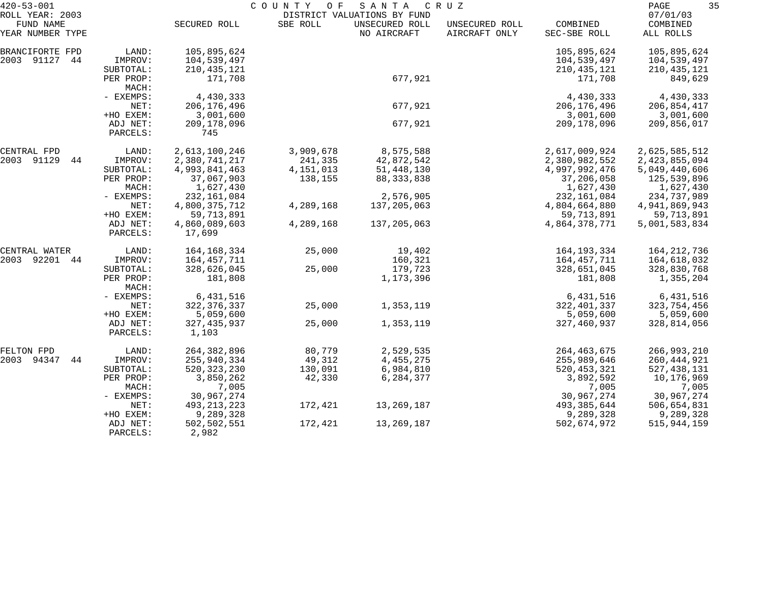420-53-001 COUNTY OF SANTA CRUZ
ROLL YEAR: 2003 DISTRICT VALUATIONS BY FUND 07/01/03

| FUND NAME<br>YEAR NUMBER TYPE | | SECURED ROLL | SBE ROLL | UNSECURED ROLL<br>NO AIRCRAFT | UNSECURED ROLL<br>AIRCRAFT ONLY | COMBINED<br>SEC-SBE ROLL | COMBINED<br>ALL ROLLS |
|---|---|---|---|---|---|---|---|
| BRANCIFORTE FPD | LAND: | 105,895,624 | | | | 105,895,624 | 105,895,624 |
| 2003 91127 44 | IMPROV: | 104,539,497 | | | | 104,539,497 | 104,539,497 |
| | SUBTOTAL: | 210,435,121 | | | | 210,435,121 | 210,435,121 |
| | PER PROP: | 171,708 | | 677,921 | | 171,708 | 849,629 |
| | MACH: | | | | | | |
| | - EXEMPS: | 4,430,333 | | | | 4,430,333 | 4,430,333 |
| | NET: | 206,176,496 | | 677,921 | | 206,176,496 | 206,854,417 |
| | +HO EXEM: | 3,001,600 | | | | 3,001,600 | 3,001,600 |
| | ADJ NET: | 209,178,096 | | 677,921 | | 209,178,096 | 209,856,017 |
| | PARCELS: | 745 | | | | | |
| CENTRAL FPD | LAND: | 2,613,100,246 | 3,909,678 | 8,575,588 | | 2,617,009,924 | 2,625,585,512 |
| 2003 91129 44 | IMPROV: | 2,380,741,217 | 241,335 | 42,872,542 | | 2,380,982,552 | 2,423,855,094 |
| | SUBTOTAL: | 4,993,841,463 | 4,151,013 | 51,448,130 | | 4,997,992,476 | 5,049,440,606 |
| | PER PROP: | 37,067,903 | 138,155 | 88,333,838 | | 37,206,058 | 125,539,896 |
| | MACH: | 1,627,430 | | | | 1,627,430 | 1,627,430 |
| | - EXEMPS: | 232,161,084 | | 2,576,905 | | 232,161,084 | 234,737,989 |
| | NET: | 4,800,375,712 | 4,289,168 | 137,205,063 | | 4,804,664,880 | 4,941,869,943 |
| | +HO EXEM: | 59,713,891 | | | | 59,713,891 | 59,713,891 |
| | ADJ NET: | 4,860,089,603 | 4,289,168 | 137,205,063 | | 4,864,378,771 | 5,001,583,834 |
| | PARCELS: | 17,699 | | | | | |
| CENTRAL WATER | LAND: | 164,168,334 | 25,000 | 19,402 | | 164,193,334 | 164,212,736 |
| 2003 92201 44 | IMPROV: | 164,457,711 | | 160,321 | | 164,457,711 | 164,618,032 |
| | SUBTOTAL: | 328,626,045 | 25,000 | 179,723 | | 328,651,045 | 328,830,768 |
| | PER PROP: | 181,808 | | 1,173,396 | | 181,808 | 1,355,204 |
| | MACH: | | | | | | |
| | - EXEMPS: | 6,431,516 | | | | 6,431,516 | 6,431,516 |
| | NET: | 322,376,337 | 25,000 | 1,353,119 | | 322,401,337 | 323,754,456 |
| | +HO EXEM: | 5,059,600 | | | | 5,059,600 | 5,059,600 |
| | ADJ NET: | 327,435,937 | 25,000 | 1,353,119 | | 327,460,937 | 328,814,056 |
| | PARCELS: | 1,103 | | | | | |
| FELTON FPD | LAND: | 264,382,896 | 80,779 | 2,529,535 | | 264,463,675 | 266,993,210 |
| 2003 94347 44 | IMPROV: | 255,940,334 | 49,312 | 4,455,275 | | 255,989,646 | 260,444,921 |
| | SUBTOTAL: | 520,323,230 | 130,091 | 6,984,810 | | 520,453,321 | 527,438,131 |
| | PER PROP: | 3,850,262 | 42,330 | 6,284,377 | | 3,892,592 | 10,176,969 |
| | MACH: | 7,005 | | | | 7,005 | 7,005 |
| | - EXEMPS: | 30,967,274 | | | | 30,967,274 | 30,967,274 |
| | NET: | 493,213,223 | 172,421 | 13,269,187 | | 493,385,644 | 506,654,831 |
| | +HO EXEM: | 9,289,328 | | | | 9,289,328 | 9,289,328 |
| | ADJ NET: | 502,502,551 | 172,421 | 13,269,187 | | 502,674,972 | 515,944,159 |
| | PARCELS: | 2,982 | | | | | |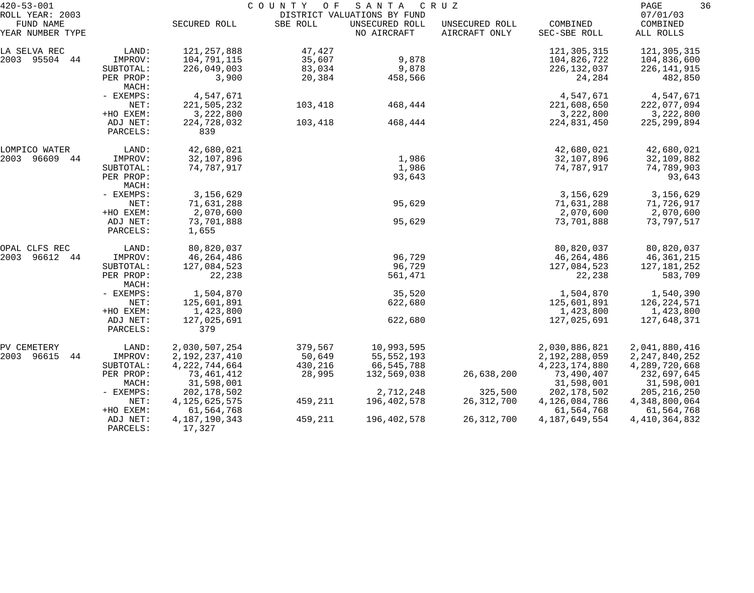420-53-001 COUNTY OF SANTA CRUZ
ROLL YEAR: 2003 DISTRICT VALUATIONS BY FUND 07/01/03

| FUND NAME YEAR NUMBER TYPE | | SECURED ROLL | SBE ROLL | UNSECURED ROLL NO AIRCRAFT | UNSECURED ROLL AIRCRAFT ONLY | COMBINED SEC-SBE ROLL | COMBINED ALL ROLLS |
|---|---|---|---|---|---|---|---|
| LA SELVA REC | LAND: | 121,257,888 | 47,427 | | | 121,305,315 | 121,305,315 |
| 2003 95504 44 | IMPROV: | 104,791,115 | 35,607 | 9,878 | | 104,826,722 | 104,836,600 |
| | SUBTOTAL: | 226,049,003 | 83,034 | 9,878 | | 226,132,037 | 226,141,915 |
| | PER PROP: | 3,900 | 20,384 | 458,566 | | 24,284 | 482,850 |
| | MACH: | | | | | | |
| | - EXEMPS: | 4,547,671 | | | | 4,547,671 | 4,547,671 |
| | NET: | 221,505,232 | 103,418 | 468,444 | | 221,608,650 | 222,077,094 |
| | +HO EXEM: | 3,222,800 | | | | 3,222,800 | 3,222,800 |
| | ADJ NET: | 224,728,032 | 103,418 | 468,444 | | 224,831,450 | 225,299,894 |
| | PARCELS: | 839 | | | | | |
| LOMPICO WATER | LAND: | 42,680,021 | | | | 42,680,021 | 42,680,021 |
| 2003 96609 44 | IMPROV: | 32,107,896 | | 1,986 | | 32,107,896 | 32,109,882 |
| | SUBTOTAL: | 74,787,917 | | 1,986 | | 74,787,917 | 74,789,903 |
| | PER PROP: | | | 93,643 | | | 93,643 |
| | MACH: | | | | | | |
| | - EXEMPS: | 3,156,629 | | | | 3,156,629 | 3,156,629 |
| | NET: | 71,631,288 | | 95,629 | | 71,631,288 | 71,726,917 |
| | +HO EXEM: | 2,070,600 | | | | 2,070,600 | 2,070,600 |
| | ADJ NET: | 73,701,888 | | 95,629 | | 73,701,888 | 73,797,517 |
| | PARCELS: | 1,655 | | | | | |
| OPAL CLFS REC | LAND: | 80,820,037 | | | | 80,820,037 | 80,820,037 |
| 2003 96612 44 | IMPROV: | 46,264,486 | | 96,729 | | 46,264,486 | 46,361,215 |
| | SUBTOTAL: | 127,084,523 | | 96,729 | | 127,084,523 | 127,181,252 |
| | PER PROP: | 22,238 | | 561,471 | | 22,238 | 583,709 |
| | MACH: | | | | | | |
| | - EXEMPS: | 1,504,870 | | 35,520 | | 1,504,870 | 1,540,390 |
| | NET: | 125,601,891 | | 622,680 | | 125,601,891 | 126,224,571 |
| | +HO EXEM: | 1,423,800 | | | | 1,423,800 | 1,423,800 |
| | ADJ NET: | 127,025,691 | | 622,680 | | 127,025,691 | 127,648,371 |
| | PARCELS: | 379 | | | | | |
| PV CEMETERY | LAND: | 2,030,507,254 | 379,567 | 10,993,595 | | 2,030,886,821 | 2,041,880,416 |
| 2003 96615 44 | IMPROV: | 2,192,237,410 | 50,649 | 55,552,193 | | 2,192,288,059 | 2,247,840,252 |
| | SUBTOTAL: | 4,222,744,664 | 430,216 | 66,545,788 | | 4,223,174,880 | 4,289,720,668 |
| | PER PROP: | 73,461,412 | 28,995 | 132,569,038 | 26,638,200 | 73,490,407 | 232,697,645 |
| | MACH: | 31,598,001 | | | | 31,598,001 | 31,598,001 |
| | - EXEMPS: | 202,178,502 | | 2,712,248 | 325,500 | 202,178,502 | 205,216,250 |
| | NET: | 4,125,625,575 | 459,211 | 196,402,578 | 26,312,700 | 4,126,084,786 | 4,348,800,064 |
| | +HO EXEM: | 61,564,768 | | | | 61,564,768 | 61,564,768 |
| | ADJ NET: | 4,187,190,343 | 459,211 | 196,402,578 | 26,312,700 | 4,187,649,554 | 4,410,364,832 |
| | PARCELS: | 17,327 | | | | | |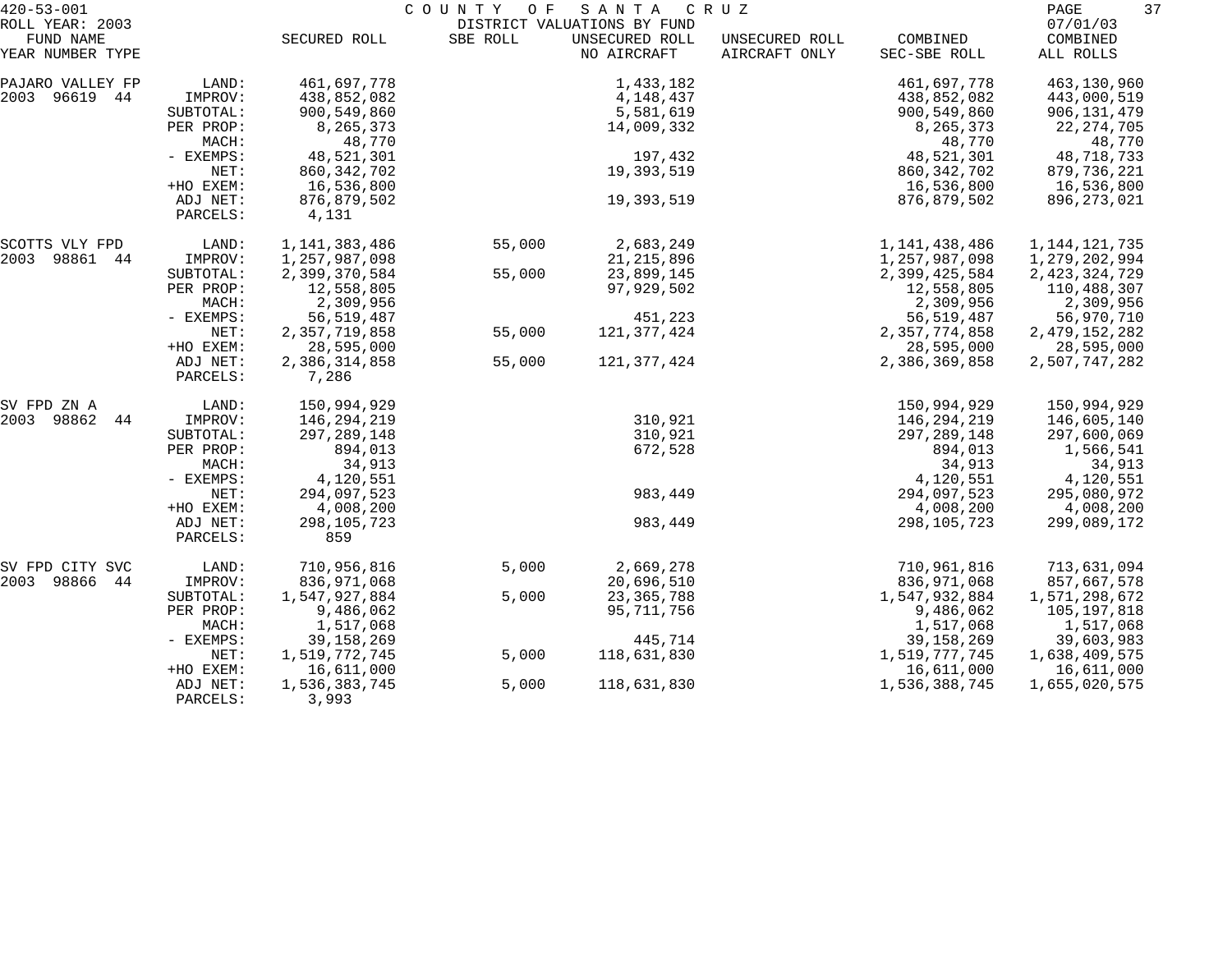420-53-001 COUNTY OF SANTA CRUZ
ROLL YEAR: 2003 DISTRICT VALUATIONS BY FUND 07/01/03

| FUND NAME YEAR NUMBER TYPE | | SECURED ROLL | SBE ROLL | UNSECURED ROLL NO AIRCRAFT | UNSECURED ROLL AIRCRAFT ONLY | COMBINED SEC-SBE ROLL | COMBINED ALL ROLLS |
|---|---|---|---|---|---|---|---|
| PAJARO VALLEY FP | LAND: | 461,697,778 | | 1,433,182 | | 461,697,778 | 463,130,960 |
| 2003 96619 44 | IMPROV: | 438,852,082 | | 4,148,437 | | 438,852,082 | 443,000,519 |
| | SUBTOTAL: | 900,549,860 | | 5,581,619 | | 900,549,860 | 906,131,479 |
| | PER PROP: | 8,265,373 | | 14,009,332 | | 8,265,373 | 22,274,705 |
| | MACH: | 48,770 | | | | 48,770 | 48,770 |
| | - EXEMPS: | 48,521,301 | | 197,432 | | 48,521,301 | 48,718,733 |
| | NET: | 860,342,702 | | 19,393,519 | | 860,342,702 | 879,736,221 |
| | +HO EXEM: | 16,536,800 | | | | 16,536,800 | 16,536,800 |
| | ADJ NET: | 876,879,502 | | 19,393,519 | | 876,879,502 | 896,273,021 |
| | PARCELS: | 4,131 | | | | | |
| SCOTTS VLY FPD | LAND: | 1,141,383,486 | 55,000 | 2,683,249 | | 1,141,438,486 | 1,144,121,735 |
| 2003 98861 44 | IMPROV: | 1,257,987,098 | | 21,215,896 | | 1,257,987,098 | 1,279,202,994 |
| | SUBTOTAL: | 2,399,370,584 | 55,000 | 23,899,145 | | 2,399,425,584 | 2,423,324,729 |
| | PER PROP: | 12,558,805 | | 97,929,502 | | 12,558,805 | 110,488,307 |
| | MACH: | 2,309,956 | | | | 2,309,956 | 2,309,956 |
| | - EXEMPS: | 56,519,487 | | 451,223 | | 56,519,487 | 56,970,710 |
| | NET: | 2,357,719,858 | 55,000 | 121,377,424 | | 2,357,774,858 | 2,479,152,282 |
| | +HO EXEM: | 28,595,000 | | | | 28,595,000 | 28,595,000 |
| | ADJ NET: | 2,386,314,858 | 55,000 | 121,377,424 | | 2,386,369,858 | 2,507,747,282 |
| | PARCELS: | 7,286 | | | | | |
| SV FPD ZN A | LAND: | 150,994,929 | | | | 150,994,929 | 150,994,929 |
| 2003 98862 44 | IMPROV: | 146,294,219 | | 310,921 | | 146,294,219 | 146,605,140 |
| | SUBTOTAL: | 297,289,148 | | 310,921 | | 297,289,148 | 297,600,069 |
| | PER PROP: | 894,013 | | 672,528 | | 894,013 | 1,566,541 |
| | MACH: | 34,913 | | | | 34,913 | 34,913 |
| | - EXEMPS: | 4,120,551 | | | | 4,120,551 | 4,120,551 |
| | NET: | 294,097,523 | | 983,449 | | 294,097,523 | 295,080,972 |
| | +HO EXEM: | 4,008,200 | | | | 4,008,200 | 4,008,200 |
| | ADJ NET: | 298,105,723 | | 983,449 | | 298,105,723 | 299,089,172 |
| | PARCELS: | 859 | | | | | |
| SV FPD CITY SVC | LAND: | 710,956,816 | 5,000 | 2,669,278 | | 710,961,816 | 713,631,094 |
| 2003 98866 44 | IMPROV: | 836,971,068 | | 20,696,510 | | 836,971,068 | 857,667,578 |
| | SUBTOTAL: | 1,547,927,884 | 5,000 | 23,365,788 | | 1,547,932,884 | 1,571,298,672 |
| | PER PROP: | 9,486,062 | | 95,711,756 | | 9,486,062 | 105,197,818 |
| | MACH: | 1,517,068 | | | | 1,517,068 | 1,517,068 |
| | - EXEMPS: | 39,158,269 | | 445,714 | | 39,158,269 | 39,603,983 |
| | NET: | 1,519,772,745 | 5,000 | 118,631,830 | | 1,519,777,745 | 1,638,409,575 |
| | +HO EXEM: | 16,611,000 | | | | 16,611,000 | 16,611,000 |
| | ADJ NET: | 1,536,383,745 | 5,000 | 118,631,830 | | 1,536,388,745 | 1,655,020,575 |
| | PARCELS: | 3,993 | | | | | |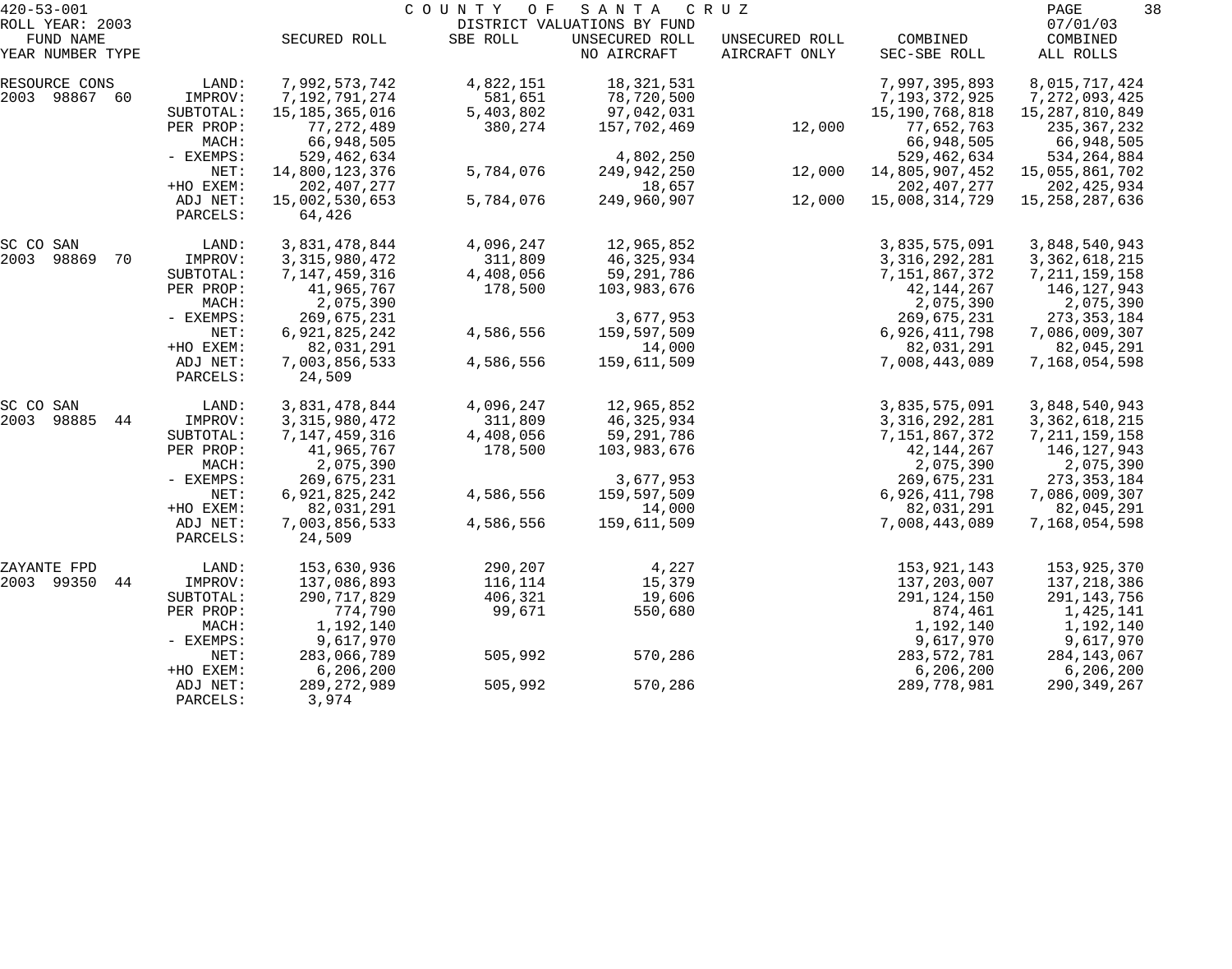420-53-001 COUNTY OF SANTA CRUZ

ROLL YEAR: 2003 DISTRICT VALUATIONS BY FUND 07/01/03

| FUND NAME YEAR NUMBER TYPE | | SECURED ROLL | SBE ROLL | UNSECURED ROLL NO AIRCRAFT | UNSECURED ROLL AIRCRAFT ONLY | COMBINED SEC-SBE ROLL | COMBINED ALL ROLLS |
|---|---|---|---|---|---|---|---|
| RESOURCE CONS | LAND: | 7,992,573,742 | 4,822,151 | 18,321,531 | | 7,997,395,893 | 8,015,717,424 |
| 2003 98867 60 | IMPROV: | 7,192,791,274 | 581,651 | 78,720,500 | | 7,193,372,925 | 7,272,093,425 |
| | SUBTOTAL: | 15,185,365,016 | 5,403,802 | 97,042,031 | | 15,190,768,818 | 15,287,810,849 |
| | PER PROP: | 77,272,489 | 380,274 | 157,702,469 | 12,000 | 77,652,763 | 235,367,232 |
| | MACH: | 66,948,505 | | | | 66,948,505 | 66,948,505 |
| | - EXEMPS: | 529,462,634 | | 4,802,250 | | 529,462,634 | 534,264,884 |
| | NET: | 14,800,123,376 | 5,784,076 | 249,942,250 | 12,000 | 14,805,907,452 | 15,055,861,702 |
| | +HO EXEM: | 202,407,277 | | 18,657 | | 202,407,277 | 202,425,934 |
| | ADJ NET: | 15,002,530,653 | 5,784,076 | 249,960,907 | 12,000 | 15,008,314,729 | 15,258,287,636 |
| | PARCELS: | 64,426 | | | | | |
| SC CO SAN | LAND: | 3,831,478,844 | 4,096,247 | 12,965,852 | | 3,835,575,091 | 3,848,540,943 |
| 2003 98869 70 | IMPROV: | 3,315,980,472 | 311,809 | 46,325,934 | | 3,316,292,281 | 3,362,618,215 |
| | SUBTOTAL: | 7,147,459,316 | 4,408,056 | 59,291,786 | | 7,151,867,372 | 7,211,159,158 |
| | PER PROP: | 41,965,767 | 178,500 | 103,983,676 | | 42,144,267 | 146,127,943 |
| | MACH: | 2,075,390 | | | | 2,075,390 | 2,075,390 |
| | - EXEMPS: | 269,675,231 | | 3,677,953 | | 269,675,231 | 273,353,184 |
| | NET: | 6,921,825,242 | 4,586,556 | 159,597,509 | | 6,926,411,798 | 7,086,009,307 |
| | +HO EXEM: | 82,031,291 | | 14,000 | | 82,031,291 | 82,045,291 |
| | ADJ NET: | 7,003,856,533 | 4,586,556 | 159,611,509 | | 7,008,443,089 | 7,168,054,598 |
| | PARCELS: | 24,509 | | | | | |
| SC CO SAN | LAND: | 3,831,478,844 | 4,096,247 | 12,965,852 | | 3,835,575,091 | 3,848,540,943 |
| 2003 98885 44 | IMPROV: | 3,315,980,472 | 311,809 | 46,325,934 | | 3,316,292,281 | 3,362,618,215 |
| | SUBTOTAL: | 7,147,459,316 | 4,408,056 | 59,291,786 | | 7,151,867,372 | 7,211,159,158 |
| | PER PROP: | 41,965,767 | 178,500 | 103,983,676 | | 42,144,267 | 146,127,943 |
| | MACH: | 2,075,390 | | | | 2,075,390 | 2,075,390 |
| | - EXEMPS: | 269,675,231 | | 3,677,953 | | 269,675,231 | 273,353,184 |
| | NET: | 6,921,825,242 | 4,586,556 | 159,597,509 | | 6,926,411,798 | 7,086,009,307 |
| | +HO EXEM: | 82,031,291 | | 14,000 | | 82,031,291 | 82,045,291 |
| | ADJ NET: | 7,003,856,533 | 4,586,556 | 159,611,509 | | 7,008,443,089 | 7,168,054,598 |
| | PARCELS: | 24,509 | | | | | |
| ZAYANTE FPD | LAND: | 153,630,936 | 290,207 | 4,227 | | 153,921,143 | 153,925,370 |
| 2003 99350 44 | IMPROV: | 137,086,893 | 116,114 | 15,379 | | 137,203,007 | 137,218,386 |
| | SUBTOTAL: | 290,717,829 | 406,321 | 19,606 | | 291,124,150 | 291,143,756 |
| | PER PROP: | 774,790 | 99,671 | 550,680 | | 874,461 | 1,425,141 |
| | MACH: | 1,192,140 | | | | 1,192,140 | 1,192,140 |
| | - EXEMPS: | 9,617,970 | | | | 9,617,970 | 9,617,970 |
| | NET: | 283,066,789 | 505,992 | 570,286 | | 283,572,781 | 284,143,067 |
| | +HO EXEM: | 6,206,200 | | | | 6,206,200 | 6,206,200 |
| | ADJ NET: | 289,272,989 | 505,992 | 570,286 | | 289,778,981 | 290,349,267 |
| | PARCELS: | 3,974 | | | | | |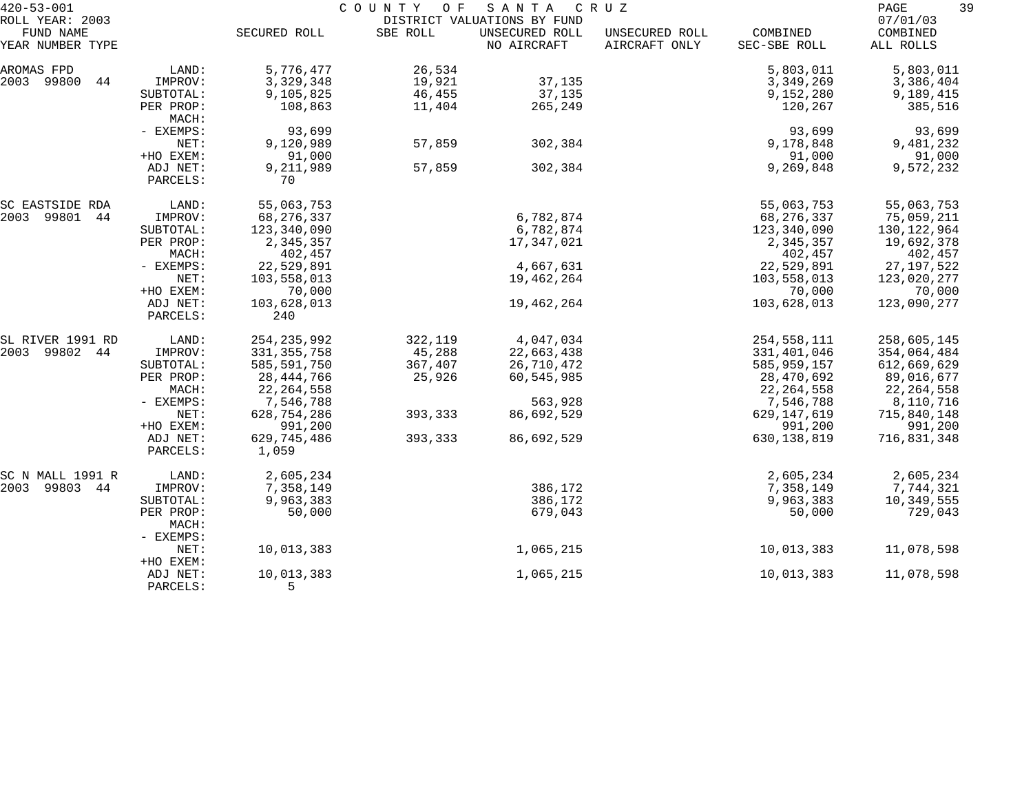420-53-001 COUNTY OF SANTA CRUZ
ROLL YEAR: 2003 DISTRICT VALUATIONS BY FUND 07/01/03

| FUND NAME YEAR NUMBER TYPE | | SECURED ROLL | SBE ROLL | UNSECURED ROLL NO AIRCRAFT | UNSECURED ROLL AIRCRAFT ONLY | COMBINED SEC-SBE ROLL | COMBINED ALL ROLLS |
|---|---|---|---|---|---|---|---|
| AROMAS FPD | LAND: | 5,776,477 | 26,534 | | | 5,803,011 | 5,803,011 |
| 2003 99800 44 | IMPROV: | 3,329,348 | 19,921 | 37,135 | | 3,349,269 | 3,386,404 |
| | SUBTOTAL: | 9,105,825 | 46,455 | 37,135 | | 9,152,280 | 9,189,415 |
| | PER PROP: | 108,863 | 11,404 | 265,249 | | 120,267 | 385,516 |
| | MACH: | | | | | | |
| | - EXEMPS: | 93,699 | | | | 93,699 | 93,699 |
| | NET: | 9,120,989 | 57,859 | 302,384 | | 9,178,848 | 9,481,232 |
| | +HO EXEM: | 91,000 | | | | 91,000 | 91,000 |
| | ADJ NET: | 9,211,989 | 57,859 | 302,384 | | 9,269,848 | 9,572,232 |
| | PARCELS: | 70 | | | | | |
| SC EASTSIDE RDA | LAND: | 55,063,753 | | | | 55,063,753 | 55,063,753 |
| 2003 99801 44 | IMPROV: | 68,276,337 | | 6,782,874 | | 68,276,337 | 75,059,211 |
| | SUBTOTAL: | 123,340,090 | | 6,782,874 | | 123,340,090 | 130,122,964 |
| | PER PROP: | 2,345,357 | | 17,347,021 | | 2,345,357 | 19,692,378 |
| | MACH: | 402,457 | | | | 402,457 | 402,457 |
| | - EXEMPS: | 22,529,891 | | 4,667,631 | | 22,529,891 | 27,197,522 |
| | NET: | 103,558,013 | | 19,462,264 | | 103,558,013 | 123,020,277 |
| | +HO EXEM: | 70,000 | | | | 70,000 | 70,000 |
| | ADJ NET: | 103,628,013 | | 19,462,264 | | 103,628,013 | 123,090,277 |
| | PARCELS: | 240 | | | | | |
| SL RIVER 1991 RD | LAND: | 254,235,992 | 322,119 | 4,047,034 | | 254,558,111 | 258,605,145 |
| 2003 99802 44 | IMPROV: | 331,355,758 | 45,288 | 22,663,438 | | 331,401,046 | 354,064,484 |
| | SUBTOTAL: | 585,591,750 | 367,407 | 26,710,472 | | 585,959,157 | 612,669,629 |
| | PER PROP: | 28,444,766 | 25,926 | 60,545,985 | | 28,470,692 | 89,016,677 |
| | MACH: | 22,264,558 | | | | 22,264,558 | 22,264,558 |
| | - EXEMPS: | 7,546,788 | | 563,928 | | 7,546,788 | 8,110,716 |
| | NET: | 628,754,286 | 393,333 | 86,692,529 | | 629,147,619 | 715,840,148 |
| | +HO EXEM: | 991,200 | | | | 991,200 | 991,200 |
| | ADJ NET: | 629,745,486 | 393,333 | 86,692,529 | | 630,138,819 | 716,831,348 |
| | PARCELS: | 1,059 | | | | | |
| SC N MALL 1991 R | LAND: | 2,605,234 | | | | 2,605,234 | 2,605,234 |
| 2003 99803 44 | IMPROV: | 7,358,149 | | 386,172 | | 7,358,149 | 7,744,321 |
| | SUBTOTAL: | 9,963,383 | | 386,172 | | 9,963,383 | 10,349,555 |
| | PER PROP: | 50,000 | | 679,043 | | 50,000 | 729,043 |
| | MACH: | | | | | | |
| | - EXEMPS: | | | | | | |
| | NET: | 10,013,383 | | 1,065,215 | | 10,013,383 | 11,078,598 |
| | +HO EXEM: | | | | | | |
| | ADJ NET: | 10,013,383 | | 1,065,215 | | 10,013,383 | 11,078,598 |
| | PARCELS: | 5 | | | | | |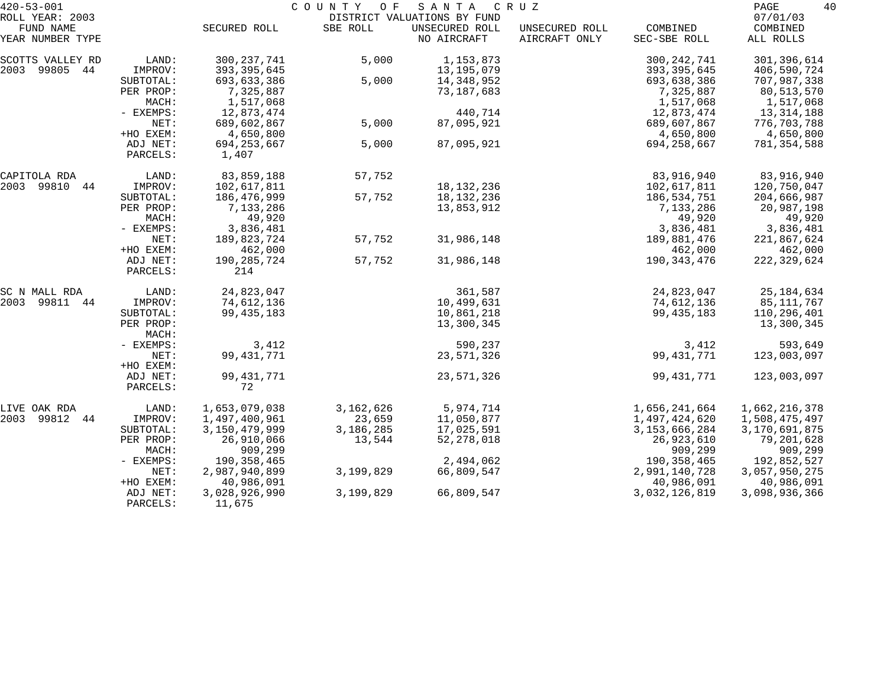420-53-001 COUNTY OF SANTA CRUZ

ROLL YEAR: 2003 DISTRICT VALUATIONS BY FUND 07/01/03

| FUND NAME YEAR NUMBER TYPE | | SECURED ROLL | SBE ROLL | UNSECURED ROLL NO AIRCRAFT | UNSECURED ROLL AIRCRAFT ONLY | COMBINED SEC-SBE ROLL | COMBINED ALL ROLLS |
|---|---|---|---|---|---|---|---|
| SCOTTS VALLEY RD | LAND: | 300,237,741 | 5,000 | 1,153,873 | | 300,242,741 | 301,396,614 |
| 2003 99805 44 | IMPROV: | 393,395,645 | | 13,195,079 | | 393,395,645 | 406,590,724 |
| | SUBTOTAL: | 693,633,386 | 5,000 | 14,348,952 | | 693,638,386 | 707,987,338 |
| | PER PROP: | 7,325,887 | | 73,187,683 | | 7,325,887 | 80,513,570 |
| | MACH: | 1,517,068 | | | | 1,517,068 | 1,517,068 |
| | - EXEMPS: | 12,873,474 | | 440,714 | | 12,873,474 | 13,314,188 |
| | NET: | 689,602,867 | 5,000 | 87,095,921 | | 689,607,867 | 776,703,788 |
| | +HO EXEM: | 4,650,800 | | | | 4,650,800 | 4,650,800 |
| | ADJ NET: | 694,253,667 | 5,000 | 87,095,921 | | 694,258,667 | 781,354,588 |
| | PARCELS: | 1,407 | | | | | |
| CAPITOLA RDA | LAND: | 83,859,188 | 57,752 | | | 83,916,940 | 83,916,940 |
| 2003 99810 44 | IMPROV: | 102,617,811 | | 18,132,236 | | 102,617,811 | 120,750,047 |
| | SUBTOTAL: | 186,476,999 | 57,752 | 18,132,236 | | 186,534,751 | 204,666,987 |
| | PER PROP: | 7,133,286 | | 13,853,912 | | 7,133,286 | 20,987,198 |
| | MACH: | 49,920 | | | | 49,920 | 49,920 |
| | - EXEMPS: | 3,836,481 | | | | 3,836,481 | 3,836,481 |
| | NET: | 189,823,724 | 57,752 | 31,986,148 | | 189,881,476 | 221,867,624 |
| | +HO EXEM: | 462,000 | | | | 462,000 | 462,000 |
| | ADJ NET: | 190,285,724 | 57,752 | 31,986,148 | | 190,343,476 | 222,329,624 |
| | PARCELS: | 214 | | | | | |
| SC N MALL RDA | LAND: | 24,823,047 | | 361,587 | | 24,823,047 | 25,184,634 |
| 2003 99811 44 | IMPROV: | 74,612,136 | | 10,499,631 | | 74,612,136 | 85,111,767 |
| | SUBTOTAL: | 99,435,183 | | 10,861,218 | | 99,435,183 | 110,296,401 |
| | PER PROP: | | | 13,300,345 | | | 13,300,345 |
| | MACH: | | | | | | |
| | - EXEMPS: | 3,412 | | 590,237 | | 3,412 | 593,649 |
| | NET: | 99,431,771 | | 23,571,326 | | 99,431,771 | 123,003,097 |
| | +HO EXEM: | | | | | | |
| | ADJ NET: | 99,431,771 | | 23,571,326 | | 99,431,771 | 123,003,097 |
| | PARCELS: | 72 | | | | | |
| LIVE OAK RDA | LAND: | 1,653,079,038 | 3,162,626 | 5,974,714 | | 1,656,241,664 | 1,662,216,378 |
| 2003 99812 44 | IMPROV: | 1,497,400,961 | 23,659 | 11,050,877 | | 1,497,424,620 | 1,508,475,497 |
| | SUBTOTAL: | 3,150,479,999 | 3,186,285 | 17,025,591 | | 3,153,666,284 | 3,170,691,875 |
| | PER PROP: | 26,910,066 | 13,544 | 52,278,018 | | 26,923,610 | 79,201,628 |
| | MACH: | 909,299 | | | | 909,299 | 909,299 |
| | - EXEMPS: | 190,358,465 | | 2,494,062 | | 190,358,465 | 192,852,527 |
| | NET: | 2,987,940,899 | 3,199,829 | 66,809,547 | | 2,991,140,728 | 3,057,950,275 |
| | +HO EXEM: | 40,986,091 | | | | 40,986,091 | 40,986,091 |
| | ADJ NET: | 3,028,926,990 | 3,199,829 | 66,809,547 | | 3,032,126,819 | 3,098,936,366 |
| | PARCELS: | 11,675 | | | | | |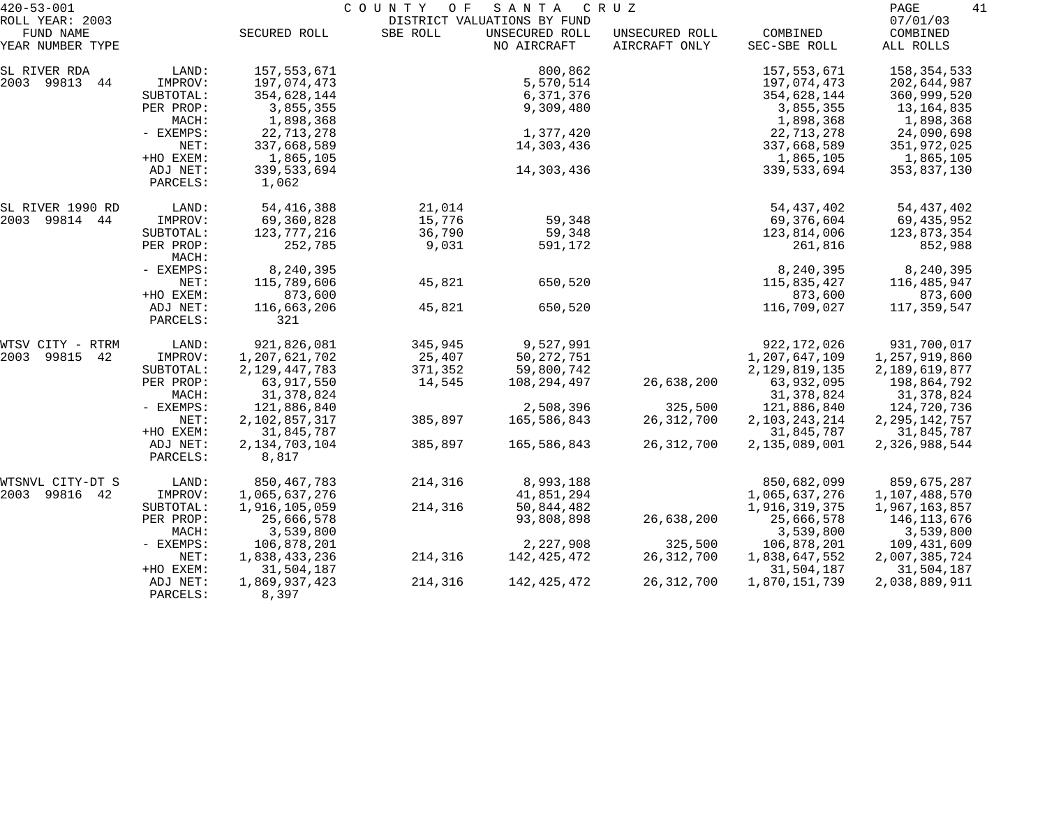420-53-001 COUNTY OF SANTA CRUZ
ROLL YEAR: 2003 DISTRICT VALUATIONS BY FUND 07/01/03

| FUND NAME YEAR NUMBER TYPE | | SECURED ROLL | SBE ROLL | UNSECURED ROLL NO AIRCRAFT | UNSECURED ROLL AIRCRAFT ONLY | COMBINED SEC-SBE ROLL | COMBINED ALL ROLLS |
|---|---|---|---|---|---|---|---|
| SL RIVER RDA | LAND: | 157,553,671 | | 800,862 | | 157,553,671 | 158,354,533 |
| 2003 99813 44 | IMPROV: | 197,074,473 | | 5,570,514 | | 197,074,473 | 202,644,987 |
| | SUBTOTAL: | 354,628,144 | | 6,371,376 | | 354,628,144 | 360,999,520 |
| | PER PROP: | 3,855,355 | | 9,309,480 | | 3,855,355 | 13,164,835 |
| | MACH: | 1,898,368 | | | | 1,898,368 | 1,898,368 |
| | - EXEMPS: | 22,713,278 | | 1,377,420 | | 22,713,278 | 24,090,698 |
| | NET: | 337,668,589 | | 14,303,436 | | 337,668,589 | 351,972,025 |
| | +HO EXEM: | 1,865,105 | | | | 1,865,105 | 1,865,105 |
| | ADJ NET: | 339,533,694 | | 14,303,436 | | 339,533,694 | 353,837,130 |
| | PARCELS: | 1,062 | | | | | |
| SL RIVER 1990 RD | LAND: | 54,416,388 | 21,014 | | | 54,437,402 | 54,437,402 |
| 2003 99814 44 | IMPROV: | 69,360,828 | 15,776 | 59,348 | | 69,376,604 | 69,435,952 |
| | SUBTOTAL: | 123,777,216 | 36,790 | 59,348 | | 123,814,006 | 123,873,354 |
| | PER PROP: | 252,785 | 9,031 | 591,172 | | 261,816 | 852,988 |
| | MACH: | | | | | | |
| | - EXEMPS: | 8,240,395 | | | | 8,240,395 | 8,240,395 |
| | NET: | 115,789,606 | 45,821 | 650,520 | | 115,835,427 | 116,485,947 |
| | +HO EXEM: | 873,600 | | | | 873,600 | 873,600 |
| | ADJ NET: | 116,663,206 | 45,821 | 650,520 | | 116,709,027 | 117,359,547 |
| | PARCELS: | 321 | | | | | |
| WTSV CITY - RTRM | LAND: | 921,826,081 | 345,945 | 9,527,991 | | 922,172,026 | 931,700,017 |
| 2003 99815 42 | IMPROV: | 1,207,621,702 | 25,407 | 50,272,751 | | 1,207,647,109 | 1,257,919,860 |
| | SUBTOTAL: | 2,129,447,783 | 371,352 | 59,800,742 | | 2,129,819,135 | 2,189,619,877 |
| | PER PROP: | 63,917,550 | 14,545 | 108,294,497 | 26,638,200 | 63,932,095 | 198,864,792 |
| | MACH: | 31,378,824 | | | | 31,378,824 | 31,378,824 |
| | - EXEMPS: | 121,886,840 | | 2,508,396 | 325,500 | 121,886,840 | 124,720,736 |
| | NET: | 2,102,857,317 | 385,897 | 165,586,843 | 26,312,700 | 2,103,243,214 | 2,295,142,757 |
| | +HO EXEM: | 31,845,787 | | | | 31,845,787 | 31,845,787 |
| | ADJ NET: | 2,134,703,104 | 385,897 | 165,586,843 | 26,312,700 | 2,135,089,001 | 2,326,988,544 |
| | PARCELS: | 8,817 | | | | | |
| WTSNVL CITY-DT S | LAND: | 850,467,783 | 214,316 | 8,993,188 | | 850,682,099 | 859,675,287 |
| 2003 99816 42 | IMPROV: | 1,065,637,276 | | 41,851,294 | | 1,065,637,276 | 1,107,488,570 |
| | SUBTOTAL: | 1,916,105,059 | 214,316 | 50,844,482 | | 1,916,319,375 | 1,967,163,857 |
| | PER PROP: | 25,666,578 | | 93,808,898 | 26,638,200 | 25,666,578 | 146,113,676 |
| | MACH: | 3,539,800 | | | | 3,539,800 | 3,539,800 |
| | - EXEMPS: | 106,878,201 | | 2,227,908 | 325,500 | 106,878,201 | 109,431,609 |
| | NET: | 1,838,433,236 | 214,316 | 142,425,472 | 26,312,700 | 1,838,647,552 | 2,007,385,724 |
| | +HO EXEM: | 31,504,187 | | | | 31,504,187 | 31,504,187 |
| | ADJ NET: | 1,869,937,423 | 214,316 | 142,425,472 | 26,312,700 | 1,870,151,739 | 2,038,889,911 |
| | PARCELS: | 8,397 | | | | | |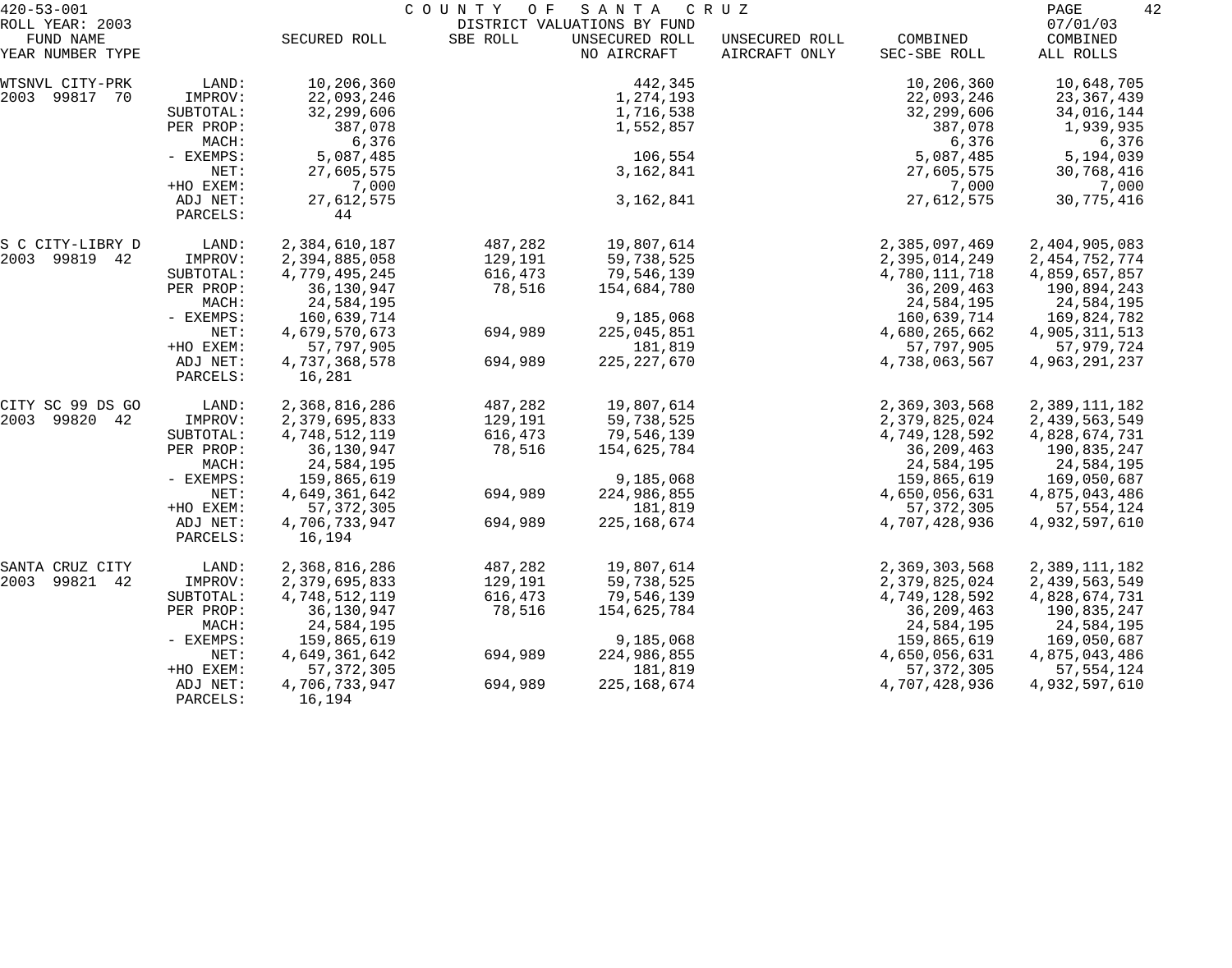420-53-001 COUNTY OF SANTA CRUZ

ROLL YEAR: 2003 DISTRICT VALUATIONS BY FUND 07/01/03

| FUND NAME YEAR NUMBER TYPE | | SECURED ROLL | SBE ROLL | UNSECURED ROLL NO AIRCRAFT | UNSECURED ROLL AIRCRAFT ONLY | COMBINED SEC-SBE ROLL | COMBINED ALL ROLLS |
|---|---|---|---|---|---|---|---|
| WTSNVL CITY-PRK | LAND: | 10,206,360 | | 442,345 | | 10,206,360 | 10,648,705 |
| 2003 99817 70 | IMPROV: | 22,093,246 | | 1,274,193 | | 22,093,246 | 23,367,439 |
| | SUBTOTAL: | 32,299,606 | | 1,716,538 | | 32,299,606 | 34,016,144 |
| | PER PROP: | 387,078 | | 1,552,857 | | 387,078 | 1,939,935 |
| | MACH: | 6,376 | | | | 6,376 | 6,376 |
| | - EXEMPS: | 5,087,485 | | 106,554 | | 5,087,485 | 5,194,039 |
| | NET: | 27,605,575 | | 3,162,841 | | 27,605,575 | 30,768,416 |
| | +HO EXEM: | 7,000 | | | | 7,000 | 7,000 |
| | ADJ NET: | 27,612,575 | | 3,162,841 | | 27,612,575 | 30,775,416 |
| | PARCELS: | 44 | | | | | |
| S C CITY-LIBRY D | LAND: | 2,384,610,187 | 487,282 | 19,807,614 | | 2,385,097,469 | 2,404,905,083 |
| 2003 99819 42 | IMPROV: | 2,394,885,058 | 129,191 | 59,738,525 | | 2,395,014,249 | 2,454,752,774 |
| | SUBTOTAL: | 4,779,495,245 | 616,473 | 79,546,139 | | 4,780,111,718 | 4,859,657,857 |
| | PER PROP: | 36,130,947 | 78,516 | 154,684,780 | | 36,209,463 | 190,894,243 |
| | MACH: | 24,584,195 | | | | 24,584,195 | 24,584,195 |
| | - EXEMPS: | 160,639,714 | | 9,185,068 | | 160,639,714 | 169,824,782 |
| | NET: | 4,679,570,673 | 694,989 | 225,045,851 | | 4,680,265,662 | 4,905,311,513 |
| | +HO EXEM: | 57,797,905 | | 181,819 | | 57,797,905 | 57,979,724 |
| | ADJ NET: | 4,737,368,578 | 694,989 | 225,227,670 | | 4,738,063,567 | 4,963,291,237 |
| | PARCELS: | 16,281 | | | | | |
| CITY SC 99 DS GO | LAND: | 2,368,816,286 | 487,282 | 19,807,614 | | 2,369,303,568 | 2,389,111,182 |
| 2003 99820 42 | IMPROV: | 2,379,695,833 | 129,191 | 59,738,525 | | 2,379,825,024 | 2,439,563,549 |
| | SUBTOTAL: | 4,748,512,119 | 616,473 | 79,546,139 | | 4,749,128,592 | 4,828,674,731 |
| | PER PROP: | 36,130,947 | 78,516 | 154,625,784 | | 36,209,463 | 190,835,247 |
| | MACH: | 24,584,195 | | | | 24,584,195 | 24,584,195 |
| | - EXEMPS: | 159,865,619 | | 9,185,068 | | 159,865,619 | 169,050,687 |
| | NET: | 4,649,361,642 | 694,989 | 224,986,855 | | 4,650,056,631 | 4,875,043,486 |
| | +HO EXEM: | 57,372,305 | | 181,819 | | 57,372,305 | 57,554,124 |
| | ADJ NET: | 4,706,733,947 | 694,989 | 225,168,674 | | 4,707,428,936 | 4,932,597,610 |
| | PARCELS: | 16,194 | | | | | |
| SANTA CRUZ CITY | LAND: | 2,368,816,286 | 487,282 | 19,807,614 | | 2,369,303,568 | 2,389,111,182 |
| 2003 99821 42 | IMPROV: | 2,379,695,833 | 129,191 | 59,738,525 | | 2,379,825,024 | 2,439,563,549 |
| | SUBTOTAL: | 4,748,512,119 | 616,473 | 79,546,139 | | 4,749,128,592 | 4,828,674,731 |
| | PER PROP: | 36,130,947 | 78,516 | 154,625,784 | | 36,209,463 | 190,835,247 |
| | MACH: | 24,584,195 | | | | 24,584,195 | 24,584,195 |
| | - EXEMPS: | 159,865,619 | | 9,185,068 | | 159,865,619 | 169,050,687 |
| | NET: | 4,649,361,642 | 694,989 | 224,986,855 | | 4,650,056,631 | 4,875,043,486 |
| | +HO EXEM: | 57,372,305 | | 181,819 | | 57,372,305 | 57,554,124 |
| | ADJ NET: | 4,706,733,947 | 694,989 | 225,168,674 | | 4,707,428,936 | 4,932,597,610 |
| | PARCELS: | 16,194 | | | | | |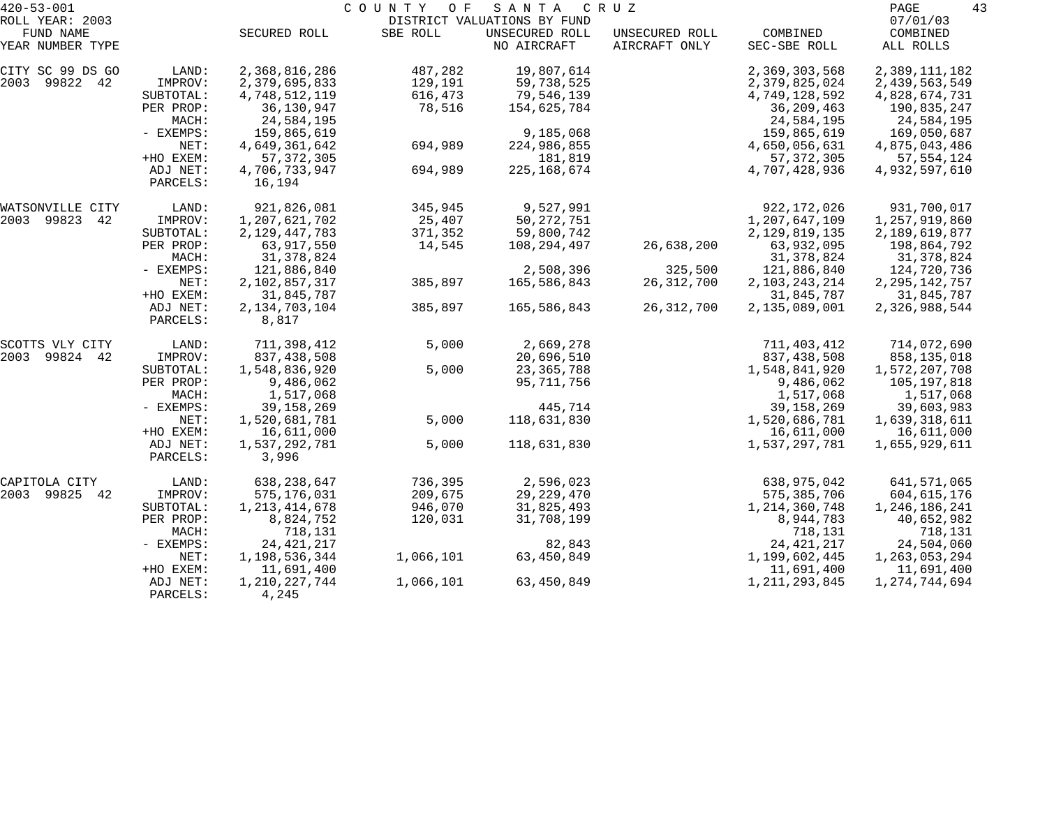420-53-001 COUNTY OF SANTA CRUZ
ROLL YEAR: 2003 DISTRICT VALUATIONS BY FUND 07/01/03

| FUND NAME YEAR NUMBER TYPE | | SECURED ROLL | SBE ROLL | UNSECURED ROLL NO AIRCRAFT | UNSECURED ROLL AIRCRAFT ONLY | COMBINED SEC-SBE ROLL | COMBINED ALL ROLLS |
|---|---|---|---|---|---|---|---|
| CITY SC 99 DS GO | LAND: | 2,368,816,286 | 487,282 | 19,807,614 | | 2,369,303,568 | 2,389,111,182 |
| 2003 99822 42 | IMPROV: | 2,379,695,833 | 129,191 | 59,738,525 | | 2,379,825,024 | 2,439,563,549 |
| | SUBTOTAL: | 4,748,512,119 | 616,473 | 79,546,139 | | 4,749,128,592 | 4,828,674,731 |
| | PER PROP: | 36,130,947 | 78,516 | 154,625,784 | | 36,209,463 | 190,835,247 |
| | MACH: | 24,584,195 | | | | 24,584,195 | 24,584,195 |
| | - EXEMPS: | 159,865,619 | | 9,185,068 | | 159,865,619 | 169,050,687 |
| | NET: | 4,649,361,642 | 694,989 | 224,986,855 | | 4,650,056,631 | 4,875,043,486 |
| | +HO EXEM: | 57,372,305 | | 181,819 | | 57,372,305 | 57,554,124 |
| | ADJ NET: | 4,706,733,947 | 694,989 | 225,168,674 | | 4,707,428,936 | 4,932,597,610 |
| | PARCELS: | 16,194 | | | | | |
| WATSONVILLE CITY | LAND: | 921,826,081 | 345,945 | 9,527,991 | | 922,172,026 | 931,700,017 |
| 2003 99823 42 | IMPROV: | 1,207,621,702 | 25,407 | 50,272,751 | | 1,207,647,109 | 1,257,919,860 |
| | SUBTOTAL: | 2,129,447,783 | 371,352 | 59,800,742 | | 2,129,819,135 | 2,189,619,877 |
| | PER PROP: | 63,917,550 | 14,545 | 108,294,497 | 26,638,200 | 63,932,095 | 198,864,792 |
| | MACH: | 31,378,824 | | | | 31,378,824 | 31,378,824 |
| | - EXEMPS: | 121,886,840 | | 2,508,396 | 325,500 | 121,886,840 | 124,720,736 |
| | NET: | 2,102,857,317 | 385,897 | 165,586,843 | 26,312,700 | 2,103,243,214 | 2,295,142,757 |
| | +HO EXEM: | 31,845,787 | | | | 31,845,787 | 31,845,787 |
| | ADJ NET: | 2,134,703,104 | 385,897 | 165,586,843 | 26,312,700 | 2,135,089,001 | 2,326,988,544 |
| | PARCELS: | 8,817 | | | | | |
| SCOTTS VLY CITY | LAND: | 711,398,412 | 5,000 | 2,669,278 | | 711,403,412 | 714,072,690 |
| 2003 99824 42 | IMPROV: | 837,438,508 | | 20,696,510 | | 837,438,508 | 858,135,018 |
| | SUBTOTAL: | 1,548,836,920 | 5,000 | 23,365,788 | | 1,548,841,920 | 1,572,207,708 |
| | PER PROP: | 9,486,062 | | 95,711,756 | | 9,486,062 | 105,197,818 |
| | MACH: | 1,517,068 | | | | 1,517,068 | 1,517,068 |
| | - EXEMPS: | 39,158,269 | | 445,714 | | 39,158,269 | 39,603,983 |
| | NET: | 1,520,681,781 | 5,000 | 118,631,830 | | 1,520,686,781 | 1,639,318,611 |
| | +HO EXEM: | 16,611,000 | | | | 16,611,000 | 16,611,000 |
| | ADJ NET: | 1,537,292,781 | 5,000 | 118,631,830 | | 1,537,297,781 | 1,655,929,611 |
| | PARCELS: | 3,996 | | | | | |
| CAPITOLA CITY | LAND: | 638,238,647 | 736,395 | 2,596,023 | | 638,975,042 | 641,571,065 |
| 2003 99825 42 | IMPROV: | 575,176,031 | 209,675 | 29,229,470 | | 575,385,706 | 604,615,176 |
| | SUBTOTAL: | 1,213,414,678 | 946,070 | 31,825,493 | | 1,214,360,748 | 1,246,186,241 |
| | PER PROP: | 8,824,752 | 120,031 | 31,708,199 | | 8,944,783 | 40,652,982 |
| | MACH: | 718,131 | | | | 718,131 | 718,131 |
| | - EXEMPS: | 24,421,217 | | 82,843 | | 24,421,217 | 24,504,060 |
| | NET: | 1,198,536,344 | 1,066,101 | 63,450,849 | | 1,199,602,445 | 1,263,053,294 |
| | +HO EXEM: | 11,691,400 | | | | 11,691,400 | 11,691,400 |
| | ADJ NET: | 1,210,227,744 | 1,066,101 | 63,450,849 | | 1,211,293,845 | 1,274,744,694 |
| | PARCELS: | 4,245 | | | | | |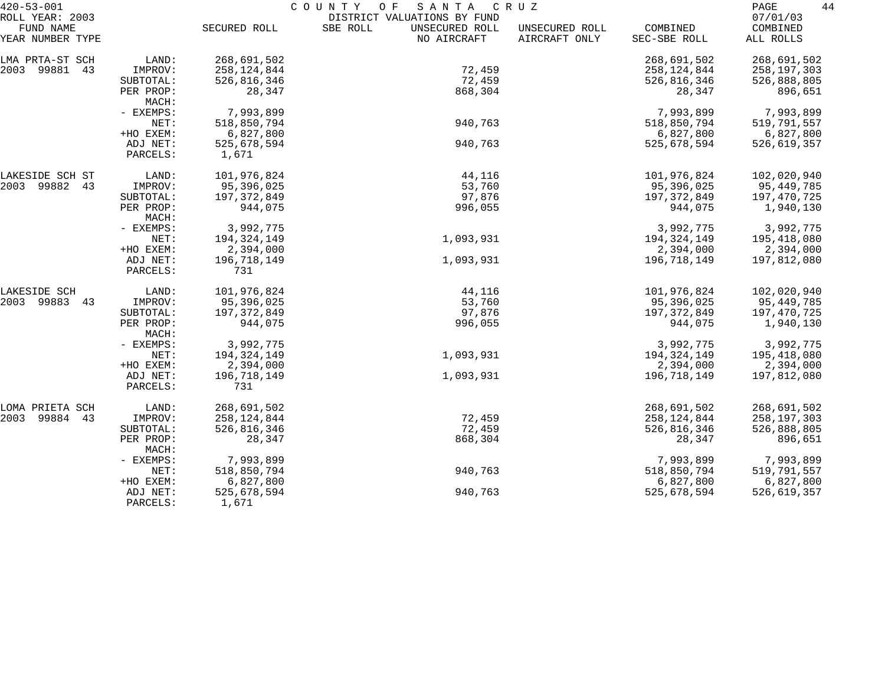420-53-001 COUNTY OF SANTA CRUZ
ROLL YEAR: 2003 DISTRICT VALUATIONS BY FUND 07/01/03

| FUND NAME YEAR NUMBER TYPE | | SECURED ROLL | SBE ROLL | UNSECURED ROLL NO AIRCRAFT | UNSECURED ROLL AIRCRAFT ONLY | COMBINED SEC-SBE ROLL | COMBINED ALL ROLLS |
|---|---|---|---|---|---|---|---|
| LMA PRTA-ST SCH | LAND: | 268,691,502 | | | | 268,691,502 | 268,691,502 |
| 2003 99881 43 | IMPROV: | 258,124,844 | | 72,459 | | 258,124,844 | 258,197,303 |
| | SUBTOTAL: | 526,816,346 | | 72,459 | | 526,816,346 | 526,888,805 |
| | PER PROP: | 28,347 | | 868,304 | | 28,347 | 896,651 |
| | MACH: | | | | | | |
| | - EXEMPS: | 7,993,899 | | | | 7,993,899 | 7,993,899 |
| | NET: | 518,850,794 | | 940,763 | | 518,850,794 | 519,791,557 |
| | +HO EXEM: | 6,827,800 | | | | 6,827,800 | 6,827,800 |
| | ADJ NET: | 525,678,594 | | 940,763 | | 525,678,594 | 526,619,357 |
| | PARCELS: | 1,671 | | | | | |
| LAKESIDE SCH ST | LAND: | 101,976,824 | | 44,116 | | 101,976,824 | 102,020,940 |
| 2003 99882 43 | IMPROV: | 95,396,025 | | 53,760 | | 95,396,025 | 95,449,785 |
| | SUBTOTAL: | 197,372,849 | | 97,876 | | 197,372,849 | 197,470,725 |
| | PER PROP: | 944,075 | | 996,055 | | 944,075 | 1,940,130 |
| | MACH: | | | | | | |
| | - EXEMPS: | 3,992,775 | | | | 3,992,775 | 3,992,775 |
| | NET: | 194,324,149 | | 1,093,931 | | 194,324,149 | 195,418,080 |
| | +HO EXEM: | 2,394,000 | | | | 2,394,000 | 2,394,000 |
| | ADJ NET: | 196,718,149 | | 1,093,931 | | 196,718,149 | 197,812,080 |
| | PARCELS: | 731 | | | | | |
| LAKESIDE SCH | LAND: | 101,976,824 | | 44,116 | | 101,976,824 | 102,020,940 |
| 2003 99883 43 | IMPROV: | 95,396,025 | | 53,760 | | 95,396,025 | 95,449,785 |
| | SUBTOTAL: | 197,372,849 | | 97,876 | | 197,372,849 | 197,470,725 |
| | PER PROP: | 944,075 | | 996,055 | | 944,075 | 1,940,130 |
| | MACH: | | | | | | |
| | - EXEMPS: | 3,992,775 | | | | 3,992,775 | 3,992,775 |
| | NET: | 194,324,149 | | 1,093,931 | | 194,324,149 | 195,418,080 |
| | +HO EXEM: | 2,394,000 | | | | 2,394,000 | 2,394,000 |
| | ADJ NET: | 196,718,149 | | 1,093,931 | | 196,718,149 | 197,812,080 |
| | PARCELS: | 731 | | | | | |
| LOMA PRIETA SCH | LAND: | 268,691,502 | | | | 268,691,502 | 268,691,502 |
| 2003 99884 43 | IMPROV: | 258,124,844 | | 72,459 | | 258,124,844 | 258,197,303 |
| | SUBTOTAL: | 526,816,346 | | 72,459 | | 526,816,346 | 526,888,805 |
| | PER PROP: | 28,347 | | 868,304 | | 28,347 | 896,651 |
| | MACH: | | | | | | |
| | - EXEMPS: | 7,993,899 | | | | 7,993,899 | 7,993,899 |
| | NET: | 518,850,794 | | 940,763 | | 518,850,794 | 519,791,557 |
| | +HO EXEM: | 6,827,800 | | | | 6,827,800 | 6,827,800 |
| | ADJ NET: | 525,678,594 | | 940,763 | | 525,678,594 | 526,619,357 |
| | PARCELS: | 1,671 | | | | | |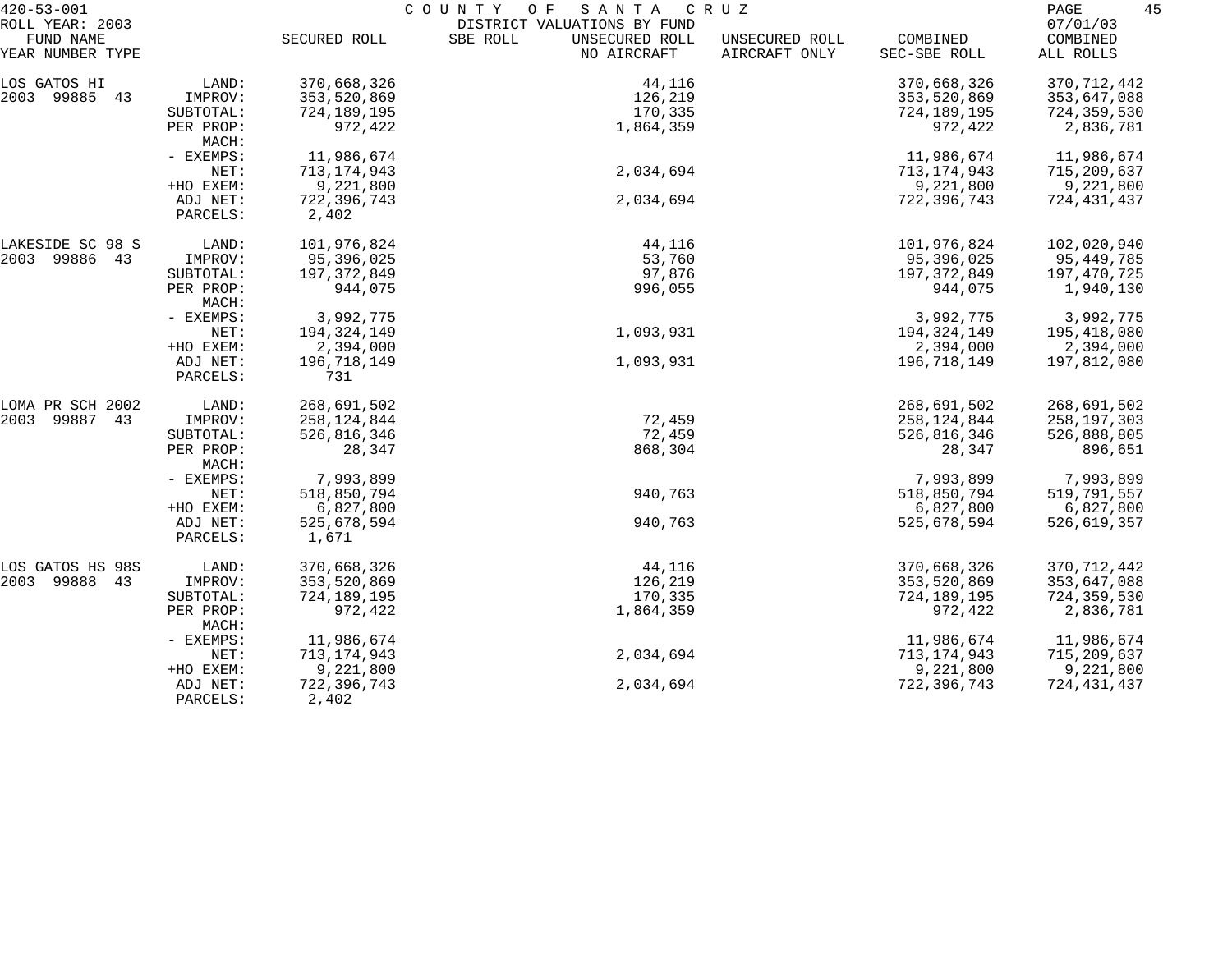420-53-001 COUNTY OF SANTA CRUZ
ROLL YEAR: 2003 DISTRICT VALUATIONS BY FUND 07/01/03

| FUND NAME YEAR NUMBER TYPE | | SECURED ROLL | SBE ROLL | UNSECURED ROLL NO AIRCRAFT | UNSECURED ROLL AIRCRAFT ONLY | COMBINED SEC-SBE ROLL | COMBINED ALL ROLLS |
|---|---|---|---|---|---|---|---|
| LOS GATOS HI | LAND: | 370,668,326 | | 44,116 | | 370,668,326 | 370,712,442 |
| 2003 99885 43 | IMPROV: | 353,520,869 | | 126,219 | | 353,520,869 | 353,647,088 |
| | SUBTOTAL: | 724,189,195 | | 170,335 | | 724,189,195 | 724,359,530 |
| | PER PROP: | 972,422 | | 1,864,359 | | 972,422 | 2,836,781 |
| | MACH: | | | | | | |
| | - EXEMPS: | 11,986,674 | | | | 11,986,674 | 11,986,674 |
| | NET: | 713,174,943 | | 2,034,694 | | 713,174,943 | 715,209,637 |
| | +HO EXEM: | 9,221,800 | | | | 9,221,800 | 9,221,800 |
| | ADJ NET: | 722,396,743 | | 2,034,694 | | 722,396,743 | 724,431,437 |
| | PARCELS: | 2,402 | | | | | |
| LAKESIDE SC 98 S | LAND: | 101,976,824 | | 44,116 | | 101,976,824 | 102,020,940 |
| 2003 99886 43 | IMPROV: | 95,396,025 | | 53,760 | | 95,396,025 | 95,449,785 |
| | SUBTOTAL: | 197,372,849 | | 97,876 | | 197,372,849 | 197,470,725 |
| | PER PROP: | 944,075 | | 996,055 | | 944,075 | 1,940,130 |
| | MACH: | | | | | | |
| | - EXEMPS: | 3,992,775 | | | | 3,992,775 | 3,992,775 |
| | NET: | 194,324,149 | | 1,093,931 | | 194,324,149 | 195,418,080 |
| | +HO EXEM: | 2,394,000 | | | | 2,394,000 | 2,394,000 |
| | ADJ NET: | 196,718,149 | | 1,093,931 | | 196,718,149 | 197,812,080 |
| | PARCELS: | 731 | | | | | |
| LOMA PR SCH 2002 | LAND: | 268,691,502 | | | | 268,691,502 | 268,691,502 |
| 2003 99887 43 | IMPROV: | 258,124,844 | | 72,459 | | 258,124,844 | 258,197,303 |
| | SUBTOTAL: | 526,816,346 | | 72,459 | | 526,816,346 | 526,888,805 |
| | PER PROP: | 28,347 | | 868,304 | | 28,347 | 896,651 |
| | MACH: | | | | | | |
| | - EXEMPS: | 7,993,899 | | | | 7,993,899 | 7,993,899 |
| | NET: | 518,850,794 | | 940,763 | | 518,850,794 | 519,791,557 |
| | +HO EXEM: | 6,827,800 | | | | 6,827,800 | 6,827,800 |
| | ADJ NET: | 525,678,594 | | 940,763 | | 525,678,594 | 526,619,357 |
| | PARCELS: | 1,671 | | | | | |
| LOS GATOS HS 98S | LAND: | 370,668,326 | | 44,116 | | 370,668,326 | 370,712,442 |
| 2003 99888 43 | IMPROV: | 353,520,869 | | 126,219 | | 353,520,869 | 353,647,088 |
| | SUBTOTAL: | 724,189,195 | | 170,335 | | 724,189,195 | 724,359,530 |
| | PER PROP: | 972,422 | | 1,864,359 | | 972,422 | 2,836,781 |
| | MACH: | | | | | | |
| | - EXEMPS: | 11,986,674 | | | | 11,986,674 | 11,986,674 |
| | NET: | 713,174,943 | | 2,034,694 | | 713,174,943 | 715,209,637 |
| | +HO EXEM: | 9,221,800 | | | | 9,221,800 | 9,221,800 |
| | ADJ NET: | 722,396,743 | | 2,034,694 | | 722,396,743 | 724,431,437 |
| | PARCELS: | 2,402 | | | | | |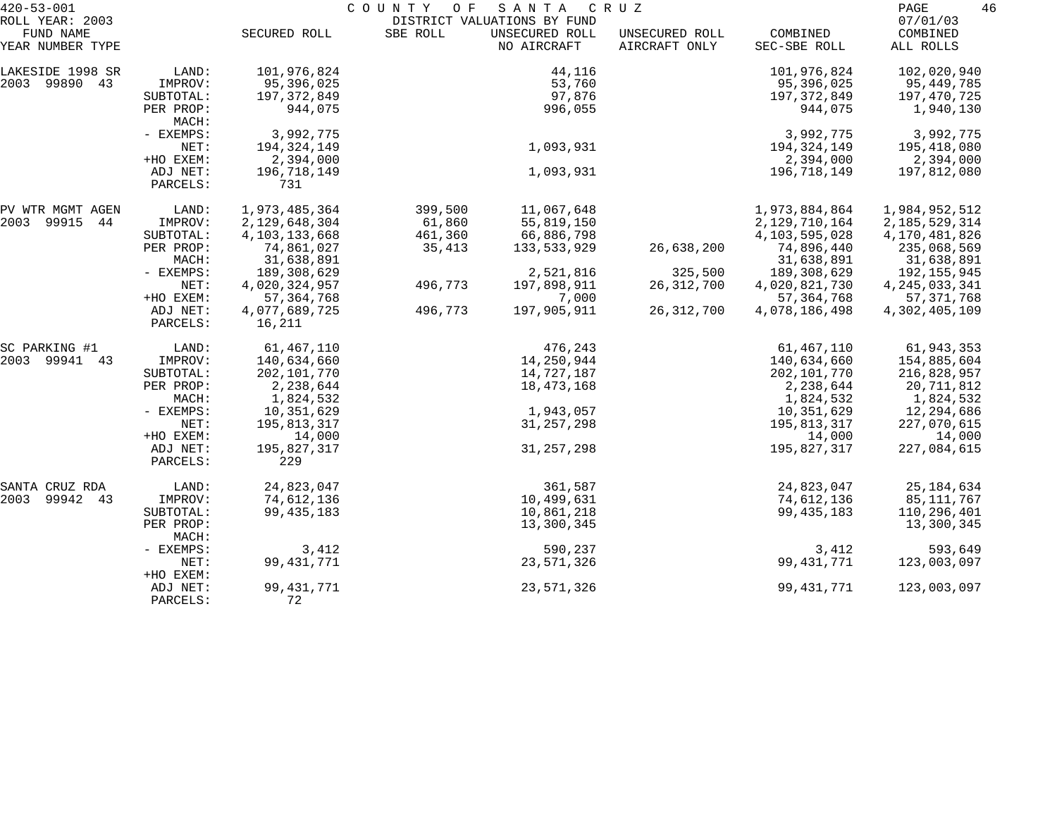420-53-001 COUNTY OF SANTA CRUZ
ROLL YEAR: 2003 DISTRICT VALUATIONS BY FUND 07/01/03

| FUND NAME YEAR NUMBER TYPE | | SECURED ROLL | SBE ROLL | UNSECURED ROLL NO AIRCRAFT | UNSECURED ROLL AIRCRAFT ONLY | COMBINED SEC-SBE ROLL | COMBINED ALL ROLLS |
|---|---|---|---|---|---|---|---|
| LAKESIDE 1998 SR | LAND: | 101,976,824 | | 44,116 | | 101,976,824 | 102,020,940 |
| 2003 99890 43 | IMPROV: | 95,396,025 | | 53,760 | | 95,396,025 | 95,449,785 |
| | SUBTOTAL: | 197,372,849 | | 97,876 | | 197,372,849 | 197,470,725 |
| | PER PROP: | 944,075 | | 996,055 | | 944,075 | 1,940,130 |
| | MACH: | | | | | | |
| | - EXEMPS: | 3,992,775 | | | | 3,992,775 | 3,992,775 |
| | NET: | 194,324,149 | | 1,093,931 | | 194,324,149 | 195,418,080 |
| | +HO EXEM: | 2,394,000 | | | | 2,394,000 | 2,394,000 |
| | ADJ NET: | 196,718,149 | | 1,093,931 | | 196,718,149 | 197,812,080 |
| | PARCELS: | 731 | | | | | |
| PV WTR MGMT AGEN | LAND: | 1,973,485,364 | 399,500 | 11,067,648 | | 1,973,884,864 | 1,984,952,512 |
| 2003 99915 44 | IMPROV: | 2,129,648,304 | 61,860 | 55,819,150 | | 2,129,710,164 | 2,185,529,314 |
| | SUBTOTAL: | 4,103,133,668 | 461,360 | 66,886,798 | | 4,103,595,028 | 4,170,481,826 |
| | PER PROP: | 74,861,027 | 35,413 | 133,533,929 | 26,638,200 | 74,896,440 | 235,068,569 |
| | MACH: | 31,638,891 | | | | 31,638,891 | 31,638,891 |
| | - EXEMPS: | 189,308,629 | | 2,521,816 | 325,500 | 189,308,629 | 192,155,945 |
| | NET: | 4,020,324,957 | 496,773 | 197,898,911 | 26,312,700 | 4,020,821,730 | 4,245,033,341 |
| | +HO EXEM: | 57,364,768 | | 7,000 | | 57,364,768 | 57,371,768 |
| | ADJ NET: | 4,077,689,725 | 496,773 | 197,905,911 | 26,312,700 | 4,078,186,498 | 4,302,405,109 |
| | PARCELS: | 16,211 | | | | | |
| SC PARKING #1 | LAND: | 61,467,110 | | 476,243 | | 61,467,110 | 61,943,353 |
| 2003 99941 43 | IMPROV: | 140,634,660 | | 14,250,944 | | 140,634,660 | 154,885,604 |
| | SUBTOTAL: | 202,101,770 | | 14,727,187 | | 202,101,770 | 216,828,957 |
| | PER PROP: | 2,238,644 | | 18,473,168 | | 2,238,644 | 20,711,812 |
| | MACH: | 1,824,532 | | | | 1,824,532 | 1,824,532 |
| | - EXEMPS: | 10,351,629 | | 1,943,057 | | 10,351,629 | 12,294,686 |
| | NET: | 195,813,317 | | 31,257,298 | | 195,813,317 | 227,070,615 |
| | +HO EXEM: | 14,000 | | | | 14,000 | 14,000 |
| | ADJ NET: | 195,827,317 | | 31,257,298 | | 195,827,317 | 227,084,615 |
| | PARCELS: | 229 | | | | | |
| SANTA CRUZ RDA | LAND: | 24,823,047 | | 361,587 | | 24,823,047 | 25,184,634 |
| 2003 99942 43 | IMPROV: | 74,612,136 | | 10,499,631 | | 74,612,136 | 85,111,767 |
| | SUBTOTAL: | 99,435,183 | | 10,861,218 | | 99,435,183 | 110,296,401 |
| | PER PROP: | | | 13,300,345 | | | 13,300,345 |
| | MACH: | | | | | | |
| | - EXEMPS: | 3,412 | | 590,237 | | 3,412 | 593,649 |
| | NET: | 99,431,771 | | 23,571,326 | | 99,431,771 | 123,003,097 |
| | +HO EXEM: | | | | | | |
| | ADJ NET: | 99,431,771 | | 23,571,326 | | 99,431,771 | 123,003,097 |
| | PARCELS: | 72 | | | | | |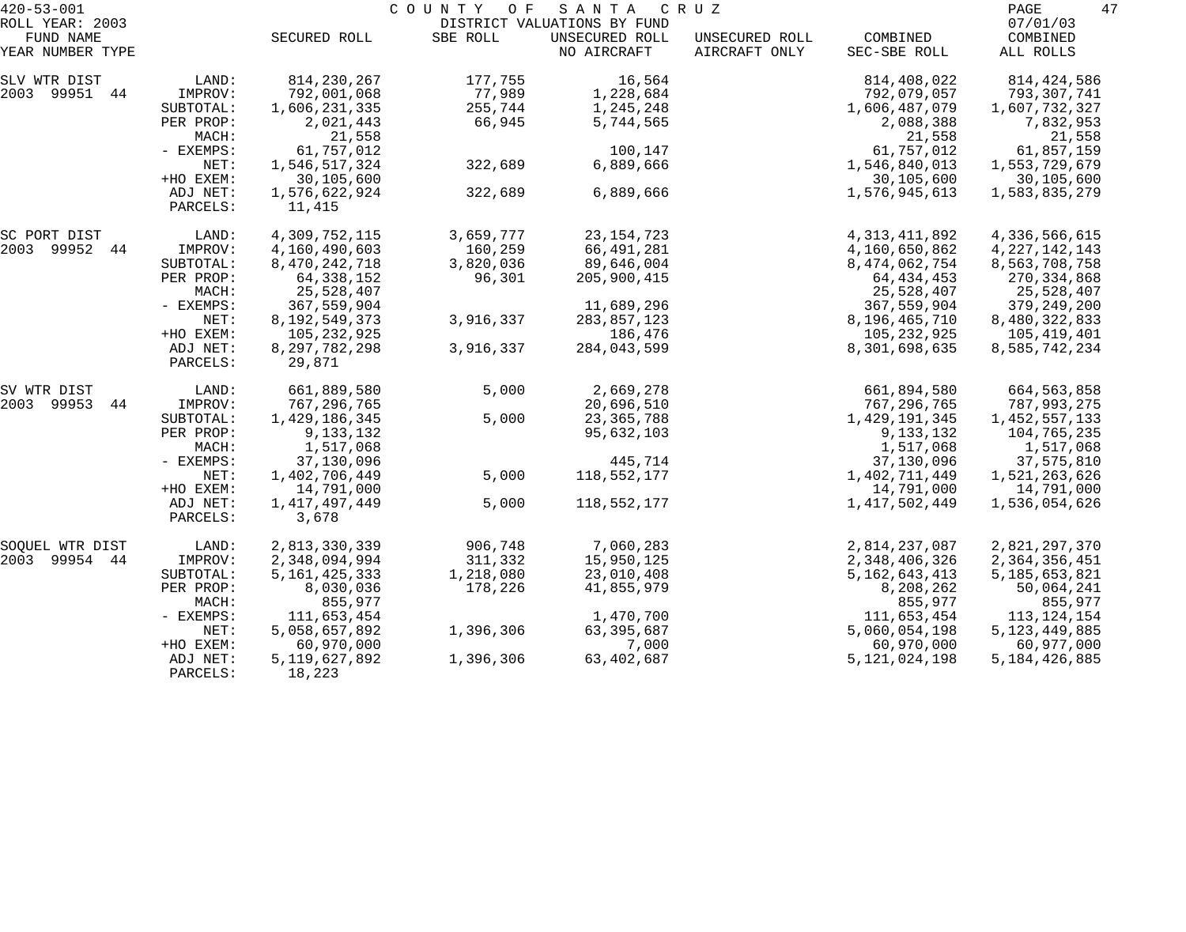420-53-001 COUNTY OF SANTA CRUZ
ROLL YEAR: 2003 DISTRICT VALUATIONS BY FUND 07/01/03

| FUND NAME YEAR NUMBER TYPE | | SECURED ROLL | SBE ROLL | UNSECURED ROLL NO AIRCRAFT | UNSECURED ROLL AIRCRAFT ONLY | COMBINED SEC-SBE ROLL | COMBINED ALL ROLLS |
|---|---|---|---|---|---|---|---|
| SLV WTR DIST | LAND: | 814,230,267 | 177,755 | 16,564 | | 814,408,022 | 814,424,586 |
| 2003 99951 44 | IMPROV: | 792,001,068 | 77,989 | 1,228,684 | | 792,079,057 | 793,307,741 |
| | SUBTOTAL: | 1,606,231,335 | 255,744 | 1,245,248 | | 1,606,487,079 | 1,607,732,327 |
| | PER PROP: | 2,021,443 | 66,945 | 5,744,565 | | 2,088,388 | 7,832,953 |
| | MACH: | 21,558 | | | | 21,558 | 21,558 |
| | - EXEMPS: | 61,757,012 | | 100,147 | | 61,757,012 | 61,857,159 |
| | NET: | 1,546,517,324 | 322,689 | 6,889,666 | | 1,546,840,013 | 1,553,729,679 |
| | +HO EXEM: | 30,105,600 | | | | 30,105,600 | 30,105,600 |
| | ADJ NET: | 1,576,622,924 | 322,689 | 6,889,666 | | 1,576,945,613 | 1,583,835,279 |
| | PARCELS: | 11,415 | | | | | |
| SC PORT DIST | LAND: | 4,309,752,115 | 3,659,777 | 23,154,723 | | 4,313,411,892 | 4,336,566,615 |
| 2003 99952 44 | IMPROV: | 4,160,490,603 | 160,259 | 66,491,281 | | 4,160,650,862 | 4,227,142,143 |
| | SUBTOTAL: | 8,470,242,718 | 3,820,036 | 89,646,004 | | 8,474,062,754 | 8,563,708,758 |
| | PER PROP: | 64,338,152 | 96,301 | 205,900,415 | | 64,434,453 | 270,334,868 |
| | MACH: | 25,528,407 | | | | 25,528,407 | 25,528,407 |
| | - EXEMPS: | 367,559,904 | | 11,689,296 | | 367,559,904 | 379,249,200 |
| | NET: | 8,192,549,373 | 3,916,337 | 283,857,123 | | 8,196,465,710 | 8,480,322,833 |
| | +HO EXEM: | 105,232,925 | | 186,476 | | 105,232,925 | 105,419,401 |
| | ADJ NET: | 8,297,782,298 | 3,916,337 | 284,043,599 | | 8,301,698,635 | 8,585,742,234 |
| | PARCELS: | 29,871 | | | | | |
| SV WTR DIST | LAND: | 661,889,580 | 5,000 | 2,669,278 | | 661,894,580 | 664,563,858 |
| 2003 99953 44 | IMPROV: | 767,296,765 | | 20,696,510 | | 767,296,765 | 787,993,275 |
| | SUBTOTAL: | 1,429,186,345 | 5,000 | 23,365,788 | | 1,429,191,345 | 1,452,557,133 |
| | PER PROP: | 9,133,132 | | 95,632,103 | | 9,133,132 | 104,765,235 |
| | MACH: | 1,517,068 | | | | 1,517,068 | 1,517,068 |
| | - EXEMPS: | 37,130,096 | | 445,714 | | 37,130,096 | 37,575,810 |
| | NET: | 1,402,706,449 | 5,000 | 118,552,177 | | 1,402,711,449 | 1,521,263,626 |
| | +HO EXEM: | 14,791,000 | | | | 14,791,000 | 14,791,000 |
| | ADJ NET: | 1,417,497,449 | 5,000 | 118,552,177 | | 1,417,502,449 | 1,536,054,626 |
| | PARCELS: | 3,678 | | | | | |
| SOQUEL WTR DIST | LAND: | 2,813,330,339 | 906,748 | 7,060,283 | | 2,814,237,087 | 2,821,297,370 |
| 2003 99954 44 | IMPROV: | 2,348,094,994 | 311,332 | 15,950,125 | | 2,348,406,326 | 2,364,356,451 |
| | SUBTOTAL: | 5,161,425,333 | 1,218,080 | 23,010,408 | | 5,162,643,413 | 5,185,653,821 |
| | PER PROP: | 8,030,036 | 178,226 | 41,855,979 | | 8,208,262 | 50,064,241 |
| | MACH: | 855,977 | | | | 855,977 | 855,977 |
| | - EXEMPS: | 111,653,454 | | 1,470,700 | | 111,653,454 | 113,124,154 |
| | NET: | 5,058,657,892 | 1,396,306 | 63,395,687 | | 5,060,054,198 | 5,123,449,885 |
| | +HO EXEM: | 60,970,000 | | 7,000 | | 60,970,000 | 60,977,000 |
| | ADJ NET: | 5,119,627,892 | 1,396,306 | 63,402,687 | | 5,121,024,198 | 5,184,426,885 |
| | PARCELS: | 18,223 | | | | | |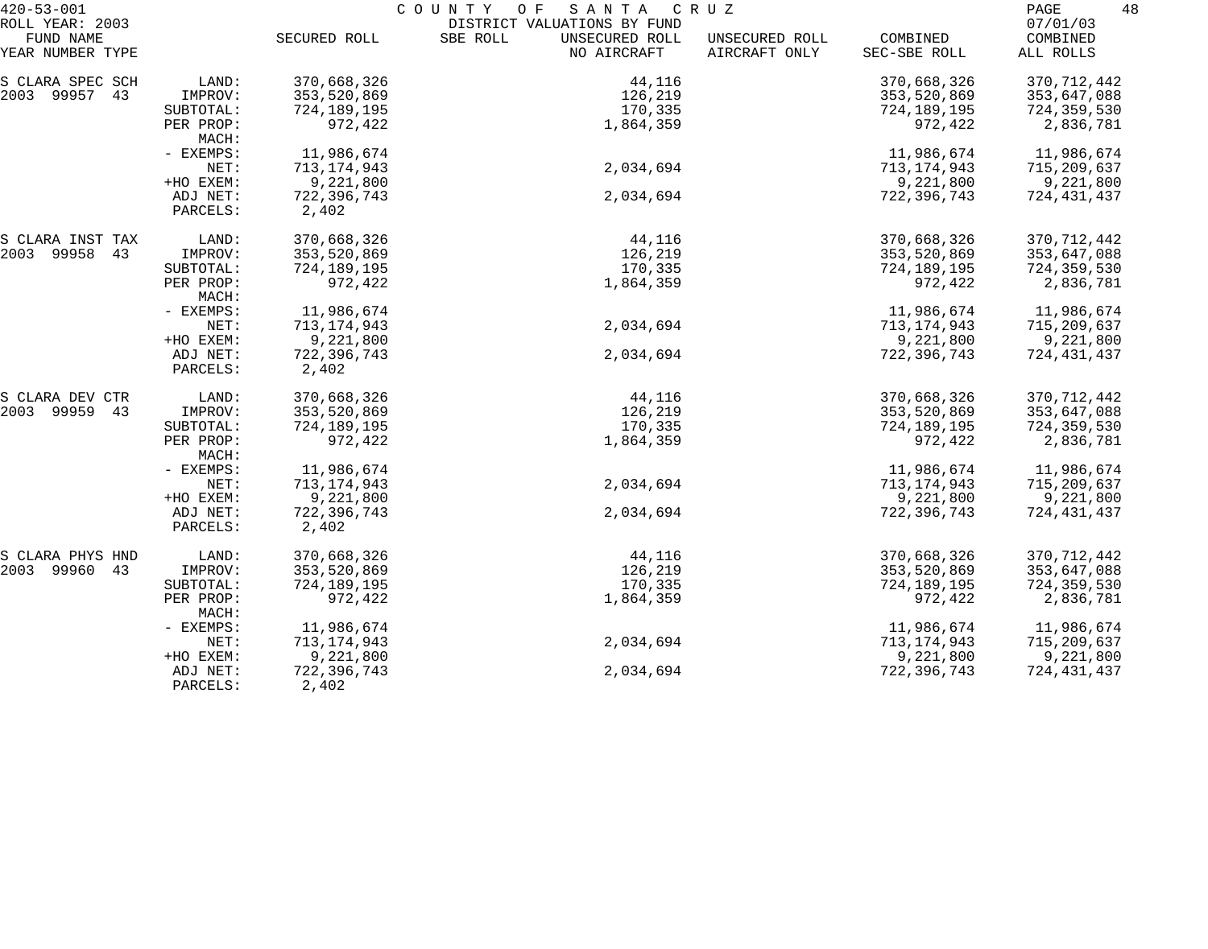420-53-001 COUNTY OF SANTA CRUZ

ROLL YEAR: 2003 DISTRICT VALUATIONS BY FUND 07/01/03

| FUND NAME YEAR NUMBER TYPE | | SECURED ROLL | SBE ROLL | UNSECURED ROLL NO AIRCRAFT | UNSECURED ROLL AIRCRAFT ONLY | COMBINED SEC-SBE ROLL | COMBINED ALL ROLLS |
|---|---|---|---|---|---|---|---|
| S CLARA SPEC SCH | LAND: | 370,668,326 | | 44,116 | | 370,668,326 | 370,712,442 |
| 2003 99957 43 | IMPROV: | 353,520,869 | | 126,219 | | 353,520,869 | 353,647,088 |
| | SUBTOTAL: | 724,189,195 | | 170,335 | | 724,189,195 | 724,359,530 |
| | PER PROP: | 972,422 | | 1,864,359 | | 972,422 | 2,836,781 |
| | MACH: | | | | | | |
| | - EXEMPS: | 11,986,674 | | | | 11,986,674 | 11,986,674 |
| | NET: | 713,174,943 | | 2,034,694 | | 713,174,943 | 715,209,637 |
| | +HO EXEM: | 9,221,800 | | | | 9,221,800 | 9,221,800 |
| | ADJ NET: | 722,396,743 | | 2,034,694 | | 722,396,743 | 724,431,437 |
| | PARCELS: | 2,402 | | | | | |
| S CLARA INST TAX | LAND: | 370,668,326 | | 44,116 | | 370,668,326 | 370,712,442 |
| 2003 99958 43 | IMPROV: | 353,520,869 | | 126,219 | | 353,520,869 | 353,647,088 |
| | SUBTOTAL: | 724,189,195 | | 170,335 | | 724,189,195 | 724,359,530 |
| | PER PROP: | 972,422 | | 1,864,359 | | 972,422 | 2,836,781 |
| | MACH: | | | | | | |
| | - EXEMPS: | 11,986,674 | | | | 11,986,674 | 11,986,674 |
| | NET: | 713,174,943 | | 2,034,694 | | 713,174,943 | 715,209,637 |
| | +HO EXEM: | 9,221,800 | | | | 9,221,800 | 9,221,800 |
| | ADJ NET: | 722,396,743 | | 2,034,694 | | 722,396,743 | 724,431,437 |
| | PARCELS: | 2,402 | | | | | |
| S CLARA DEV CTR | LAND: | 370,668,326 | | 44,116 | | 370,668,326 | 370,712,442 |
| 2003 99959 43 | IMPROV: | 353,520,869 | | 126,219 | | 353,520,869 | 353,647,088 |
| | SUBTOTAL: | 724,189,195 | | 170,335 | | 724,189,195 | 724,359,530 |
| | PER PROP: | 972,422 | | 1,864,359 | | 972,422 | 2,836,781 |
| | MACH: | | | | | | |
| | - EXEMPS: | 11,986,674 | | | | 11,986,674 | 11,986,674 |
| | NET: | 713,174,943 | | 2,034,694 | | 713,174,943 | 715,209,637 |
| | +HO EXEM: | 9,221,800 | | | | 9,221,800 | 9,221,800 |
| | ADJ NET: | 722,396,743 | | 2,034,694 | | 722,396,743 | 724,431,437 |
| | PARCELS: | 2,402 | | | | | |
| S CLARA PHYS HND | LAND: | 370,668,326 | | 44,116 | | 370,668,326 | 370,712,442 |
| 2003 99960 43 | IMPROV: | 353,520,869 | | 126,219 | | 353,520,869 | 353,647,088 |
| | SUBTOTAL: | 724,189,195 | | 170,335 | | 724,189,195 | 724,359,530 |
| | PER PROP: | 972,422 | | 1,864,359 | | 972,422 | 2,836,781 |
| | MACH: | | | | | | |
| | - EXEMPS: | 11,986,674 | | | | 11,986,674 | 11,986,674 |
| | NET: | 713,174,943 | | 2,034,694 | | 713,174,943 | 715,209,637 |
| | +HO EXEM: | 9,221,800 | | | | 9,221,800 | 9,221,800 |
| | ADJ NET: | 722,396,743 | | 2,034,694 | | 722,396,743 | 724,431,437 |
| | PARCELS: | 2,402 | | | | | |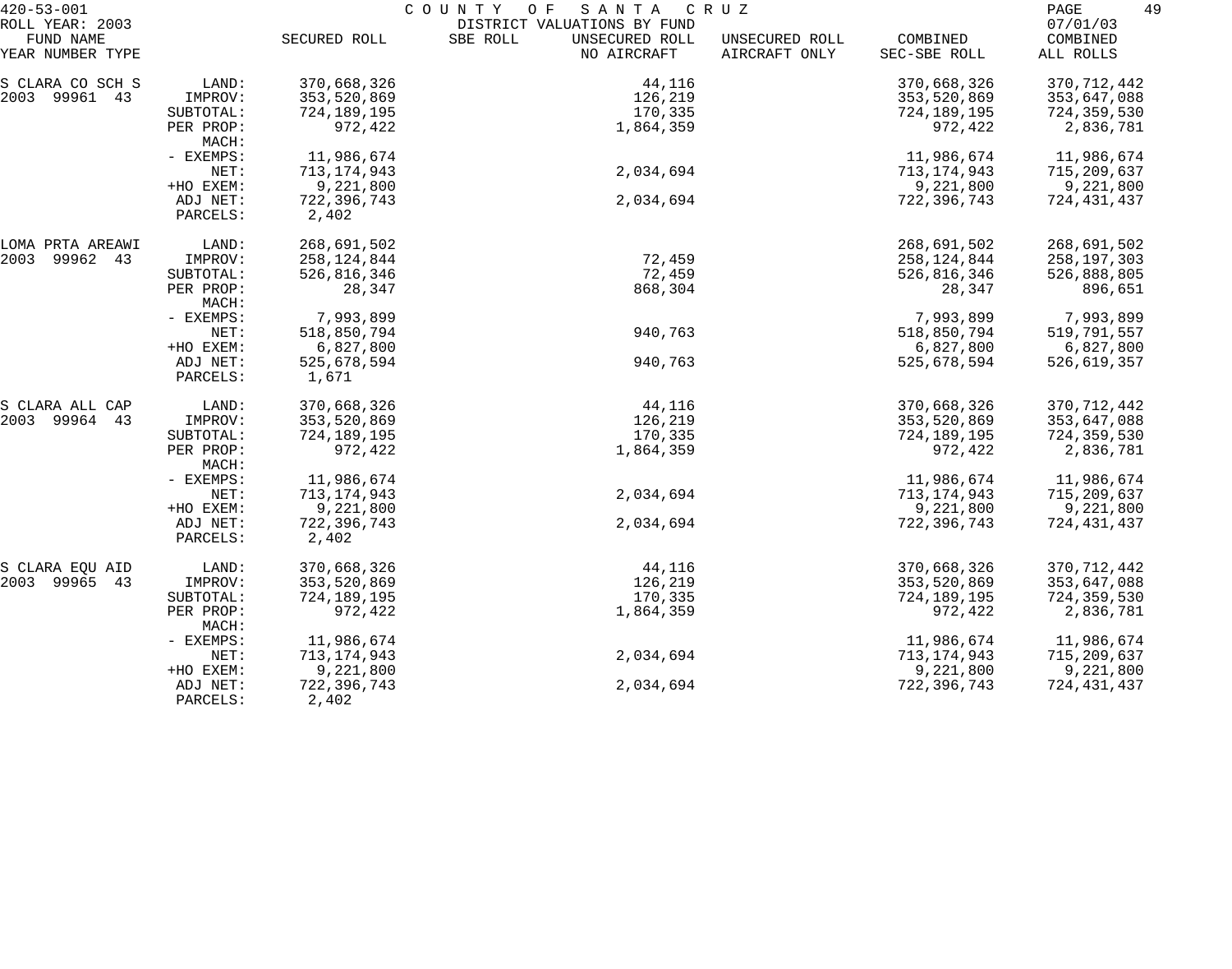420-53-001 COUNTY OF SANTA CRUZ
ROLL YEAR: 2003 DISTRICT VALUATIONS BY FUND 07/01/03

| FUND NAME YEAR NUMBER TYPE | | SECURED ROLL | SBE ROLL | UNSECURED ROLL NO AIRCRAFT | UNSECURED ROLL AIRCRAFT ONLY | COMBINED SEC-SBE ROLL | COMBINED ALL ROLLS |
|---|---|---|---|---|---|---|---|
| S CLARA CO SCH S | LAND: | 370,668,326 | | 44,116 | | 370,668,326 | 370,712,442 |
| 2003 99961 43 | IMPROV: | 353,520,869 | | 126,219 | | 353,520,869 | 353,647,088 |
| | SUBTOTAL: | 724,189,195 | | 170,335 | | 724,189,195 | 724,359,530 |
| | PER PROP: | 972,422 | | 1,864,359 | | 972,422 | 2,836,781 |
| | MACH: | | | | | | |
| | - EXEMPS: | 11,986,674 | | | | 11,986,674 | 11,986,674 |
| | NET: | 713,174,943 | | 2,034,694 | | 713,174,943 | 715,209,637 |
| | +HO EXEM: | 9,221,800 | | | | 9,221,800 | 9,221,800 |
| | ADJ NET: | 722,396,743 | | 2,034,694 | | 722,396,743 | 724,431,437 |
| | PARCELS: | 2,402 | | | | | |
| LOMA PRTA AREAWI | LAND: | 268,691,502 | | | | 268,691,502 | 268,691,502 |
| 2003 99962 43 | IMPROV: | 258,124,844 | | 72,459 | | 258,124,844 | 258,197,303 |
| | SUBTOTAL: | 526,816,346 | | 72,459 | | 526,816,346 | 526,888,805 |
| | PER PROP: | 28,347 | | 868,304 | | 28,347 | 896,651 |
| | MACH: | | | | | | |
| | - EXEMPS: | 7,993,899 | | | | 7,993,899 | 7,993,899 |
| | NET: | 518,850,794 | | 940,763 | | 518,850,794 | 519,791,557 |
| | +HO EXEM: | 6,827,800 | | | | 6,827,800 | 6,827,800 |
| | ADJ NET: | 525,678,594 | | 940,763 | | 525,678,594 | 526,619,357 |
| | PARCELS: | 1,671 | | | | | |
| S CLARA ALL CAP | LAND: | 370,668,326 | | 44,116 | | 370,668,326 | 370,712,442 |
| 2003 99964 43 | IMPROV: | 353,520,869 | | 126,219 | | 353,520,869 | 353,647,088 |
| | SUBTOTAL: | 724,189,195 | | 170,335 | | 724,189,195 | 724,359,530 |
| | PER PROP: | 972,422 | | 1,864,359 | | 972,422 | 2,836,781 |
| | MACH: | | | | | | |
| | - EXEMPS: | 11,986,674 | | | | 11,986,674 | 11,986,674 |
| | NET: | 713,174,943 | | 2,034,694 | | 713,174,943 | 715,209,637 |
| | +HO EXEM: | 9,221,800 | | | | 9,221,800 | 9,221,800 |
| | ADJ NET: | 722,396,743 | | 2,034,694 | | 722,396,743 | 724,431,437 |
| | PARCELS: | 2,402 | | | | | |
| S CLARA EQU AID | LAND: | 370,668,326 | | 44,116 | | 370,668,326 | 370,712,442 |
| 2003 99965 43 | IMPROV: | 353,520,869 | | 126,219 | | 353,520,869 | 353,647,088 |
| | SUBTOTAL: | 724,189,195 | | 170,335 | | 724,189,195 | 724,359,530 |
| | PER PROP: | 972,422 | | 1,864,359 | | 972,422 | 2,836,781 |
| | MACH: | | | | | | |
| | - EXEMPS: | 11,986,674 | | | | 11,986,674 | 11,986,674 |
| | NET: | 713,174,943 | | 2,034,694 | | 713,174,943 | 715,209,637 |
| | +HO EXEM: | 9,221,800 | | | | 9,221,800 | 9,221,800 |
| | ADJ NET: | 722,396,743 | | 2,034,694 | | 722,396,743 | 724,431,437 |
| | PARCELS: | 2,402 | | | | | |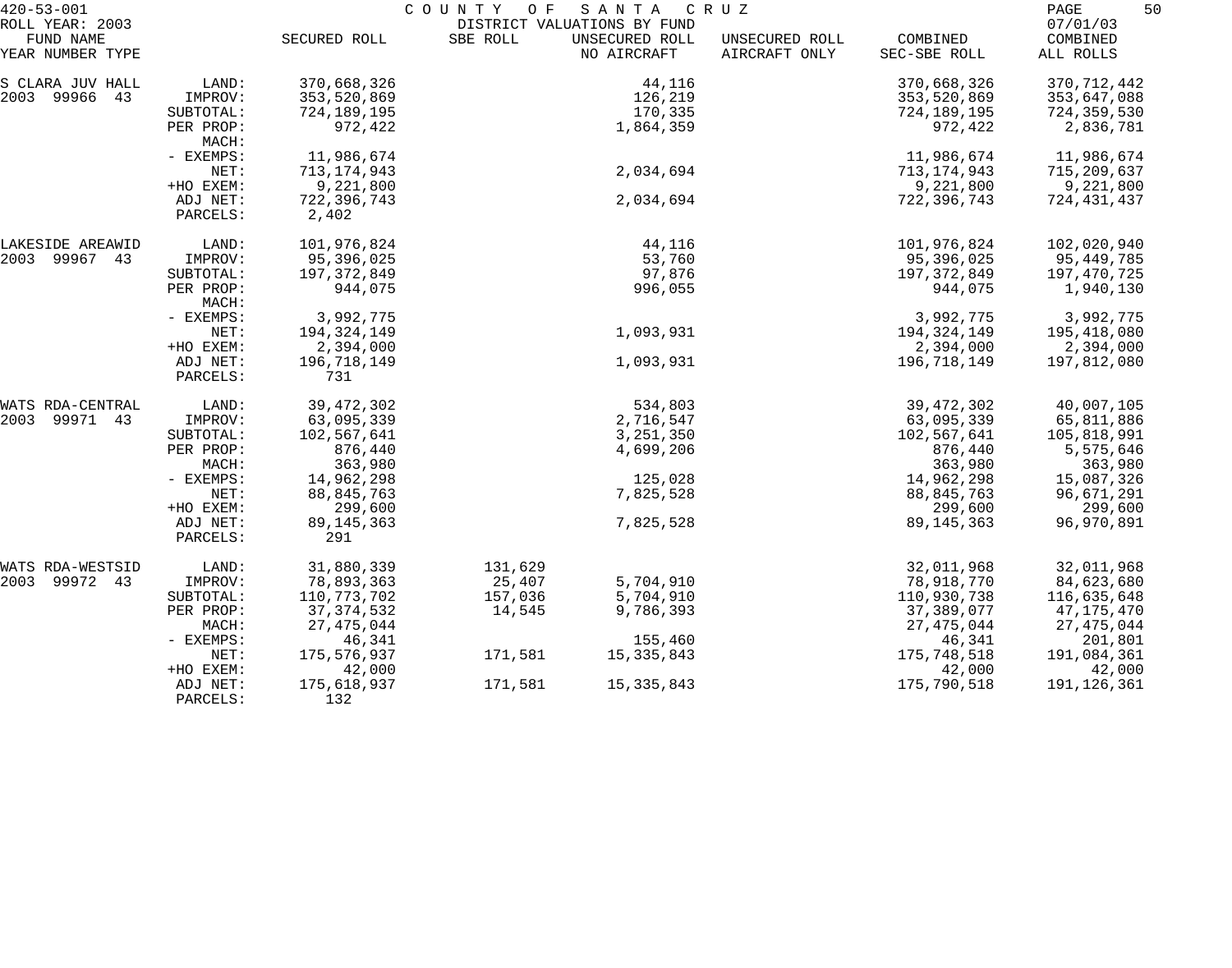420-53-001 COUNTY OF SANTA CRUZ
ROLL YEAR: 2003 DISTRICT VALUATIONS BY FUND 07/01/03

| FUND NAME YEAR NUMBER TYPE | | SECURED ROLL | SBE ROLL | UNSECURED ROLL NO AIRCRAFT | UNSECURED ROLL AIRCRAFT ONLY | COMBINED SEC-SBE ROLL | COMBINED ALL ROLLS |
|---|---|---|---|---|---|---|---|
| S CLARA JUV HALL | LAND: | 370,668,326 | | 44,116 | | 370,668,326 | 370,712,442 |
| 2003 99966 43 | IMPROV: | 353,520,869 | | 126,219 | | 353,520,869 | 353,647,088 |
| | SUBTOTAL: | 724,189,195 | | 170,335 | | 724,189,195 | 724,359,530 |
| | PER PROP: | 972,422 | | 1,864,359 | | 972,422 | 2,836,781 |
| | MACH: | | | | | | |
| | - EXEMPS: | 11,986,674 | | | | 11,986,674 | 11,986,674 |
| | NET: | 713,174,943 | | 2,034,694 | | 713,174,943 | 715,209,637 |
| | +HO EXEM: | 9,221,800 | | | | 9,221,800 | 9,221,800 |
| | ADJ NET: | 722,396,743 | | 2,034,694 | | 722,396,743 | 724,431,437 |
| | PARCELS: | 2,402 | | | | | |
| LAKESIDE AREAWID | LAND: | 101,976,824 | | 44,116 | | 101,976,824 | 102,020,940 |
| 2003 99967 43 | IMPROV: | 95,396,025 | | 53,760 | | 95,396,025 | 95,449,785 |
| | SUBTOTAL: | 197,372,849 | | 97,876 | | 197,372,849 | 197,470,725 |
| | PER PROP: | 944,075 | | 996,055 | | 944,075 | 1,940,130 |
| | MACH: | | | | | | |
| | - EXEMPS: | 3,992,775 | | | | 3,992,775 | 3,992,775 |
| | NET: | 194,324,149 | | 1,093,931 | | 194,324,149 | 195,418,080 |
| | +HO EXEM: | 2,394,000 | | | | 2,394,000 | 2,394,000 |
| | ADJ NET: | 196,718,149 | | 1,093,931 | | 196,718,149 | 197,812,080 |
| | PARCELS: | 731 | | | | | |
| WATS RDA-CENTRAL | LAND: | 39,472,302 | | 534,803 | | 39,472,302 | 40,007,105 |
| 2003 99971 43 | IMPROV: | 63,095,339 | | 2,716,547 | | 63,095,339 | 65,811,886 |
| | SUBTOTAL: | 102,567,641 | | 3,251,350 | | 102,567,641 | 105,818,991 |
| | PER PROP: | 876,440 | | 4,699,206 | | 876,440 | 5,575,646 |
| | MACH: | 363,980 | | | | 363,980 | 363,980 |
| | - EXEMPS: | 14,962,298 | | 125,028 | | 14,962,298 | 15,087,326 |
| | NET: | 88,845,763 | | 7,825,528 | | 88,845,763 | 96,671,291 |
| | +HO EXEM: | 299,600 | | | | 299,600 | 299,600 |
| | ADJ NET: | 89,145,363 | | 7,825,528 | | 89,145,363 | 96,970,891 |
| | PARCELS: | 291 | | | | | |
| WATS RDA-WESTSID | LAND: | 31,880,339 | 131,629 | | | 32,011,968 | 32,011,968 |
| 2003 99972 43 | IMPROV: | 78,893,363 | 25,407 | 5,704,910 | | 78,918,770 | 84,623,680 |
| | SUBTOTAL: | 110,773,702 | 157,036 | 5,704,910 | | 110,930,738 | 116,635,648 |
| | PER PROP: | 37,374,532 | 14,545 | 9,786,393 | | 37,389,077 | 47,175,470 |
| | MACH: | 27,475,044 | | | | 27,475,044 | 27,475,044 |
| | - EXEMPS: | 46,341 | | 155,460 | | 46,341 | 201,801 |
| | NET: | 175,576,937 | 171,581 | 15,335,843 | | 175,748,518 | 191,084,361 |
| | +HO EXEM: | 42,000 | | | | 42,000 | 42,000 |
| | ADJ NET: | 175,618,937 | 171,581 | 15,335,843 | | 175,790,518 | 191,126,361 |
| | PARCELS: | 132 | | | | | |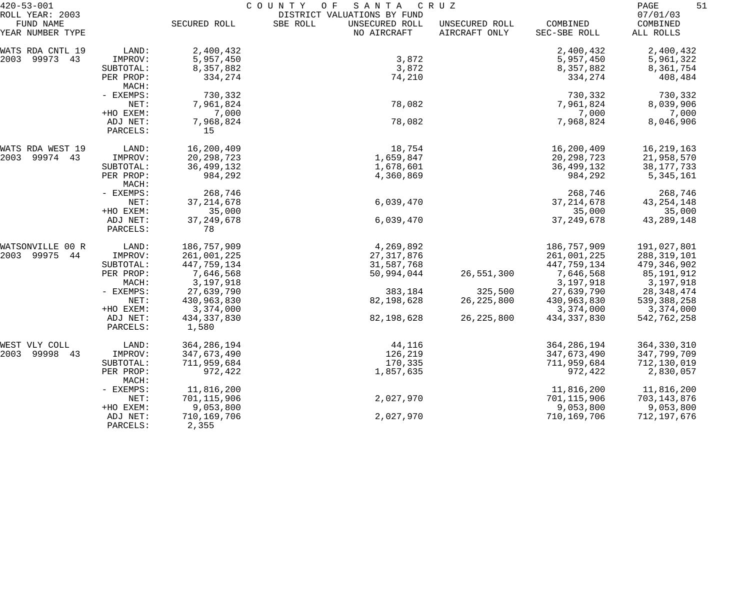420-53-001 COUNTY OF SANTA CRUZ
ROLL YEAR: 2003 DISTRICT VALUATIONS BY FUND 07/01/03

| FUND NAME YEAR NUMBER TYPE | | SECURED ROLL | SBE ROLL | UNSECURED ROLL NO AIRCRAFT | UNSECURED ROLL AIRCRAFT ONLY | COMBINED SEC-SBE ROLL | COMBINED ALL ROLLS |
|---|---|---|---|---|---|---|---|
| WATS RDA CNTL 19 | LAND: | 2,400,432 | | | | 2,400,432 | 2,400,432 |
| 2003 99973 43 | IMPROV: | 5,957,450 | | 3,872 | | 5,957,450 | 5,961,322 |
| | SUBTOTAL: | 8,357,882 | | 3,872 | | 8,357,882 | 8,361,754 |
| | PER PROP: | 334,274 | | 74,210 | | 334,274 | 408,484 |
| | MACH: | | | | | | |
| | - EXEMPS: | 730,332 | | | | 730,332 | 730,332 |
| | NET: | 7,961,824 | | 78,082 | | 7,961,824 | 8,039,906 |
| | +HO EXEM: | 7,000 | | | | 7,000 | 7,000 |
| | ADJ NET: | 7,968,824 | | 78,082 | | 7,968,824 | 8,046,906 |
| | PARCELS: | 15 | | | | | |
| WATS RDA WEST 19 | LAND: | 16,200,409 | | 18,754 | | 16,200,409 | 16,219,163 |
| 2003 99974 43 | IMPROV: | 20,298,723 | | 1,659,847 | | 20,298,723 | 21,958,570 |
| | SUBTOTAL: | 36,499,132 | | 1,678,601 | | 36,499,132 | 38,177,733 |
| | PER PROP: | 984,292 | | 4,360,869 | | 984,292 | 5,345,161 |
| | MACH: | | | | | | |
| | - EXEMPS: | 268,746 | | | | 268,746 | 268,746 |
| | NET: | 37,214,678 | | 6,039,470 | | 37,214,678 | 43,254,148 |
| | +HO EXEM: | 35,000 | | | | 35,000 | 35,000 |
| | ADJ NET: | 37,249,678 | | 6,039,470 | | 37,249,678 | 43,289,148 |
| | PARCELS: | 78 | | | | | |
| WATSONVILLE 00 R | LAND: | 186,757,909 | | 4,269,892 | | 186,757,909 | 191,027,801 |
| 2003 99975 44 | IMPROV: | 261,001,225 | | 27,317,876 | | 261,001,225 | 288,319,101 |
| | SUBTOTAL: | 447,759,134 | | 31,587,768 | | 447,759,134 | 479,346,902 |
| | PER PROP: | 7,646,568 | | 50,994,044 | 26,551,300 | 7,646,568 | 85,191,912 |
| | MACH: | 3,197,918 | | | | 3,197,918 | 3,197,918 |
| | - EXEMPS: | 27,639,790 | | 383,184 | 325,500 | 27,639,790 | 28,348,474 |
| | NET: | 430,963,830 | | 82,198,628 | 26,225,800 | 430,963,830 | 539,388,258 |
| | +HO EXEM: | 3,374,000 | | | | 3,374,000 | 3,374,000 |
| | ADJ NET: | 434,337,830 | | 82,198,628 | 26,225,800 | 434,337,830 | 542,762,258 |
| | PARCELS: | 1,580 | | | | | |
| WEST VLY COLL | LAND: | 364,286,194 | | 44,116 | | 364,286,194 | 364,330,310 |
| 2003 99998 43 | IMPROV: | 347,673,490 | | 126,219 | | 347,673,490 | 347,799,709 |
| | SUBTOTAL: | 711,959,684 | | 170,335 | | 711,959,684 | 712,130,019 |
| | PER PROP: | 972,422 | | 1,857,635 | | 972,422 | 2,830,057 |
| | MACH: | | | | | | |
| | - EXEMPS: | 11,816,200 | | | | 11,816,200 | 11,816,200 |
| | NET: | 701,115,906 | | 2,027,970 | | 701,115,906 | 703,143,876 |
| | +HO EXEM: | 9,053,800 | | | | 9,053,800 | 9,053,800 |
| | ADJ NET: | 710,169,706 | | 2,027,970 | | 710,169,706 | 712,197,676 |
| | PARCELS: | 2,355 | | | | | |